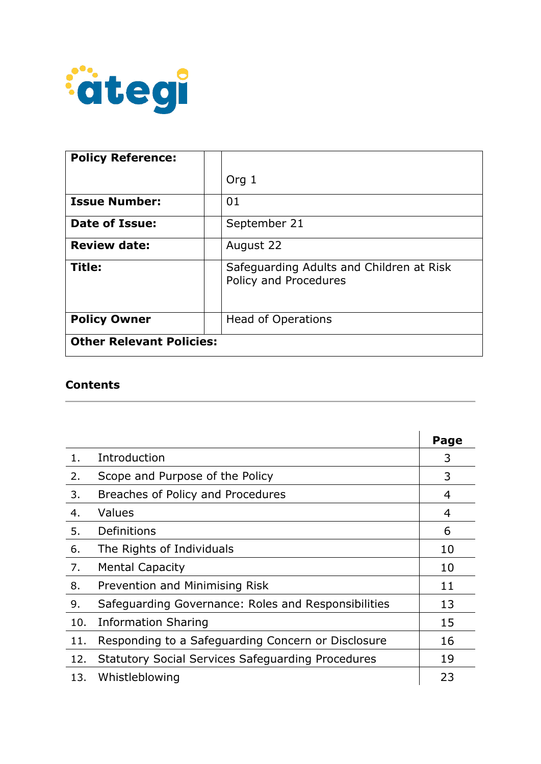ategi

| Policy Reference: | | Org 1 |
|---|---|---|
| **Issue Number:** | | 01 |
| **Date of Issue:** | | September 21 |
| **Review date:** | | August 22 |
| **Title:** | | Safeguarding Adults and Children at Risk Policy and Procedures |
| **Policy Owner** | | Head of Operations |
| **Other Relevant Policies:** | | |

## Contents

| | | Page |
|---|---|---|
| 1. | Introduction | 3 |
| 2. | Scope and Purpose of the Policy | 3 |
| 3. | Breaches of Policy and Procedures | 4 |
| 4. | Values | 4 |
| 5. | Definitions | 6 |
| 6. | The Rights of Individuals | 10 |
| 7. | Mental Capacity | 10 |
| 8. | Prevention and Minimising Risk | 11 |
| 9. | Safeguarding Governance: Roles and Responsibilities | 13 |
| 10. | Information Sharing | 15 |
| 11. | Responding to a Safeguarding Concern or Disclosure | 16 |
| 12. | Statutory Social Services Safeguarding Procedures | 19 |
| 13. | Whistleblowing | 23 |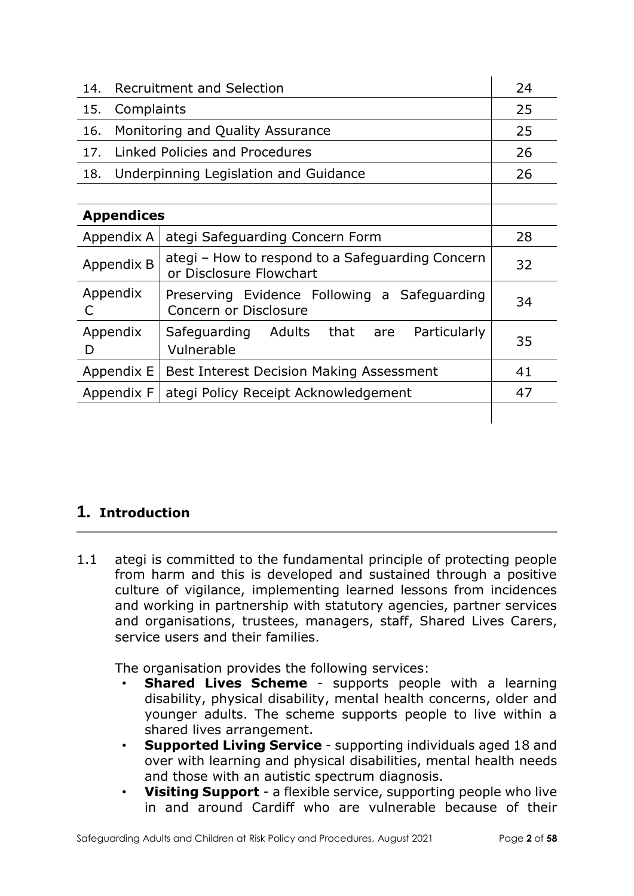| | | |
|---|---|---|
| 14. | Recruitment and Selection | 24 |
| 15. | Complaints | 25 |
| 16. | Monitoring and Quality Assurance | 25 |
| 17. | Linked Policies and Procedures | 26 |
| 18. | Underpinning Legislation and Guidance | 26 |
| | | |
| **Appendices** | | |
| Appendix A | ategi Safeguarding Concern Form | 28 |
| Appendix B | ategi – How to respond to a Safeguarding Concern or Disclosure Flowchart | 32 |
| Appendix C | Preserving Evidence Following a Safeguarding Concern or Disclosure | 34 |
| Appendix D | Safeguarding Adults that are Particularly Vulnerable | 35 |
| Appendix E | Best Interest Decision Making Assessment | 41 |
| Appendix F | ategi Policy Receipt Acknowledgement | 47 |

# 1. Introduction

1.1 ategi is committed to the fundamental principle of protecting people from harm and this is developed and sustained through a positive culture of vigilance, implementing learned lessons from incidences and working in partnership with statutory agencies, partner services and organisations, trustees, managers, staff, Shared Lives Carers, service users and their families.

The organisation provides the following services:

- **Shared Lives Scheme** - supports people with a learning disability, physical disability, mental health concerns, older and younger adults. The scheme supports people to live within a shared lives arrangement.
- **Supported Living Service** - supporting individuals aged 18 and over with learning and physical disabilities, mental health needs and those with an autistic spectrum diagnosis.
- **Visiting Support** - a flexible service, supporting people who live in and around Cardiff who are vulnerable because of their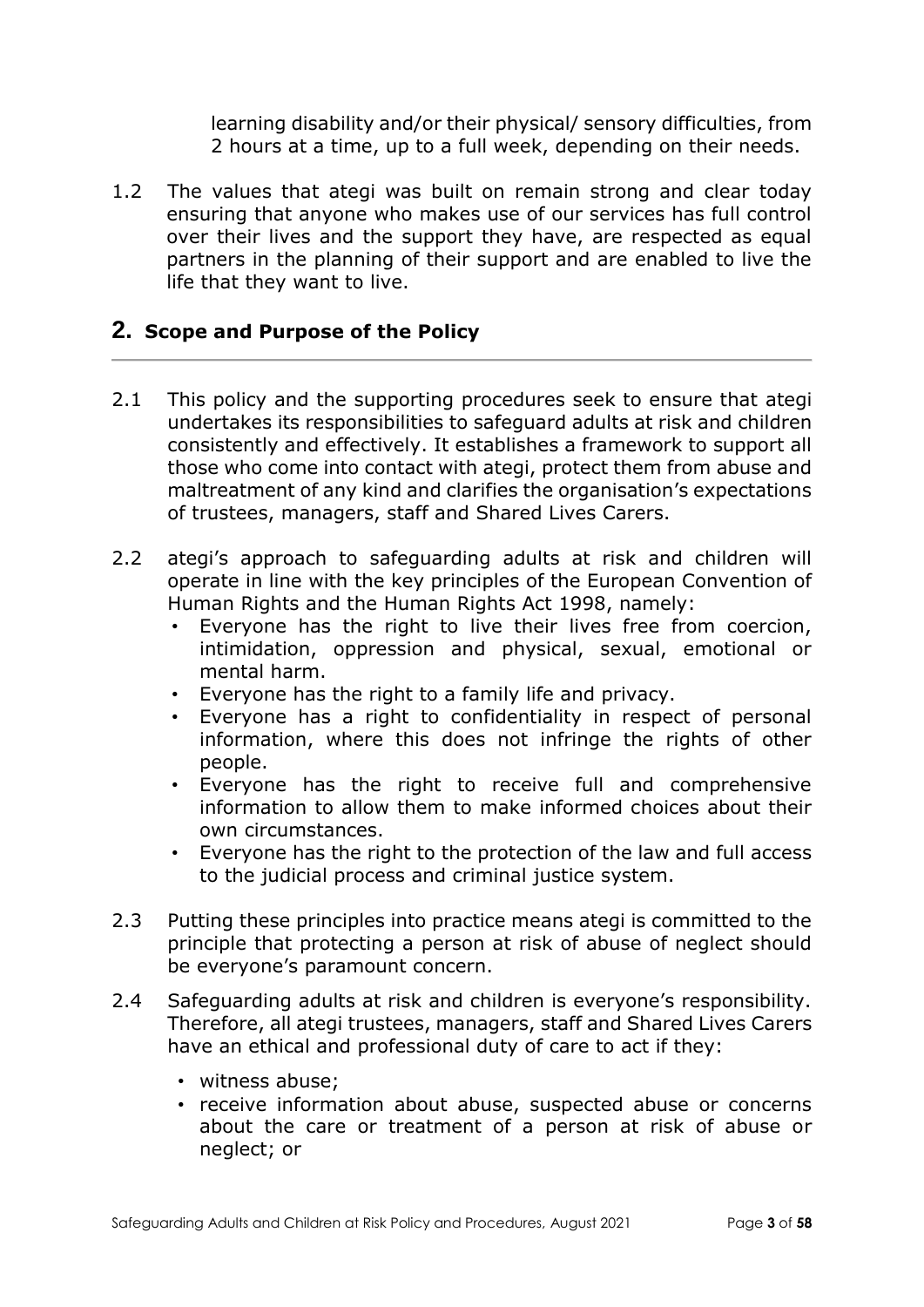learning disability and/or their physical/ sensory difficulties, from 2 hours at a time, up to a full week, depending on their needs.

1.2 The values that ategi was built on remain strong and clear today ensuring that anyone who makes use of our services has full control over their lives and the support they have, are respected as equal partners in the planning of their support and are enabled to live the life that they want to live.

## 2. Scope and Purpose of the Policy

2.1 This policy and the supporting procedures seek to ensure that ategi undertakes its responsibilities to safeguard adults at risk and children consistently and effectively. It establishes a framework to support all those who come into contact with ategi, protect them from abuse and maltreatment of any kind and clarifies the organisation's expectations of trustees, managers, staff and Shared Lives Carers.

2.2 ategi's approach to safeguarding adults at risk and children will operate in line with the key principles of the European Convention of Human Rights and the Human Rights Act 1998, namely:

- Everyone has the right to live their lives free from coercion, intimidation, oppression and physical, sexual, emotional or mental harm.
- Everyone has the right to a family life and privacy.
- Everyone has a right to confidentiality in respect of personal information, where this does not infringe the rights of other people.
- Everyone has the right to receive full and comprehensive information to allow them to make informed choices about their own circumstances.
- Everyone has the right to the protection of the law and full access to the judicial process and criminal justice system.

2.3 Putting these principles into practice means ategi is committed to the principle that protecting a person at risk of abuse of neglect should be everyone's paramount concern.

2.4 Safeguarding adults at risk and children is everyone's responsibility. Therefore, all ategi trustees, managers, staff and Shared Lives Carers have an ethical and professional duty of care to act if they:

- witness abuse;
- receive information about abuse, suspected abuse or concerns about the care or treatment of a person at risk of abuse or neglect; or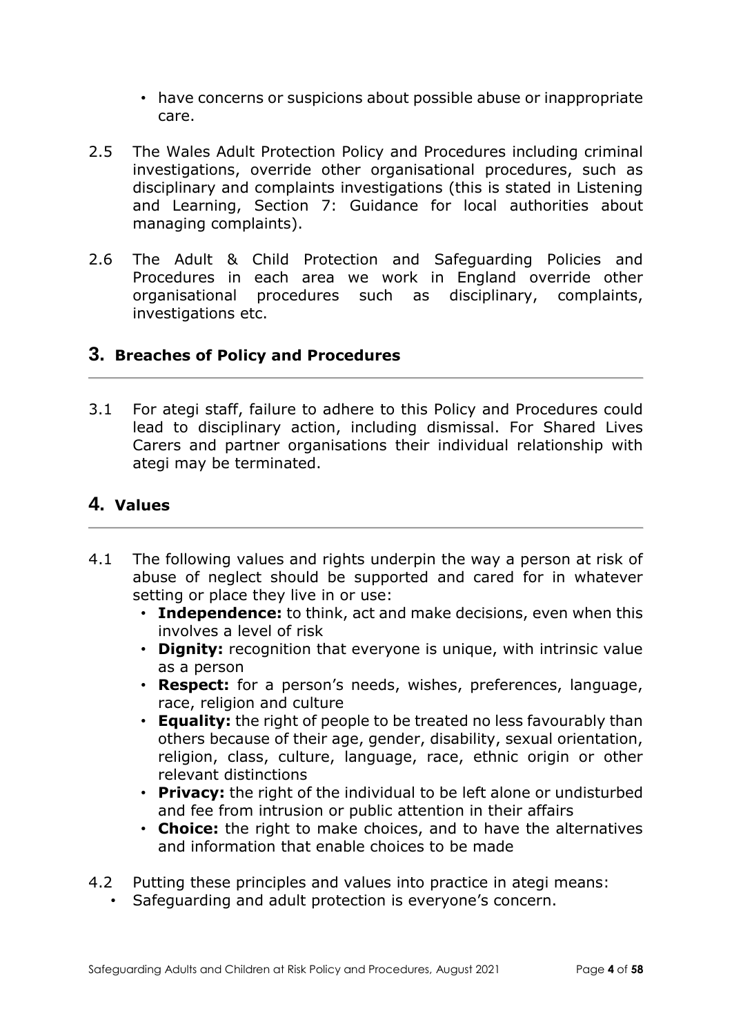- have concerns or suspicions about possible abuse or inappropriate care.

2.5 The Wales Adult Protection Policy and Procedures including criminal investigations, override other organisational procedures, such as disciplinary and complaints investigations (this is stated in Listening and Learning, Section 7: Guidance for local authorities about managing complaints).

2.6 The Adult & Child Protection and Safeguarding Policies and Procedures in each area we work in England override other organisational procedures such as disciplinary, complaints, investigations etc.

## 3. Breaches of Policy and Procedures

3.1 For ategi staff, failure to adhere to this Policy and Procedures could lead to disciplinary action, including dismissal. For Shared Lives Carers and partner organisations their individual relationship with ategi may be terminated.

## 4. Values

4.1 The following values and rights underpin the way a person at risk of abuse of neglect should be supported and cared for in whatever setting or place they live in or use:

- **Independence:** to think, act and make decisions, even when this involves a level of risk
- **Dignity:** recognition that everyone is unique, with intrinsic value as a person
- **Respect:** for a person's needs, wishes, preferences, language, race, religion and culture
- **Equality:** the right of people to be treated no less favourably than others because of their age, gender, disability, sexual orientation, religion, class, culture, language, race, ethnic origin or other relevant distinctions
- **Privacy:** the right of the individual to be left alone or undisturbed and fee from intrusion or public attention in their affairs
- **Choice:** the right to make choices, and to have the alternatives and information that enable choices to be made

4.2 Putting these principles and values into practice in ategi means:

- Safeguarding and adult protection is everyone's concern.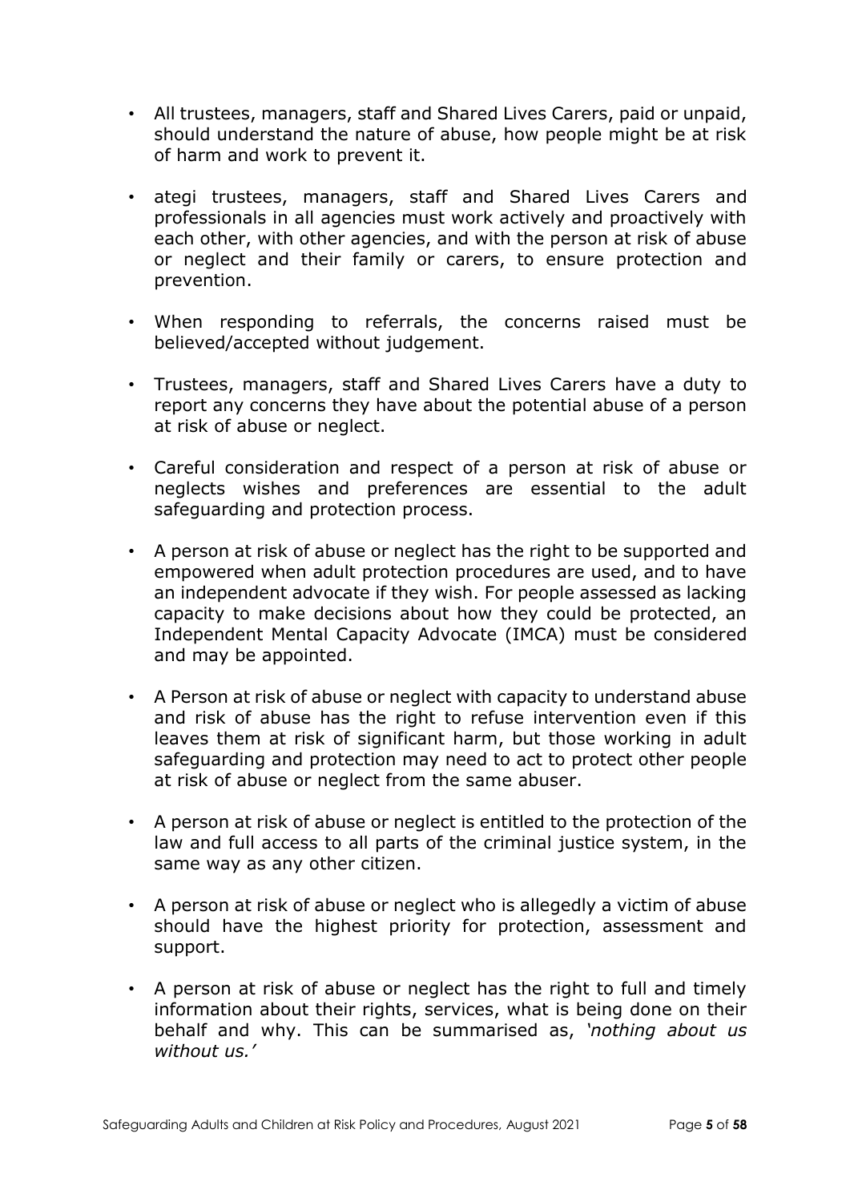- All trustees, managers, staff and Shared Lives Carers, paid or unpaid, should understand the nature of abuse, how people might be at risk of harm and work to prevent it.

- ategi trustees, managers, staff and Shared Lives Carers and professionals in all agencies must work actively and proactively with each other, with other agencies, and with the person at risk of abuse or neglect and their family or carers, to ensure protection and prevention.

- When responding to referrals, the concerns raised must be believed/accepted without judgement.

- Trustees, managers, staff and Shared Lives Carers have a duty to report any concerns they have about the potential abuse of a person at risk of abuse or neglect.

- Careful consideration and respect of a person at risk of abuse or neglects wishes and preferences are essential to the adult safeguarding and protection process.

- A person at risk of abuse or neglect has the right to be supported and empowered when adult protection procedures are used, and to have an independent advocate if they wish. For people assessed as lacking capacity to make decisions about how they could be protected, an Independent Mental Capacity Advocate (IMCA) must be considered and may be appointed.

- A Person at risk of abuse or neglect with capacity to understand abuse and risk of abuse has the right to refuse intervention even if this leaves them at risk of significant harm, but those working in adult safeguarding and protection may need to act to protect other people at risk of abuse or neglect from the same abuser.

- A person at risk of abuse or neglect is entitled to the protection of the law and full access to all parts of the criminal justice system, in the same way as any other citizen.

- A person at risk of abuse or neglect who is allegedly a victim of abuse should have the highest priority for protection, assessment and support.

- A person at risk of abuse or neglect has the right to full and timely information about their rights, services, what is being done on their behalf and why. This can be summarised as, *'nothing about us without us.'*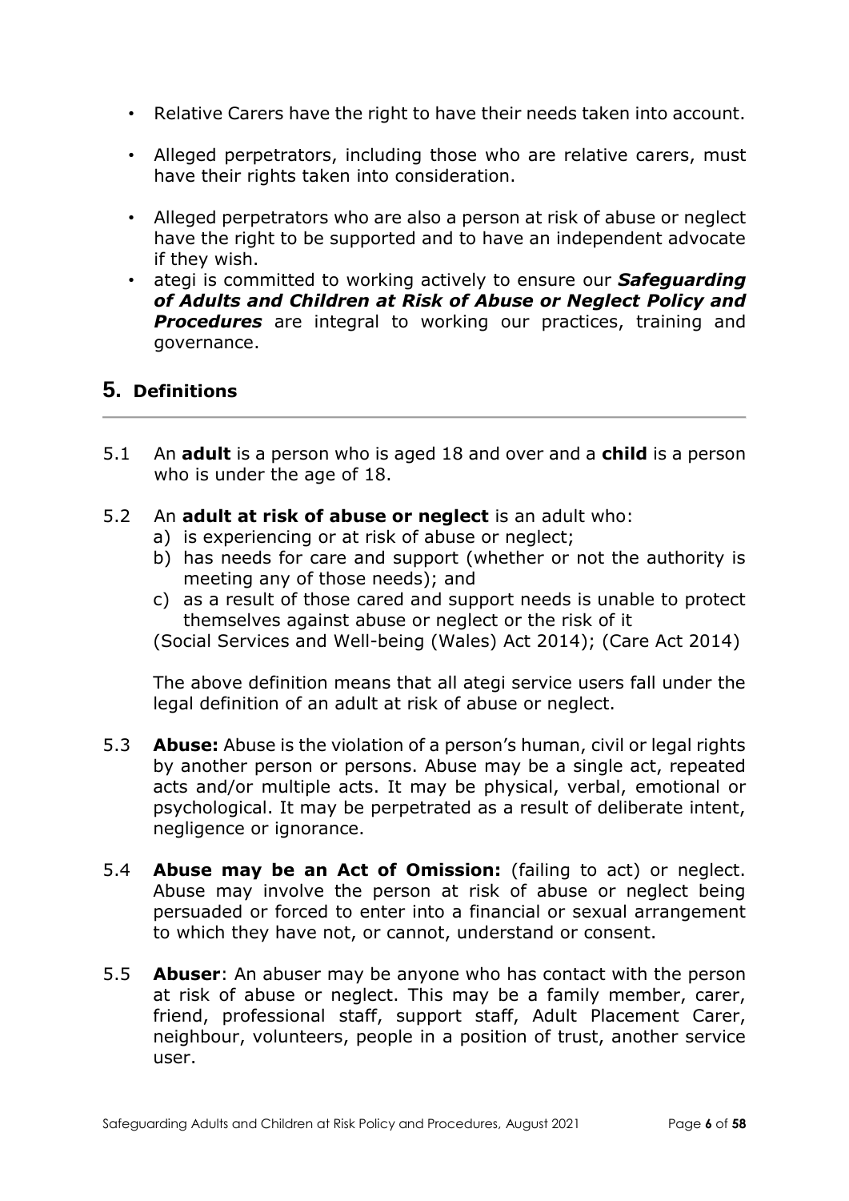- Relative Carers have the right to have their needs taken into account.
- Alleged perpetrators, including those who are relative carers, must have their rights taken into consideration.
- Alleged perpetrators who are also a person at risk of abuse or neglect have the right to be supported and to have an independent advocate if they wish.
- ategi is committed to working actively to ensure our ***Safeguarding of Adults and Children at Risk of Abuse or Neglect Policy and Procedures*** are integral to working our practices, training and governance.

## 5. Definitions

5.1 An **adult** is a person who is aged 18 and over and a **child** is a person who is under the age of 18.

5.2 An **adult at risk of abuse or neglect** is an adult who:

a) is experiencing or at risk of abuse or neglect;

b) has needs for care and support (whether or not the authority is meeting any of those needs); and

c) as a result of those cared and support needs is unable to protect themselves against abuse or neglect or the risk of it

(Social Services and Well-being (Wales) Act 2014); (Care Act 2014)

The above definition means that all ategi service users fall under the legal definition of an adult at risk of abuse or neglect.

5.3 **Abuse:** Abuse is the violation of a person's human, civil or legal rights by another person or persons. Abuse may be a single act, repeated acts and/or multiple acts. It may be physical, verbal, emotional or psychological. It may be perpetrated as a result of deliberate intent, negligence or ignorance.

5.4 **Abuse may be an Act of Omission:** (failing to act) or neglect. Abuse may involve the person at risk of abuse or neglect being persuaded or forced to enter into a financial or sexual arrangement to which they have not, or cannot, understand or consent.

5.5 **Abuser**: An abuser may be anyone who has contact with the person at risk of abuse or neglect. This may be a family member, carer, friend, professional staff, support staff, Adult Placement Carer, neighbour, volunteers, people in a position of trust, another service user.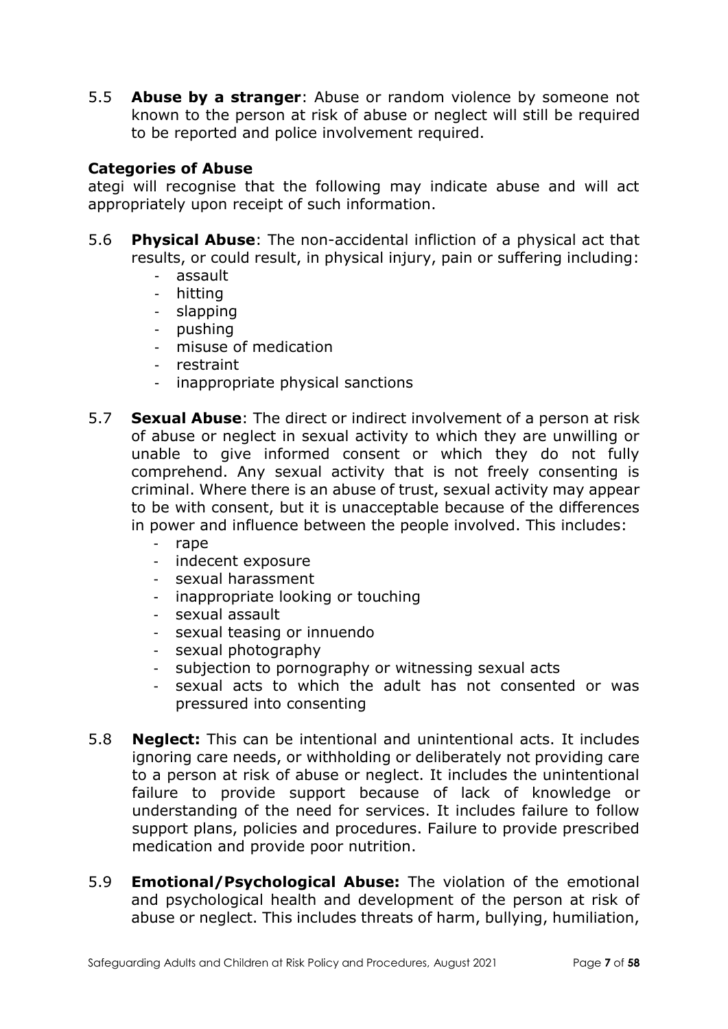5.5 **Abuse by a stranger**: Abuse or random violence by someone not known to the person at risk of abuse or neglect will still be required to be reported and police involvement required.

**Categories of Abuse**

ategi will recognise that the following may indicate abuse and will act appropriately upon receipt of such information.

5.6 **Physical Abuse**: The non-accidental infliction of a physical act that results, or could result, in physical injury, pain or suffering including:
- assault
- hitting
- slapping
- pushing
- misuse of medication
- restraint
- inappropriate physical sanctions

5.7 **Sexual Abuse**: The direct or indirect involvement of a person at risk of abuse or neglect in sexual activity to which they are unwilling or unable to give informed consent or which they do not fully comprehend. Any sexual activity that is not freely consenting is criminal. Where there is an abuse of trust, sexual activity may appear to be with consent, but it is unacceptable because of the differences in power and influence between the people involved. This includes:
- rape
- indecent exposure
- sexual harassment
- inappropriate looking or touching
- sexual assault
- sexual teasing or innuendo
- sexual photography
- subjection to pornography or witnessing sexual acts
- sexual acts to which the adult has not consented or was pressured into consenting

5.8 **Neglect:** This can be intentional and unintentional acts. It includes ignoring care needs, or withholding or deliberately not providing care to a person at risk of abuse or neglect. It includes the unintentional failure to provide support because of lack of knowledge or understanding of the need for services. It includes failure to follow support plans, policies and procedures. Failure to provide prescribed medication and provide poor nutrition.

5.9 **Emotional/Psychological Abuse:** The violation of the emotional and psychological health and development of the person at risk of abuse or neglect. This includes threats of harm, bullying, humiliation,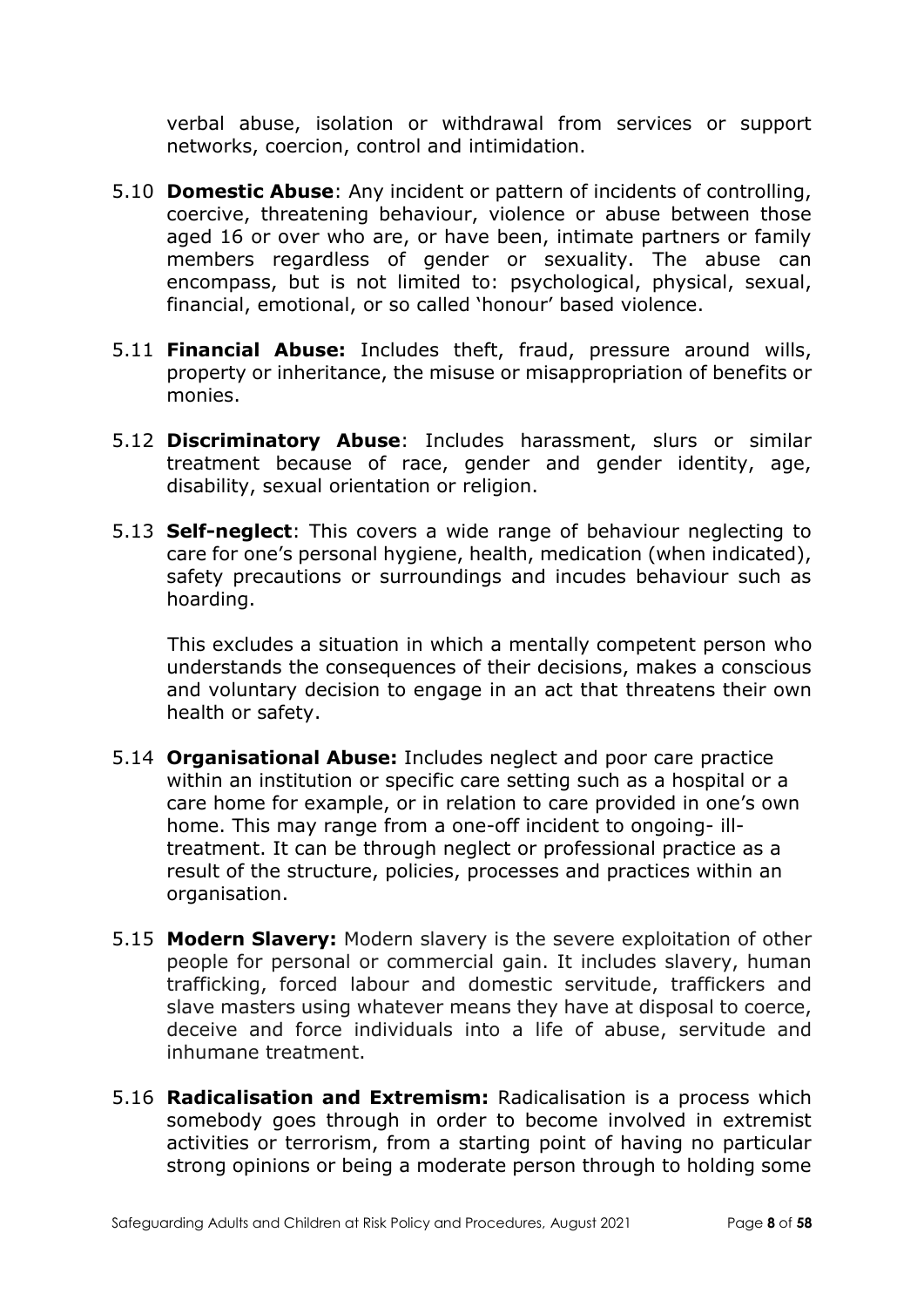verbal abuse, isolation or withdrawal from services or support networks, coercion, control and intimidation.

5.10 **Domestic Abuse**: Any incident or pattern of incidents of controlling, coercive, threatening behaviour, violence or abuse between those aged 16 or over who are, or have been, intimate partners or family members regardless of gender or sexuality. The abuse can encompass, but is not limited to: psychological, physical, sexual, financial, emotional, or so called 'honour' based violence.

5.11 **Financial Abuse:** Includes theft, fraud, pressure around wills, property or inheritance, the misuse or misappropriation of benefits or monies.

5.12 **Discriminatory Abuse**: Includes harassment, slurs or similar treatment because of race, gender and gender identity, age, disability, sexual orientation or religion.

5.13 **Self-neglect**: This covers a wide range of behaviour neglecting to care for one's personal hygiene, health, medication (when indicated), safety precautions or surroundings and incudes behaviour such as hoarding.

This excludes a situation in which a mentally competent person who understands the consequences of their decisions, makes a conscious and voluntary decision to engage in an act that threatens their own health or safety.

5.14 **Organisational Abuse:** Includes neglect and poor care practice within an institution or specific care setting such as a hospital or a care home for example, or in relation to care provided in one's own home. This may range from a one-off incident to ongoing- ill-treatment. It can be through neglect or professional practice as a result of the structure, policies, processes and practices within an organisation.

5.15 **Modern Slavery:** Modern slavery is the severe exploitation of other people for personal or commercial gain. It includes slavery, human trafficking, forced labour and domestic servitude, traffickers and slave masters using whatever means they have at disposal to coerce, deceive and force individuals into a life of abuse, servitude and inhumane treatment.

5.16 **Radicalisation and Extremism:** Radicalisation is a process which somebody goes through in order to become involved in extremist activities or terrorism, from a starting point of having no particular strong opinions or being a moderate person through to holding some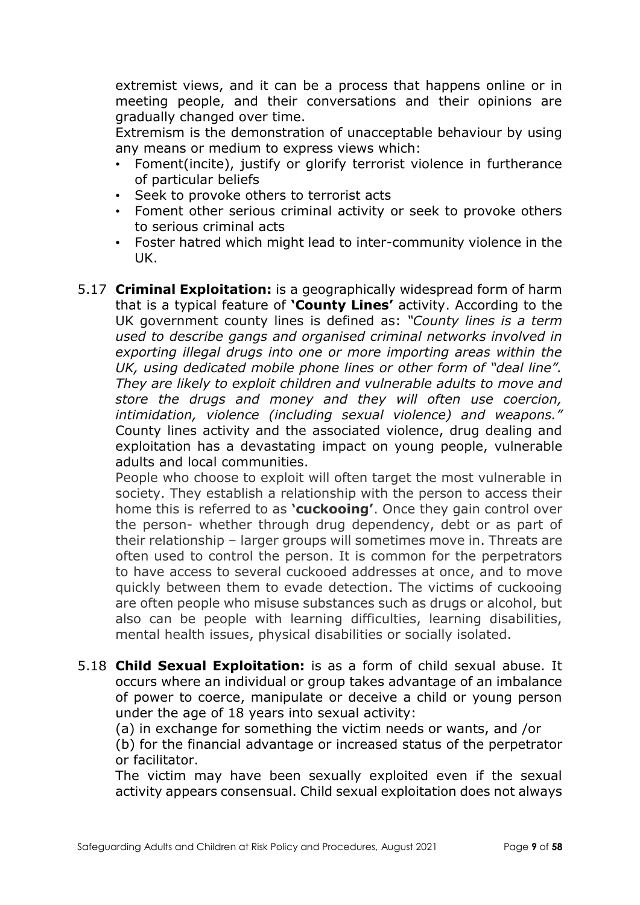extremist views, and it can be a process that happens online or in meeting people, and their conversations and their opinions are gradually changed over time.

Extremism is the demonstration of unacceptable behaviour by using any means or medium to express views which:

- Foment(incite), justify or glorify terrorist violence in furtherance of particular beliefs
- Seek to provoke others to terrorist acts
- Foment other serious criminal activity or seek to provoke others to serious criminal acts
- Foster hatred which might lead to inter-community violence in the UK.

5.17 **Criminal Exploitation:** is a geographically widespread form of harm that is a typical feature of **'County Lines'** activity. According to the UK government county lines is defined as: *"County lines is a term used to describe gangs and organised criminal networks involved in exporting illegal drugs into one or more importing areas within the UK, using dedicated mobile phone lines or other form of "deal line". They are likely to exploit children and vulnerable adults to move and store the drugs and money and they will often use coercion, intimidation, violence (including sexual violence) and weapons."* County lines activity and the associated violence, drug dealing and exploitation has a devastating impact on young people, vulnerable adults and local communities.

People who choose to exploit will often target the most vulnerable in society. They establish a relationship with the person to access their home this is referred to as **'cuckooing'**. Once they gain control over the person- whether through drug dependency, debt or as part of their relationship – larger groups will sometimes move in. Threats are often used to control the person. It is common for the perpetrators to have access to several cuckooed addresses at once, and to move quickly between them to evade detection. The victims of cuckooing are often people who misuse substances such as drugs or alcohol, but also can be people with learning difficulties, learning disabilities, mental health issues, physical disabilities or socially isolated.

5.18 **Child Sexual Exploitation:** is as a form of child sexual abuse. It occurs where an individual or group takes advantage of an imbalance of power to coerce, manipulate or deceive a child or young person under the age of 18 years into sexual activity:

(a) in exchange for something the victim needs or wants, and /or

(b) for the financial advantage or increased status of the perpetrator or facilitator.

The victim may have been sexually exploited even if the sexual activity appears consensual. Child sexual exploitation does not always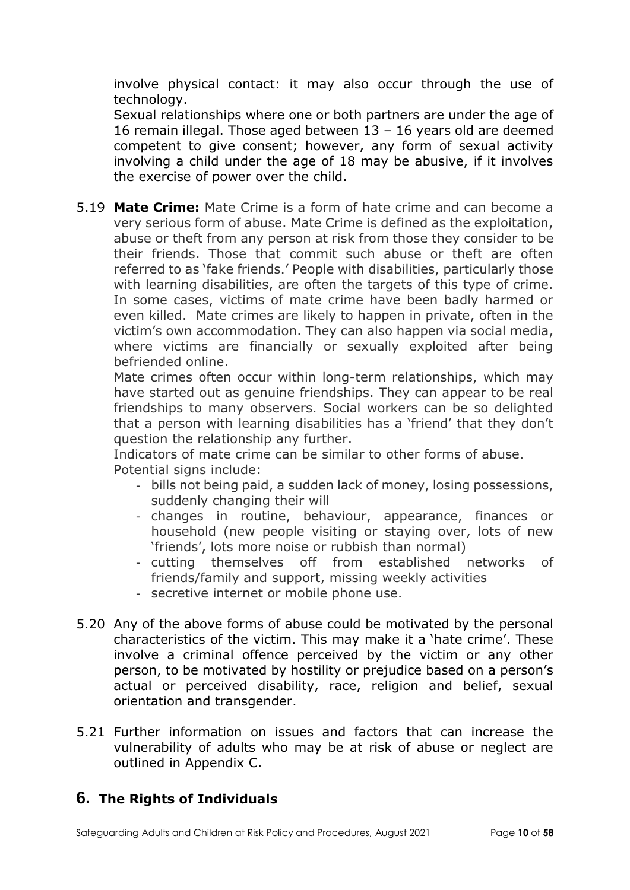involve physical contact: it may also occur through the use of technology.

Sexual relationships where one or both partners are under the age of 16 remain illegal. Those aged between 13 – 16 years old are deemed competent to give consent; however, any form of sexual activity involving a child under the age of 18 may be abusive, if it involves the exercise of power over the child.

5.19 **Mate Crime:** Mate Crime is a form of hate crime and can become a very serious form of abuse. Mate Crime is defined as the exploitation, abuse or theft from any person at risk from those they consider to be their friends. Those that commit such abuse or theft are often referred to as 'fake friends.' People with disabilities, particularly those with learning disabilities, are often the targets of this type of crime. In some cases, victims of mate crime have been badly harmed or even killed. Mate crimes are likely to happen in private, often in the victim's own accommodation. They can also happen via social media, where victims are financially or sexually exploited after being befriended online.

Mate crimes often occur within long-term relationships, which may have started out as genuine friendships. They can appear to be real friendships to many observers. Social workers can be so delighted that a person with learning disabilities has a 'friend' that they don't question the relationship any further.

Indicators of mate crime can be similar to other forms of abuse. Potential signs include:

- bills not being paid, a sudden lack of money, losing possessions, suddenly changing their will
- changes in routine, behaviour, appearance, finances or household (new people visiting or staying over, lots of new 'friends', lots more noise or rubbish than normal)
- cutting themselves off from established networks of friends/family and support, missing weekly activities
- secretive internet or mobile phone use.

5.20 Any of the above forms of abuse could be motivated by the personal characteristics of the victim. This may make it a 'hate crime'. These involve a criminal offence perceived by the victim or any other person, to be motivated by hostility or prejudice based on a person's actual or perceived disability, race, religion and belief, sexual orientation and transgender.

5.21 Further information on issues and factors that can increase the vulnerability of adults who may be at risk of abuse or neglect are outlined in Appendix C.

## 6. The Rights of Individuals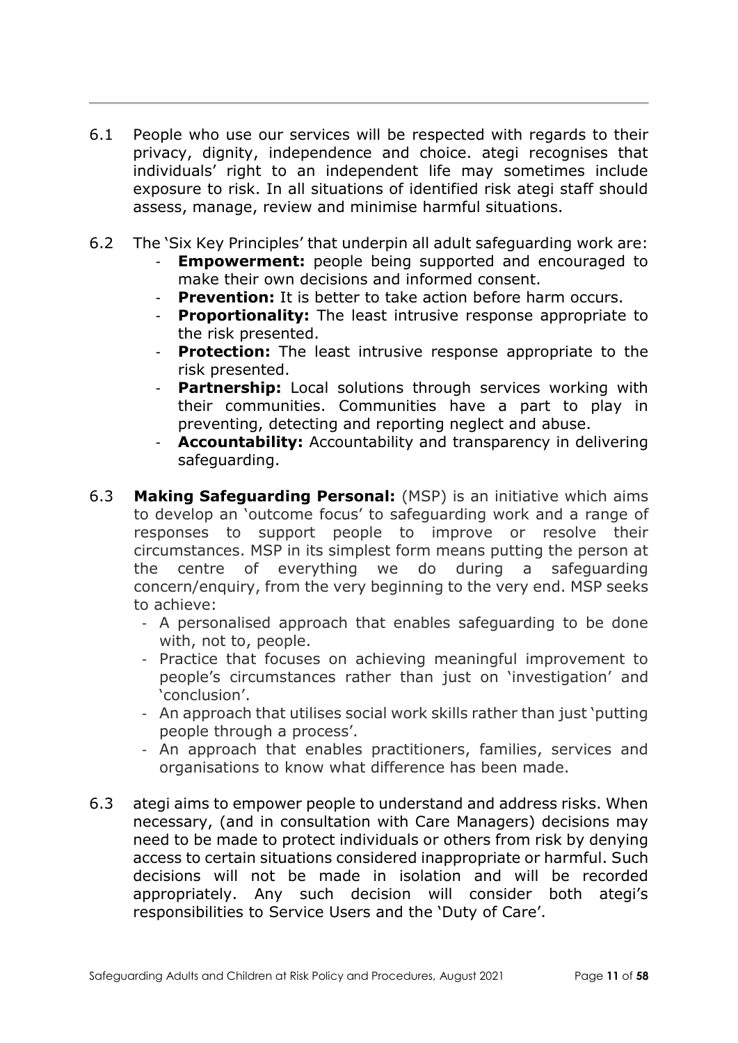6.1 People who use our services will be respected with regards to their privacy, dignity, independence and choice. ategi recognises that individuals' right to an independent life may sometimes include exposure to risk. In all situations of identified risk ategi staff should assess, manage, review and minimise harmful situations.

6.2 The 'Six Key Principles' that underpin all adult safeguarding work are:

- **Empowerment:** people being supported and encouraged to make their own decisions and informed consent.
- **Prevention:** It is better to take action before harm occurs.
- **Proportionality:** The least intrusive response appropriate to the risk presented.
- **Protection:** The least intrusive response appropriate to the risk presented.
- **Partnership:** Local solutions through services working with their communities. Communities have a part to play in preventing, detecting and reporting neglect and abuse.
- **Accountability:** Accountability and transparency in delivering safeguarding.

6.3 **Making Safeguarding Personal:** (MSP) is an initiative which aims to develop an 'outcome focus' to safeguarding work and a range of responses to support people to improve or resolve their circumstances. MSP in its simplest form means putting the person at the centre of everything we do during a safeguarding concern/enquiry, from the very beginning to the very end. MSP seeks to achieve:

- A personalised approach that enables safeguarding to be done with, not to, people.
- Practice that focuses on achieving meaningful improvement to people's circumstances rather than just on 'investigation' and 'conclusion'.
- An approach that utilises social work skills rather than just 'putting people through a process'.
- An approach that enables practitioners, families, services and organisations to know what difference has been made.

6.3 ategi aims to empower people to understand and address risks. When necessary, (and in consultation with Care Managers) decisions may need to be made to protect individuals or others from risk by denying access to certain situations considered inappropriate or harmful. Such decisions will not be made in isolation and will be recorded appropriately. Any such decision will consider both ategi's responsibilities to Service Users and the 'Duty of Care'.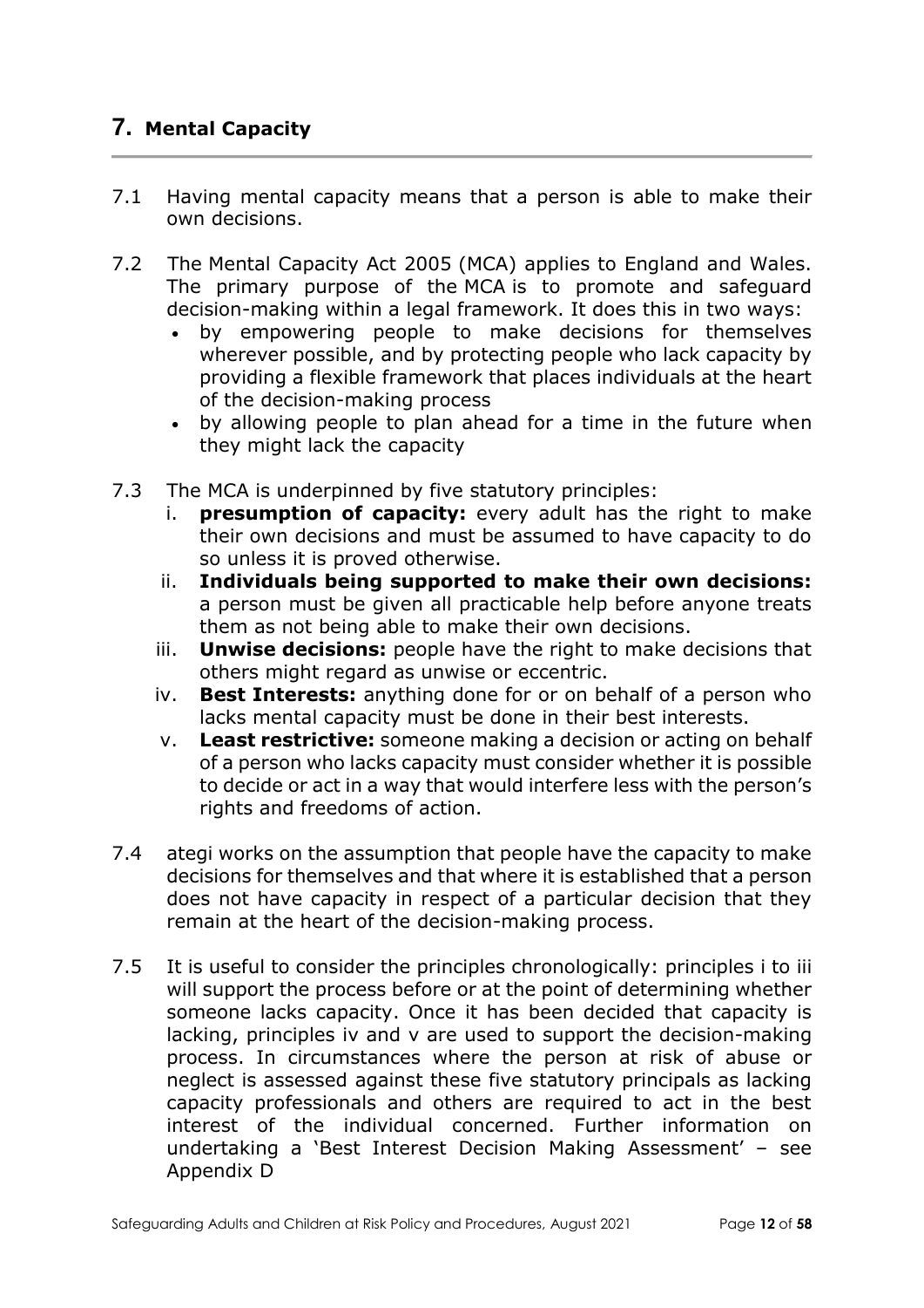## 7. Mental Capacity

7.1 Having mental capacity means that a person is able to make their own decisions.

7.2 The Mental Capacity Act 2005 (MCA) applies to England and Wales. The primary purpose of the MCA is to promote and safeguard decision-making within a legal framework. It does this in two ways:

- by empowering people to make decisions for themselves wherever possible, and by protecting people who lack capacity by providing a flexible framework that places individuals at the heart of the decision-making process
- by allowing people to plan ahead for a time in the future when they might lack the capacity

7.3 The MCA is underpinned by five statutory principles:

i. **presumption of capacity:** every adult has the right to make their own decisions and must be assumed to have capacity to do so unless it is proved otherwise.

ii. **Individuals being supported to make their own decisions:** a person must be given all practicable help before anyone treats them as not being able to make their own decisions.

iii. **Unwise decisions:** people have the right to make decisions that others might regard as unwise or eccentric.

iv. **Best Interests:** anything done for or on behalf of a person who lacks mental capacity must be done in their best interests.

v. **Least restrictive:** someone making a decision or acting on behalf of a person who lacks capacity must consider whether it is possible to decide or act in a way that would interfere less with the person's rights and freedoms of action.

7.4 ategi works on the assumption that people have the capacity to make decisions for themselves and that where it is established that a person does not have capacity in respect of a particular decision that they remain at the heart of the decision-making process.

7.5 It is useful to consider the principles chronologically: principles i to iii will support the process before or at the point of determining whether someone lacks capacity. Once it has been decided that capacity is lacking, principles iv and v are used to support the decision-making process. In circumstances where the person at risk of abuse or neglect is assessed against these five statutory principals as lacking capacity professionals and others are required to act in the best interest of the individual concerned. Further information on undertaking a 'Best Interest Decision Making Assessment' – see Appendix D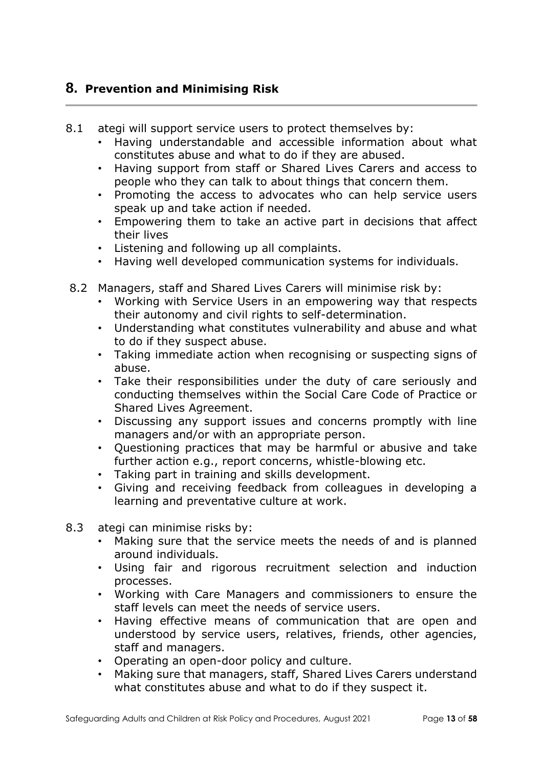## 8. Prevention and Minimising Risk

8.1 ategi will support service users to protect themselves by:

- Having understandable and accessible information about what constitutes abuse and what to do if they are abused.
- Having support from staff or Shared Lives Carers and access to people who they can talk to about things that concern them.
- Promoting the access to advocates who can help service users speak up and take action if needed.
- Empowering them to take an active part in decisions that affect their lives
- Listening and following up all complaints.
- Having well developed communication systems for individuals.

8.2 Managers, staff and Shared Lives Carers will minimise risk by:

- Working with Service Users in an empowering way that respects their autonomy and civil rights to self-determination.
- Understanding what constitutes vulnerability and abuse and what to do if they suspect abuse.
- Taking immediate action when recognising or suspecting signs of abuse.
- Take their responsibilities under the duty of care seriously and conducting themselves within the Social Care Code of Practice or Shared Lives Agreement.
- Discussing any support issues and concerns promptly with line managers and/or with an appropriate person.
- Questioning practices that may be harmful or abusive and take further action e.g., report concerns, whistle-blowing etc.
- Taking part in training and skills development.
- Giving and receiving feedback from colleagues in developing a learning and preventative culture at work.

8.3 ategi can minimise risks by:

- Making sure that the service meets the needs of and is planned around individuals.
- Using fair and rigorous recruitment selection and induction processes.
- Working with Care Managers and commissioners to ensure the staff levels can meet the needs of service users.
- Having effective means of communication that are open and understood by service users, relatives, friends, other agencies, staff and managers.
- Operating an open-door policy and culture.
- Making sure that managers, staff, Shared Lives Carers understand what constitutes abuse and what to do if they suspect it.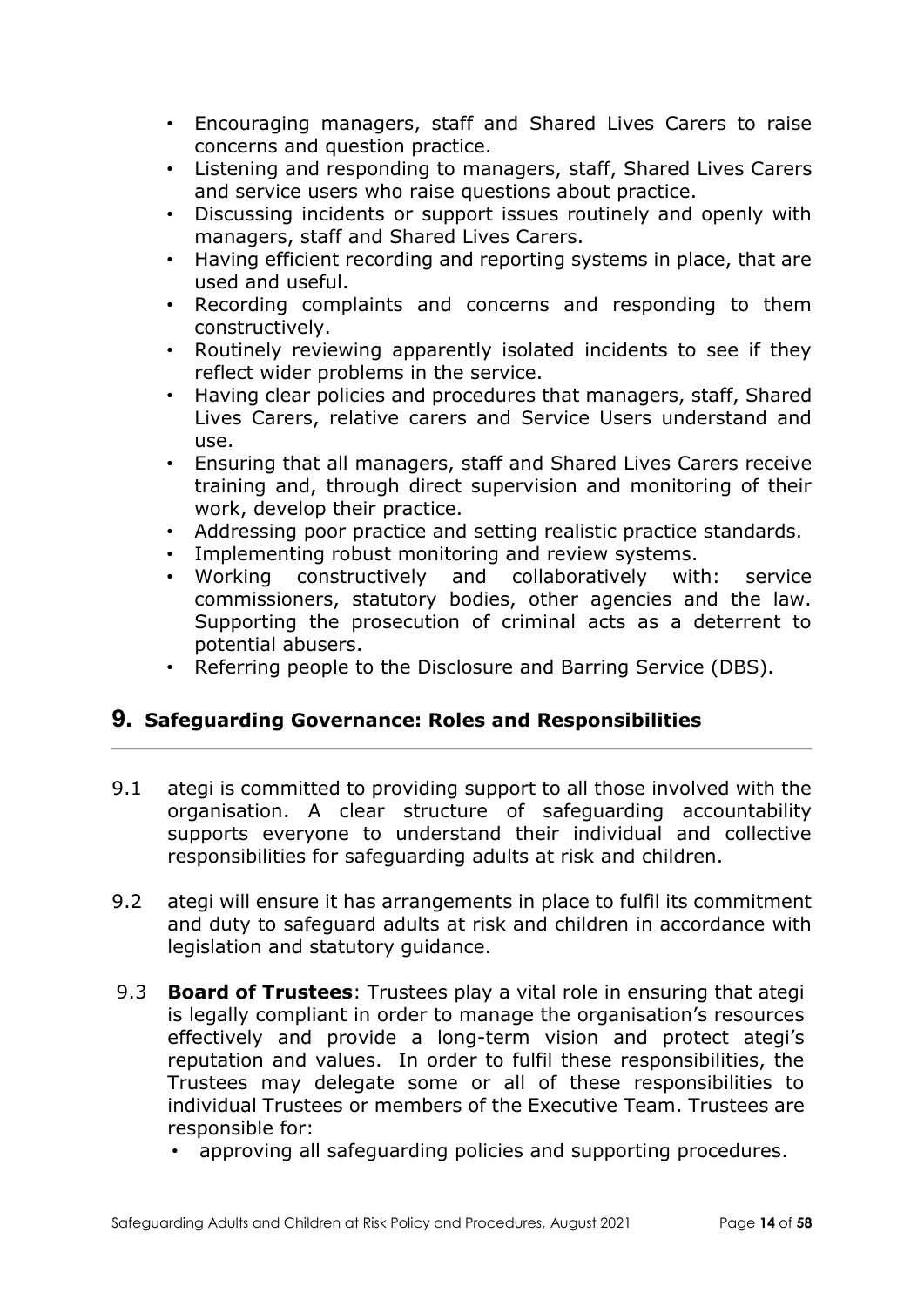- Encouraging managers, staff and Shared Lives Carers to raise concerns and question practice.
- Listening and responding to managers, staff, Shared Lives Carers and service users who raise questions about practice.
- Discussing incidents or support issues routinely and openly with managers, staff and Shared Lives Carers.
- Having efficient recording and reporting systems in place, that are used and useful.
- Recording complaints and concerns and responding to them constructively.
- Routinely reviewing apparently isolated incidents to see if they reflect wider problems in the service.
- Having clear policies and procedures that managers, staff, Shared Lives Carers, relative carers and Service Users understand and use.
- Ensuring that all managers, staff and Shared Lives Carers receive training and, through direct supervision and monitoring of their work, develop their practice.
- Addressing poor practice and setting realistic practice standards.
- Implementing robust monitoring and review systems.
- Working constructively and collaboratively with: service commissioners, statutory bodies, other agencies and the law. Supporting the prosecution of criminal acts as a deterrent to potential abusers.
- Referring people to the Disclosure and Barring Service (DBS).

## 9. Safeguarding Governance: Roles and Responsibilities

9.1 ategi is committed to providing support to all those involved with the organisation. A clear structure of safeguarding accountability supports everyone to understand their individual and collective responsibilities for safeguarding adults at risk and children.

9.2 ategi will ensure it has arrangements in place to fulfil its commitment and duty to safeguard adults at risk and children in accordance with legislation and statutory guidance.

9.3 **Board of Trustees**: Trustees play a vital role in ensuring that ategi is legally compliant in order to manage the organisation's resources effectively and provide a long-term vision and protect ategi's reputation and values. In order to fulfil these responsibilities, the Trustees may delegate some or all of these responsibilities to individual Trustees or members of the Executive Team. Trustees are responsible for:

- approving all safeguarding policies and supporting procedures.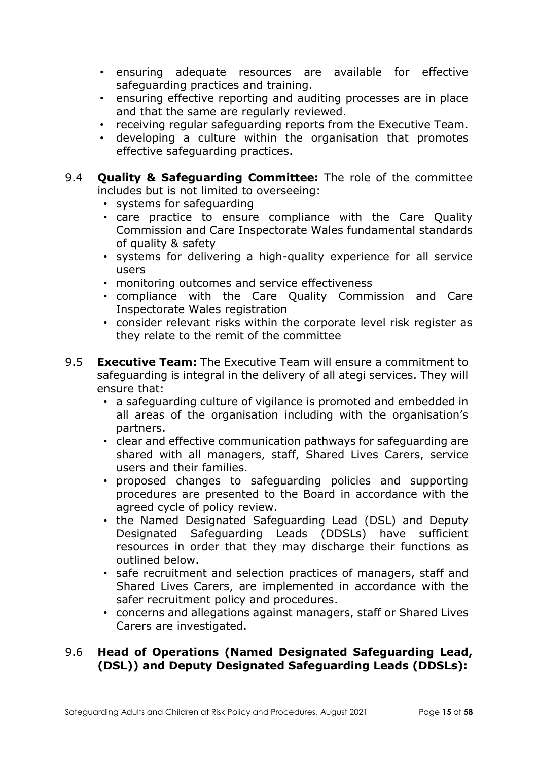- ensuring adequate resources are available for effective safeguarding practices and training.
- ensuring effective reporting and auditing processes are in place and that the same are regularly reviewed.
- receiving regular safeguarding reports from the Executive Team.
- developing a culture within the organisation that promotes effective safeguarding practices.

9.4 **Quality & Safeguarding Committee:** The role of the committee includes but is not limited to overseeing:

- systems for safeguarding
- care practice to ensure compliance with the Care Quality Commission and Care Inspectorate Wales fundamental standards of quality & safety
- systems for delivering a high-quality experience for all service users
- monitoring outcomes and service effectiveness
- compliance with the Care Quality Commission and Care Inspectorate Wales registration
- consider relevant risks within the corporate level risk register as they relate to the remit of the committee

9.5 **Executive Team:** The Executive Team will ensure a commitment to safeguarding is integral in the delivery of all ategi services. They will ensure that:

- a safeguarding culture of vigilance is promoted and embedded in all areas of the organisation including with the organisation's partners.
- clear and effective communication pathways for safeguarding are shared with all managers, staff, Shared Lives Carers, service users and their families.
- proposed changes to safeguarding policies and supporting procedures are presented to the Board in accordance with the agreed cycle of policy review.
- the Named Designated Safeguarding Lead (DSL) and Deputy Designated Safeguarding Leads (DDSLs) have sufficient resources in order that they may discharge their functions as outlined below.
- safe recruitment and selection practices of managers, staff and Shared Lives Carers, are implemented in accordance with the safer recruitment policy and procedures.
- concerns and allegations against managers, staff or Shared Lives Carers are investigated.

9.6 **Head of Operations (Named Designated Safeguarding Lead, (DSL)) and Deputy Designated Safeguarding Leads (DDSLs):**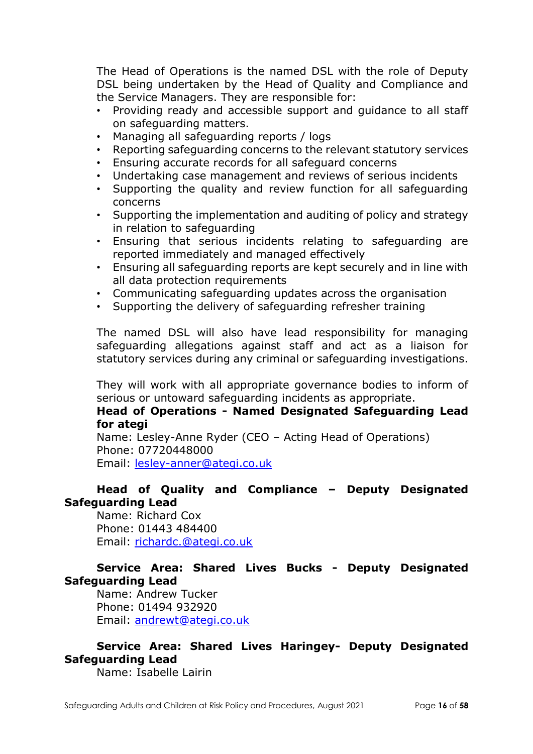The Head of Operations is the named DSL with the role of Deputy DSL being undertaken by the Head of Quality and Compliance and the Service Managers. They are responsible for:

- Providing ready and accessible support and guidance to all staff on safeguarding matters.
- Managing all safeguarding reports / logs
- Reporting safeguarding concerns to the relevant statutory services
- Ensuring accurate records for all safeguard concerns
- Undertaking case management and reviews of serious incidents
- Supporting the quality and review function for all safeguarding concerns
- Supporting the implementation and auditing of policy and strategy in relation to safeguarding
- Ensuring that serious incidents relating to safeguarding are reported immediately and managed effectively
- Ensuring all safeguarding reports are kept securely and in line with all data protection requirements
- Communicating safeguarding updates across the organisation
- Supporting the delivery of safeguarding refresher training

The named DSL will also have lead responsibility for managing safeguarding allegations against staff and act as a liaison for statutory services during any criminal or safeguarding investigations.

They will work with all appropriate governance bodies to inform of serious or untoward safeguarding incidents as appropriate.

**Head of Operations - Named Designated Safeguarding Lead for ategi**

Name: Lesley-Anne Ryder (CEO – Acting Head of Operations)
Phone: 07720448000
Email: lesley-anner@ategi.co.uk

**Head of Quality and Compliance – Deputy Designated Safeguarding Lead**

Name: Richard Cox
Phone: 01443 484400
Email: richardc.@ategi.co.uk

**Service Area: Shared Lives Bucks - Deputy Designated Safeguarding Lead**

Name: Andrew Tucker
Phone: 01494 932920
Email: andrewt@ategi.co.uk

**Service Area: Shared Lives Haringey- Deputy Designated Safeguarding Lead**

Name: Isabelle Lairin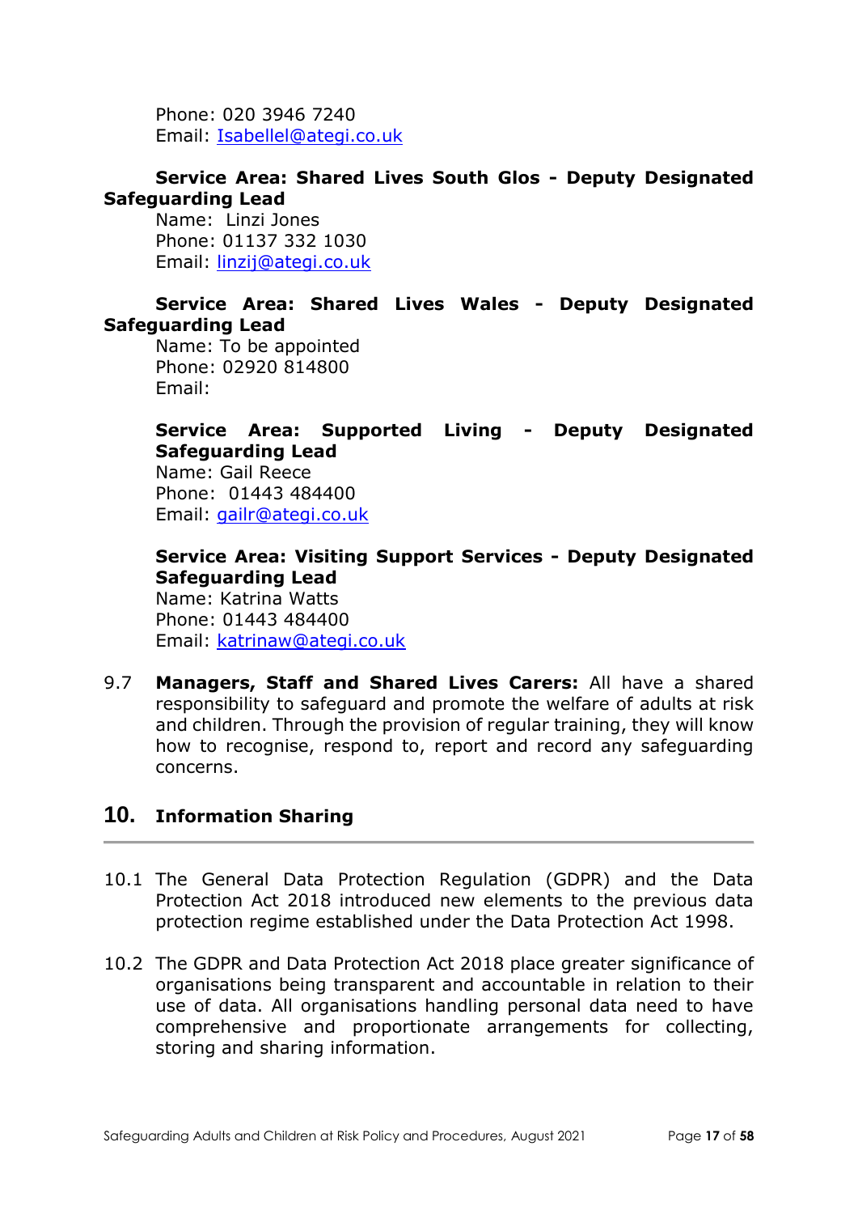Phone: 020 3946 7240
Email: Isabellel@ategi.co.uk

**Service Area: Shared Lives South Glos - Deputy Designated Safeguarding Lead**
Name: Linzi Jones
Phone: 01137 332 1030
Email: linzij@ategi.co.uk

**Service Area: Shared Lives Wales - Deputy Designated Safeguarding Lead**
Name: To be appointed
Phone: 02920 814800
Email:

**Service Area: Supported Living - Deputy Designated Safeguarding Lead**
Name: Gail Reece
Phone: 01443 484400
Email: gailr@ategi.co.uk

**Service Area: Visiting Support Services - Deputy Designated Safeguarding Lead**
Name: Katrina Watts
Phone: 01443 484400
Email: katrinaw@ategi.co.uk

9.7 **Managers, Staff and Shared Lives Carers:** All have a shared responsibility to safeguard and promote the welfare of adults at risk and children. Through the provision of regular training, they will know how to recognise, respond to, report and record any safeguarding concerns.

## 10. Information Sharing

10.1 The General Data Protection Regulation (GDPR) and the Data Protection Act 2018 introduced new elements to the previous data protection regime established under the Data Protection Act 1998.

10.2 The GDPR and Data Protection Act 2018 place greater significance of organisations being transparent and accountable in relation to their use of data. All organisations handling personal data need to have comprehensive and proportionate arrangements for collecting, storing and sharing information.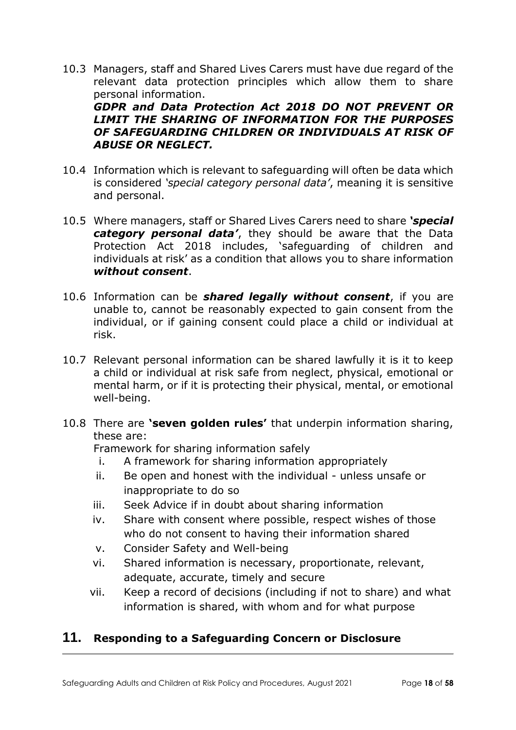10.3 Managers, staff and Shared Lives Carers must have due regard of the relevant data protection principles which allow them to share personal information.
***GDPR and Data Protection Act 2018 DO NOT PREVENT OR LIMIT THE SHARING OF INFORMATION FOR THE PURPOSES OF SAFEGUARDING CHILDREN OR INDIVIDUALS AT RISK OF ABUSE OR NEGLECT.***

10.4 Information which is relevant to safeguarding will often be data which is considered *'special category personal data'*, meaning it is sensitive and personal.

10.5 Where managers, staff or Shared Lives Carers need to share ***'special category personal data'***, they should be aware that the Data Protection Act 2018 includes, 'safeguarding of children and individuals at risk' as a condition that allows you to share information ***without consent***.

10.6 Information can be ***shared legally without consent***, if you are unable to, cannot be reasonably expected to gain consent from the individual, or if gaining consent could place a child or individual at risk.

10.7 Relevant personal information can be shared lawfully it is it to keep a child or individual at risk safe from neglect, physical, emotional or mental harm, or if it is protecting their physical, mental, or emotional well-being.

10.8 There are **'seven golden rules'** that underpin information sharing, these are:
Framework for sharing information safely

i. A framework for sharing information appropriately
ii. Be open and honest with the individual - unless unsafe or inappropriate to do so
iii. Seek Advice if in doubt about sharing information
iv. Share with consent where possible, respect wishes of those who do not consent to having their information shared
v. Consider Safety and Well-being
vi. Shared information is necessary, proportionate, relevant, adequate, accurate, timely and secure
vii. Keep a record of decisions (including if not to share) and what information is shared, with whom and for what purpose

## 11. Responding to a Safeguarding Concern or Disclosure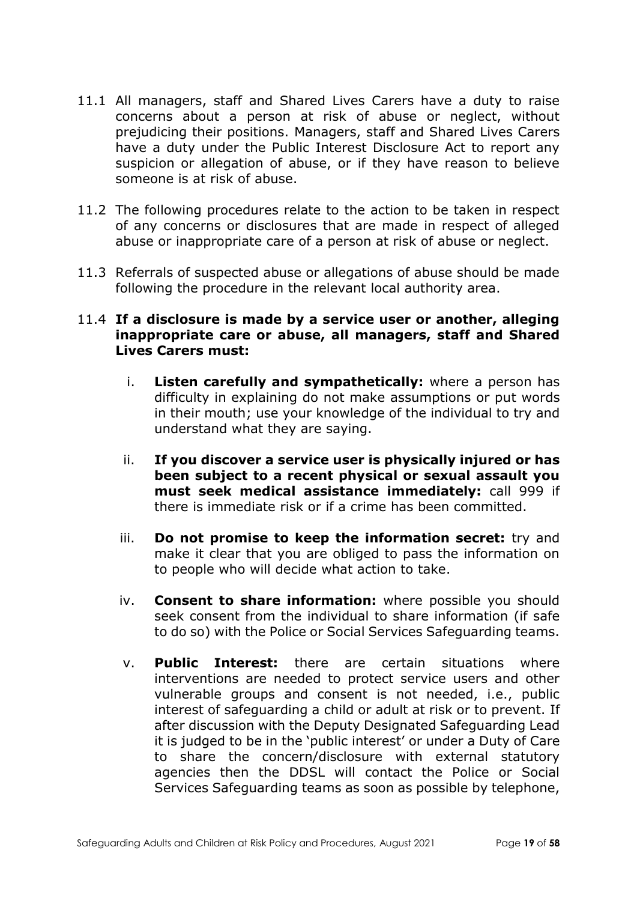11.1 All managers, staff and Shared Lives Carers have a duty to raise concerns about a person at risk of abuse or neglect, without prejudicing their positions. Managers, staff and Shared Lives Carers have a duty under the Public Interest Disclosure Act to report any suspicion or allegation of abuse, or if they have reason to believe someone is at risk of abuse.

11.2 The following procedures relate to the action to be taken in respect of any concerns or disclosures that are made in respect of alleged abuse or inappropriate care of a person at risk of abuse or neglect.

11.3 Referrals of suspected abuse or allegations of abuse should be made following the procedure in the relevant local authority area.

11.4 **If a disclosure is made by a service user or another, alleging inappropriate care or abuse, all managers, staff and Shared Lives Carers must:**

i. **Listen carefully and sympathetically:** where a person has difficulty in explaining do not make assumptions or put words in their mouth; use your knowledge of the individual to try and understand what they are saying.

ii. **If you discover a service user is physically injured or has been subject to a recent physical or sexual assault you must seek medical assistance immediately:** call 999 if there is immediate risk or if a crime has been committed.

iii. **Do not promise to keep the information secret:** try and make it clear that you are obliged to pass the information on to people who will decide what action to take.

iv. **Consent to share information:** where possible you should seek consent from the individual to share information (if safe to do so) with the Police or Social Services Safeguarding teams.

v. **Public Interest:** there are certain situations where interventions are needed to protect service users and other vulnerable groups and consent is not needed, i.e., public interest of safeguarding a child or adult at risk or to prevent. If after discussion with the Deputy Designated Safeguarding Lead it is judged to be in the 'public interest' or under a Duty of Care to share the concern/disclosure with external statutory agencies then the DDSL will contact the Police or Social Services Safeguarding teams as soon as possible by telephone,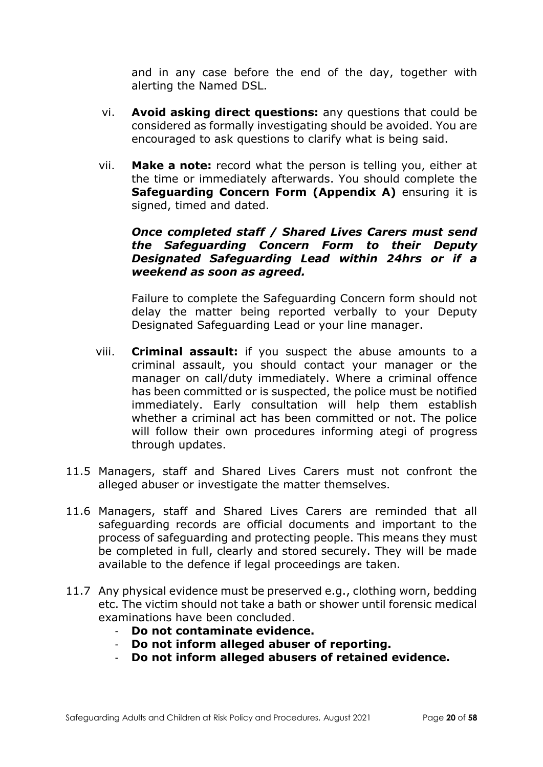and in any case before the end of the day, together with alerting the Named DSL.

vi. **Avoid asking direct questions:** any questions that could be considered as formally investigating should be avoided. You are encouraged to ask questions to clarify what is being said.

vii. **Make a note:** record what the person is telling you, either at the time or immediately afterwards. You should complete the **Safeguarding Concern Form (Appendix A)** ensuring it is signed, timed and dated.

***Once completed staff / Shared Lives Carers must send the Safeguarding Concern Form to their Deputy Designated Safeguarding Lead within 24hrs or if a weekend as soon as agreed.***

Failure to complete the Safeguarding Concern form should not delay the matter being reported verbally to your Deputy Designated Safeguarding Lead or your line manager.

viii. **Criminal assault:** if you suspect the abuse amounts to a criminal assault, you should contact your manager or the manager on call/duty immediately. Where a criminal offence has been committed or is suspected, the police must be notified immediately. Early consultation will help them establish whether a criminal act has been committed or not. The police will follow their own procedures informing ategi of progress through updates.

11.5 Managers, staff and Shared Lives Carers must not confront the alleged abuser or investigate the matter themselves.

11.6 Managers, staff and Shared Lives Carers are reminded that all safeguarding records are official documents and important to the process of safeguarding and protecting people. This means they must be completed in full, clearly and stored securely. They will be made available to the defence if legal proceedings are taken.

11.7 Any physical evidence must be preserved e.g., clothing worn, bedding etc. The victim should not take a bath or shower until forensic medical examinations have been concluded.

- **Do not contaminate evidence.**
- **Do not inform alleged abuser of reporting.**
- **Do not inform alleged abusers of retained evidence.**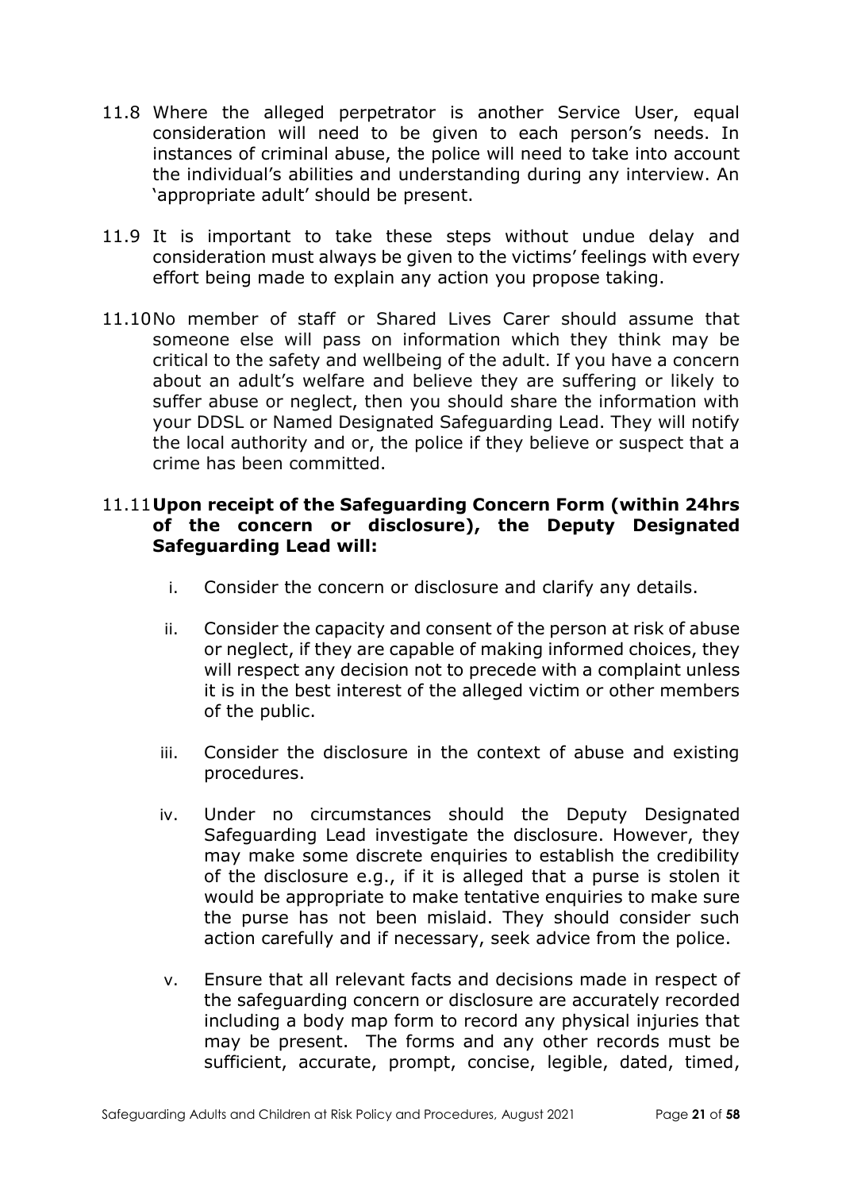11.8 Where the alleged perpetrator is another Service User, equal consideration will need to be given to each person's needs. In instances of criminal abuse, the police will need to take into account the individual's abilities and understanding during any interview. An 'appropriate adult' should be present.

11.9 It is important to take these steps without undue delay and consideration must always be given to the victims' feelings with every effort being made to explain any action you propose taking.

11.10 No member of staff or Shared Lives Carer should assume that someone else will pass on information which they think may be critical to the safety and wellbeing of the adult. If you have a concern about an adult's welfare and believe they are suffering or likely to suffer abuse or neglect, then you should share the information with your DDSL or Named Designated Safeguarding Lead. They will notify the local authority and or, the police if they believe or suspect that a crime has been committed.

11.11 **Upon receipt of the Safeguarding Concern Form (within 24hrs of the concern or disclosure), the Deputy Designated Safeguarding Lead will:**

i. Consider the concern or disclosure and clarify any details.

ii. Consider the capacity and consent of the person at risk of abuse or neglect, if they are capable of making informed choices, they will respect any decision not to precede with a complaint unless it is in the best interest of the alleged victim or other members of the public.

iii. Consider the disclosure in the context of abuse and existing procedures.

iv. Under no circumstances should the Deputy Designated Safeguarding Lead investigate the disclosure. However, they may make some discrete enquiries to establish the credibility of the disclosure e.g., if it is alleged that a purse is stolen it would be appropriate to make tentative enquiries to make sure the purse has not been mislaid. They should consider such action carefully and if necessary, seek advice from the police.

v. Ensure that all relevant facts and decisions made in respect of the safeguarding concern or disclosure are accurately recorded including a body map form to record any physical injuries that may be present. The forms and any other records must be sufficient, accurate, prompt, concise, legible, dated, timed,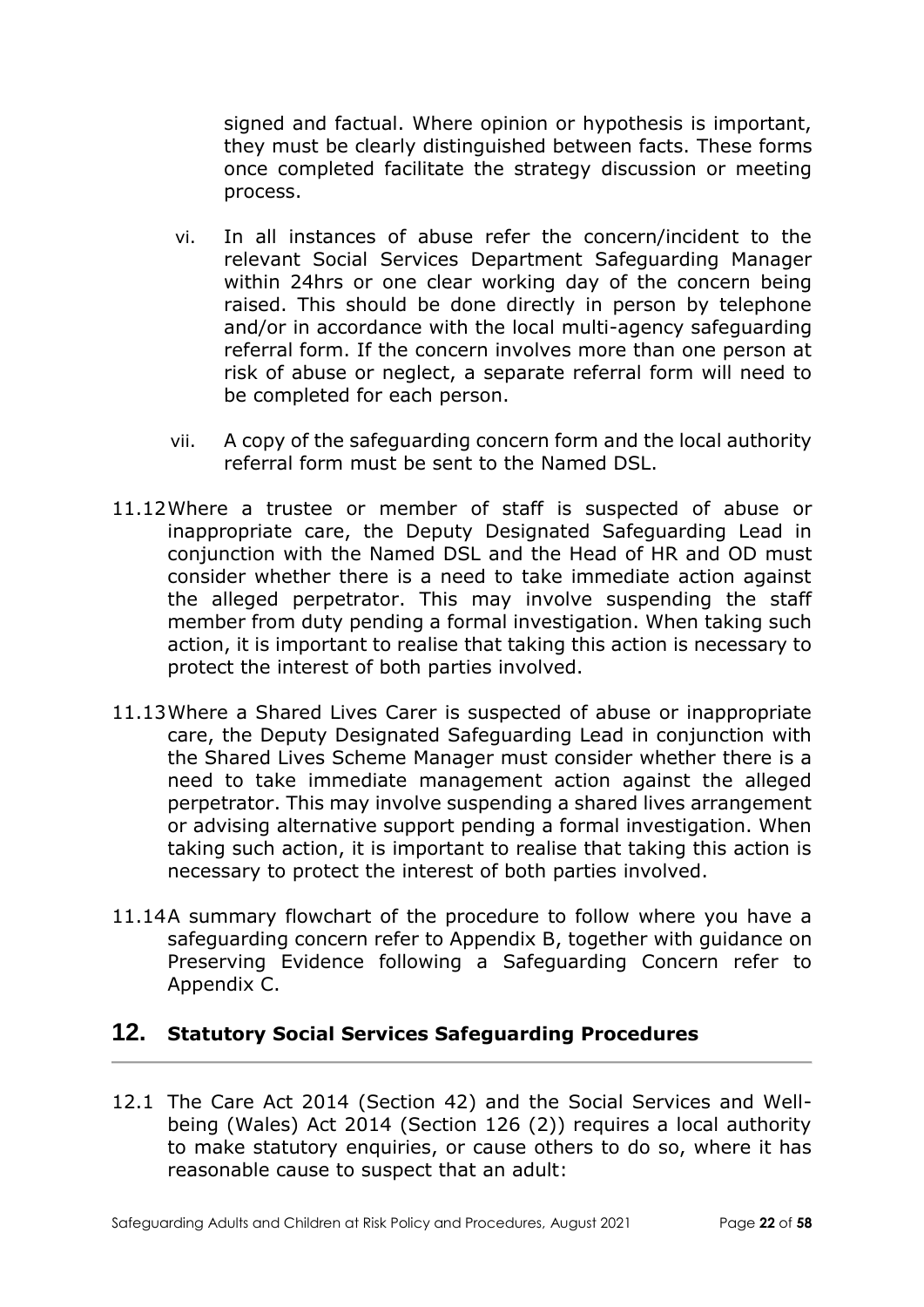signed and factual. Where opinion or hypothesis is important, they must be clearly distinguished between facts. These forms once completed facilitate the strategy discussion or meeting process.

vi. In all instances of abuse refer the concern/incident to the relevant Social Services Department Safeguarding Manager within 24hrs or one clear working day of the concern being raised. This should be done directly in person by telephone and/or in accordance with the local multi-agency safeguarding referral form. If the concern involves more than one person at risk of abuse or neglect, a separate referral form will need to be completed for each person.

vii. A copy of the safeguarding concern form and the local authority referral form must be sent to the Named DSL.

11.12 Where a trustee or member of staff is suspected of abuse or inappropriate care, the Deputy Designated Safeguarding Lead in conjunction with the Named DSL and the Head of HR and OD must consider whether there is a need to take immediate action against the alleged perpetrator. This may involve suspending the staff member from duty pending a formal investigation. When taking such action, it is important to realise that taking this action is necessary to protect the interest of both parties involved.

11.13 Where a Shared Lives Carer is suspected of abuse or inappropriate care, the Deputy Designated Safeguarding Lead in conjunction with the Shared Lives Scheme Manager must consider whether there is a need to take immediate management action against the alleged perpetrator. This may involve suspending a shared lives arrangement or advising alternative support pending a formal investigation. When taking such action, it is important to realise that taking this action is necessary to protect the interest of both parties involved.

11.14 A summary flowchart of the procedure to follow where you have a safeguarding concern refer to Appendix B, together with guidance on Preserving Evidence following a Safeguarding Concern refer to Appendix C.

## 12. Statutory Social Services Safeguarding Procedures

12.1 The Care Act 2014 (Section 42) and the Social Services and Well-being (Wales) Act 2014 (Section 126 (2)) requires a local authority to make statutory enquiries, or cause others to do so, where it has reasonable cause to suspect that an adult: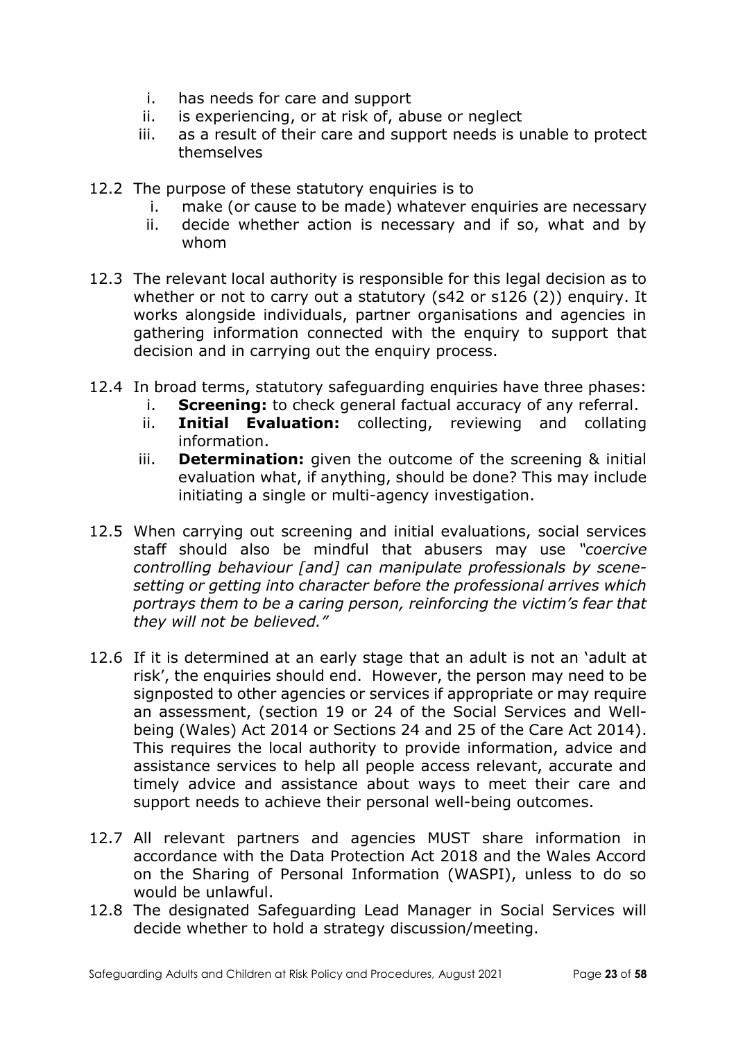i. has needs for care and support
ii. is experiencing, or at risk of, abuse or neglect
iii. as a result of their care and support needs is unable to protect themselves

12.2 The purpose of these statutory enquiries is to

i. make (or cause to be made) whatever enquiries are necessary
ii. decide whether action is necessary and if so, what and by whom

12.3 The relevant local authority is responsible for this legal decision as to whether or not to carry out a statutory (s42 or s126 (2)) enquiry. It works alongside individuals, partner organisations and agencies in gathering information connected with the enquiry to support that decision and in carrying out the enquiry process.

12.4 In broad terms, statutory safeguarding enquiries have three phases:

i. **Screening:** to check general factual accuracy of any referral.
ii. **Initial Evaluation:** collecting, reviewing and collating information.
iii. **Determination:** given the outcome of the screening & initial evaluation what, if anything, should be done? This may include initiating a single or multi-agency investigation.

12.5 When carrying out screening and initial evaluations, social services staff should also be mindful that abusers may use *"coercive controlling behaviour [and] can manipulate professionals by scene-setting or getting into character before the professional arrives which portrays them to be a caring person, reinforcing the victim's fear that they will not be believed."*

12.6 If it is determined at an early stage that an adult is not an 'adult at risk', the enquiries should end. However, the person may need to be signposted to other agencies or services if appropriate or may require an assessment, (section 19 or 24 of the Social Services and Well-being (Wales) Act 2014 or Sections 24 and 25 of the Care Act 2014). This requires the local authority to provide information, advice and assistance services to help all people access relevant, accurate and timely advice and assistance about ways to meet their care and support needs to achieve their personal well-being outcomes.

12.7 All relevant partners and agencies MUST share information in accordance with the Data Protection Act 2018 and the Wales Accord on the Sharing of Personal Information (WASPI), unless to do so would be unlawful.

12.8 The designated Safeguarding Lead Manager in Social Services will decide whether to hold a strategy discussion/meeting.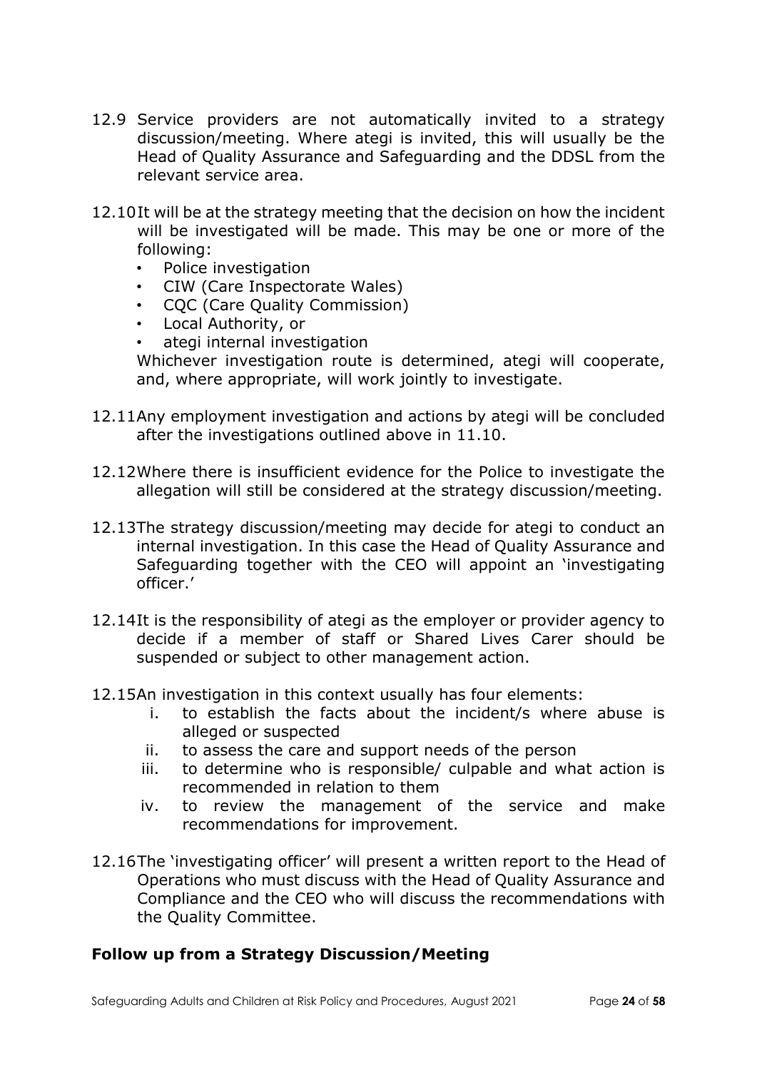12.9 Service providers are not automatically invited to a strategy discussion/meeting. Where ategi is invited, this will usually be the Head of Quality Assurance and Safeguarding and the DDSL from the relevant service area.

12.10 It will be at the strategy meeting that the decision on how the incident will be investigated will be made. This may be one or more of the following:

- Police investigation
- CIW (Care Inspectorate Wales)
- CQC (Care Quality Commission)
- Local Authority, or
- ategi internal investigation

Whichever investigation route is determined, ategi will cooperate, and, where appropriate, will work jointly to investigate.

12.11 Any employment investigation and actions by ategi will be concluded after the investigations outlined above in 11.10.

12.12 Where there is insufficient evidence for the Police to investigate the allegation will still be considered at the strategy discussion/meeting.

12.13 The strategy discussion/meeting may decide for ategi to conduct an internal investigation. In this case the Head of Quality Assurance and Safeguarding together with the CEO will appoint an 'investigating officer.'

12.14 It is the responsibility of ategi as the employer or provider agency to decide if a member of staff or Shared Lives Carer should be suspended or subject to other management action.

12.15 An investigation in this context usually has four elements:

i. to establish the facts about the incident/s where abuse is alleged or suspected
ii. to assess the care and support needs of the person
iii. to determine who is responsible/ culpable and what action is recommended in relation to them
iv. to review the management of the service and make recommendations for improvement.

12.16 The 'investigating officer' will present a written report to the Head of Operations who must discuss with the Head of Quality Assurance and Compliance and the CEO who will discuss the recommendations with the Quality Committee.

### Follow up from a Strategy Discussion/Meeting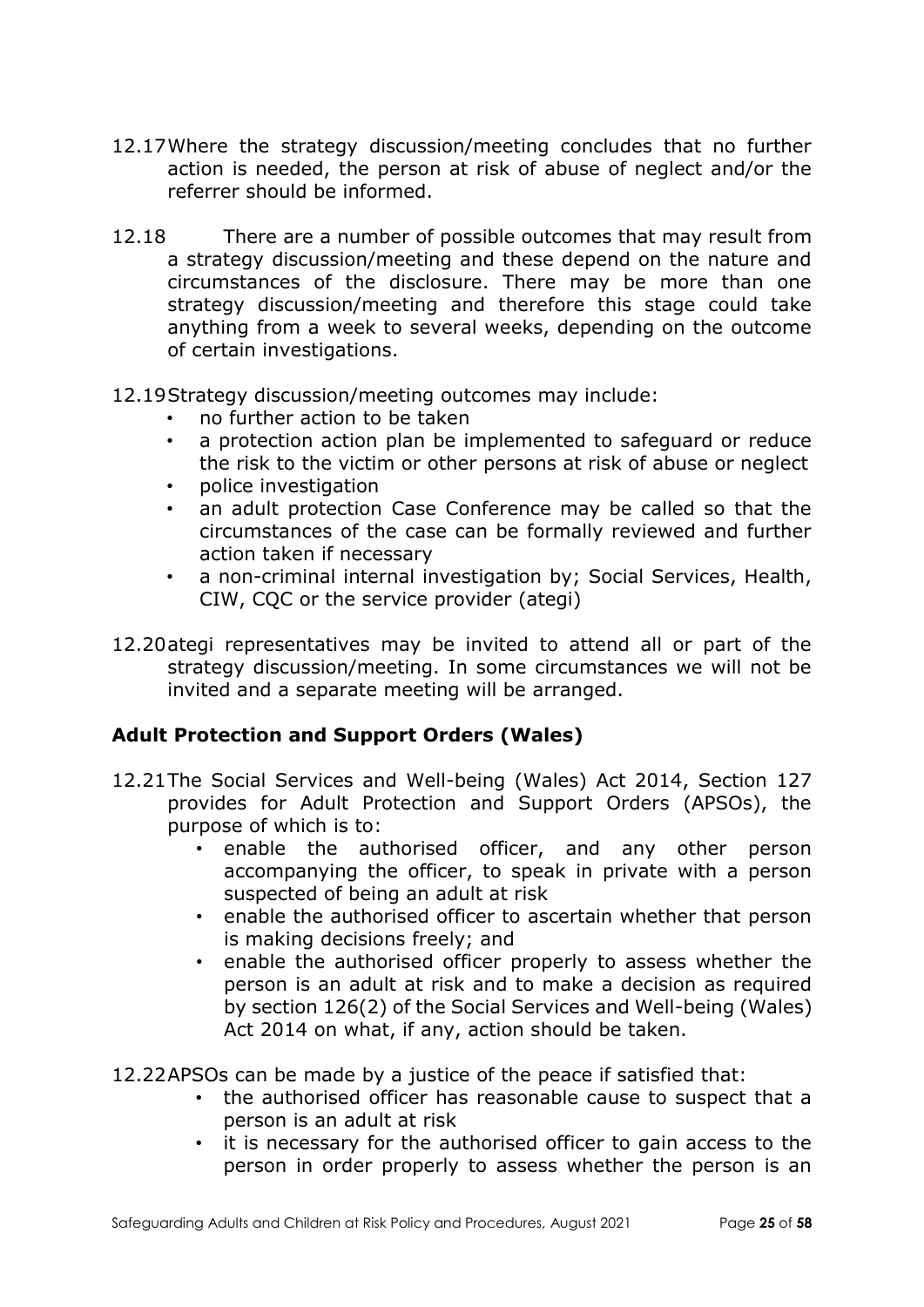12.17 Where the strategy discussion/meeting concludes that no further action is needed, the person at risk of abuse of neglect and/or the referrer should be informed.

12.18 There are a number of possible outcomes that may result from a strategy discussion/meeting and these depend on the nature and circumstances of the disclosure. There may be more than one strategy discussion/meeting and therefore this stage could take anything from a week to several weeks, depending on the outcome of certain investigations.

12.19 Strategy discussion/meeting outcomes may include:

- no further action to be taken
- a protection action plan be implemented to safeguard or reduce the risk to the victim or other persons at risk of abuse or neglect
- police investigation
- an adult protection Case Conference may be called so that the circumstances of the case can be formally reviewed and further action taken if necessary
- a non-criminal internal investigation by; Social Services, Health, CIW, CQC or the service provider (ategi)

12.20 ategi representatives may be invited to attend all or part of the strategy discussion/meeting. In some circumstances we will not be invited and a separate meeting will be arranged.

## Adult Protection and Support Orders (Wales)

12.21 The Social Services and Well-being (Wales) Act 2014, Section 127 provides for Adult Protection and Support Orders (APSOs), the purpose of which is to:

- enable the authorised officer, and any other person accompanying the officer, to speak in private with a person suspected of being an adult at risk
- enable the authorised officer to ascertain whether that person is making decisions freely; and
- enable the authorised officer properly to assess whether the person is an adult at risk and to make a decision as required by section 126(2) of the Social Services and Well-being (Wales) Act 2014 on what, if any, action should be taken.

12.22 APSOs can be made by a justice of the peace if satisfied that:

- the authorised officer has reasonable cause to suspect that a person is an adult at risk
- it is necessary for the authorised officer to gain access to the person in order properly to assess whether the person is an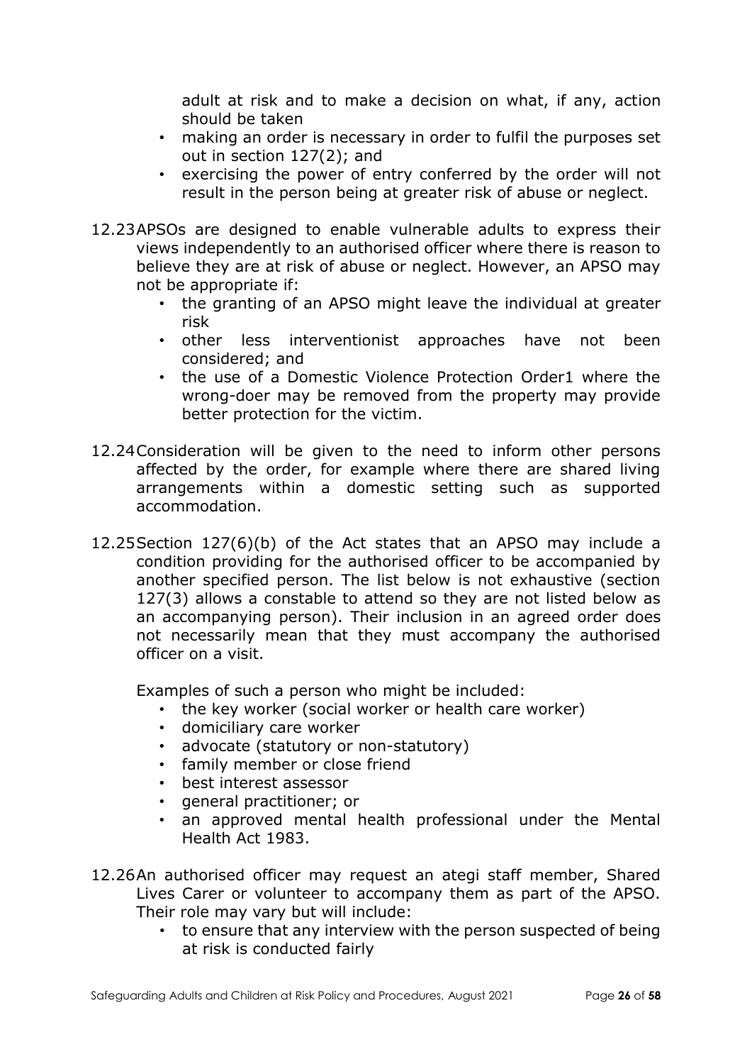adult at risk and to make a decision on what, if any, action should be taken

- making an order is necessary in order to fulfil the purposes set out in section 127(2); and
- exercising the power of entry conferred by the order will not result in the person being at greater risk of abuse or neglect.

12.23 APSOs are designed to enable vulnerable adults to express their views independently to an authorised officer where there is reason to believe they are at risk of abuse or neglect. However, an APSO may not be appropriate if:

- the granting of an APSO might leave the individual at greater risk
- other less interventionist approaches have not been considered; and
- the use of a Domestic Violence Protection Order[1] where the wrong-doer may be removed from the property may provide better protection for the victim.

12.24 Consideration will be given to the need to inform other persons affected by the order, for example where there are shared living arrangements within a domestic setting such as supported accommodation.

12.25 Section 127(6)(b) of the Act states that an APSO may include a condition providing for the authorised officer to be accompanied by another specified person. The list below is not exhaustive (section 127(3) allows a constable to attend so they are not listed below as an accompanying person). Their inclusion in an agreed order does not necessarily mean that they must accompany the authorised officer on a visit.

Examples of such a person who might be included:

- the key worker (social worker or health care worker)
- domiciliary care worker
- advocate (statutory or non-statutory)
- family member or close friend
- best interest assessor
- general practitioner; or
- an approved mental health professional under the Mental Health Act 1983.

12.26 An authorised officer may request an ategi staff member, Shared Lives Carer or volunteer to accompany them as part of the APSO. Their role may vary but will include:

- to ensure that any interview with the person suspected of being at risk is conducted fairly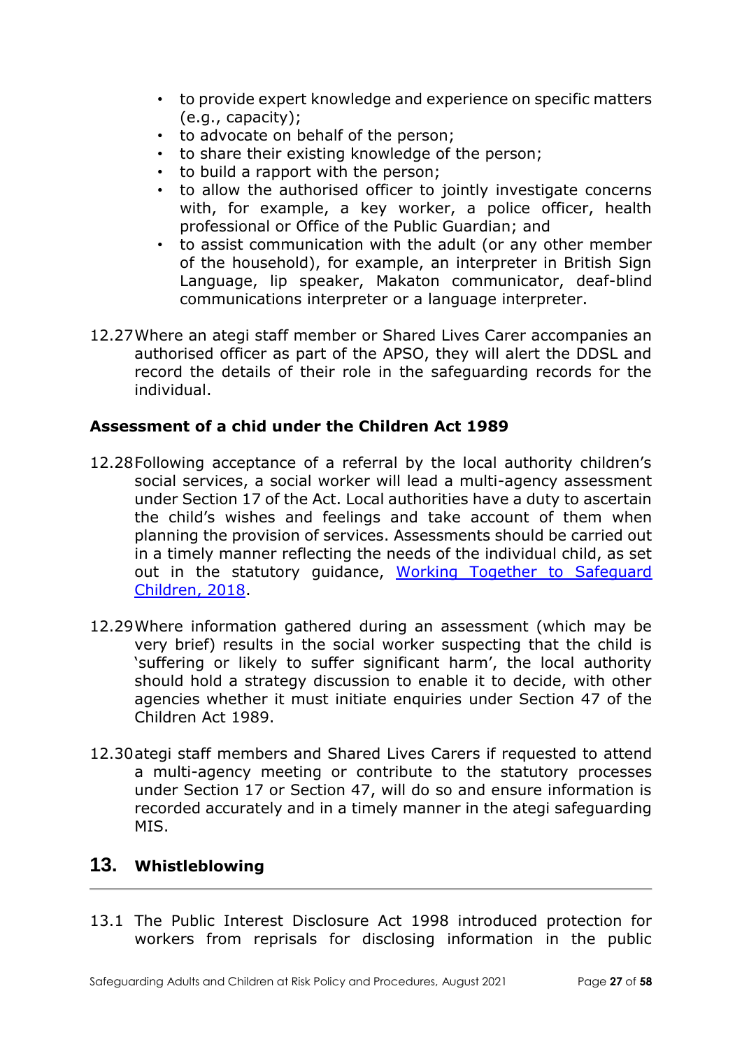- to provide expert knowledge and experience on specific matters (e.g., capacity);
- to advocate on behalf of the person;
- to share their existing knowledge of the person;
- to build a rapport with the person;
- to allow the authorised officer to jointly investigate concerns with, for example, a key worker, a police officer, health professional or Office of the Public Guardian; and
- to assist communication with the adult (or any other member of the household), for example, an interpreter in British Sign Language, lip speaker, Makaton communicator, deaf-blind communications interpreter or a language interpreter.

12.27 Where an ategi staff member or Shared Lives Carer accompanies an authorised officer as part of the APSO, they will alert the DDSL and record the details of their role in the safeguarding records for the individual.

**Assessment of a chid under the Children Act 1989**

12.28 Following acceptance of a referral by the local authority children's social services, a social worker will lead a multi-agency assessment under Section 17 of the Act. Local authorities have a duty to ascertain the child's wishes and feelings and take account of them when planning the provision of services. Assessments should be carried out in a timely manner reflecting the needs of the individual child, as set out in the statutory guidance, [Working Together to Safeguard Children, 2018](Working Together to Safeguard Children, 2018).

12.29 Where information gathered during an assessment (which may be very brief) results in the social worker suspecting that the child is 'suffering or likely to suffer significant harm', the local authority should hold a strategy discussion to enable it to decide, with other agencies whether it must initiate enquiries under Section 47 of the Children Act 1989.

12.30 ategi staff members and Shared Lives Carers if requested to attend a multi-agency meeting or contribute to the statutory processes under Section 17 or Section 47, will do so and ensure information is recorded accurately and in a timely manner in the ategi safeguarding MIS.

## 13. Whistleblowing

13.1 The Public Interest Disclosure Act 1998 introduced protection for workers from reprisals for disclosing information in the public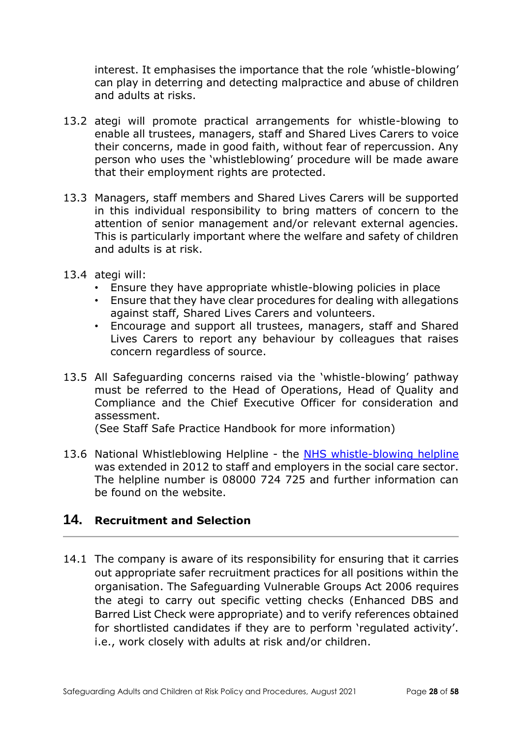interest. It emphasises the importance that the role 'whistle-blowing' can play in deterring and detecting malpractice and abuse of children and adults at risks.

13.2 ategi will promote practical arrangements for whistle-blowing to enable all trustees, managers, staff and Shared Lives Carers to voice their concerns, made in good faith, without fear of repercussion. Any person who uses the 'whistleblowing' procedure will be made aware that their employment rights are protected.

13.3 Managers, staff members and Shared Lives Carers will be supported in this individual responsibility to bring matters of concern to the attention of senior management and/or relevant external agencies. This is particularly important where the welfare and safety of children and adults is at risk.

13.4 ategi will:

- Ensure they have appropriate whistle-blowing policies in place
- Ensure that they have clear procedures for dealing with allegations against staff, Shared Lives Carers and volunteers.
- Encourage and support all trustees, managers, staff and Shared Lives Carers to report any behaviour by colleagues that raises concern regardless of source.

13.5 All Safeguarding concerns raised via the 'whistle-blowing' pathway must be referred to the Head of Operations, Head of Quality and Compliance and the Chief Executive Officer for consideration and assessment.
(See Staff Safe Practice Handbook for more information)

13.6 National Whistleblowing Helpline - the NHS whistle-blowing helpline was extended in 2012 to staff and employers in the social care sector. The helpline number is 08000 724 725 and further information can be found on the website.

## 14. Recruitment and Selection

14.1 The company is aware of its responsibility for ensuring that it carries out appropriate safer recruitment practices for all positions within the organisation. The Safeguarding Vulnerable Groups Act 2006 requires the ategi to carry out specific vetting checks (Enhanced DBS and Barred List Check were appropriate) and to verify references obtained for shortlisted candidates if they are to perform 'regulated activity'. i.e., work closely with adults at risk and/or children.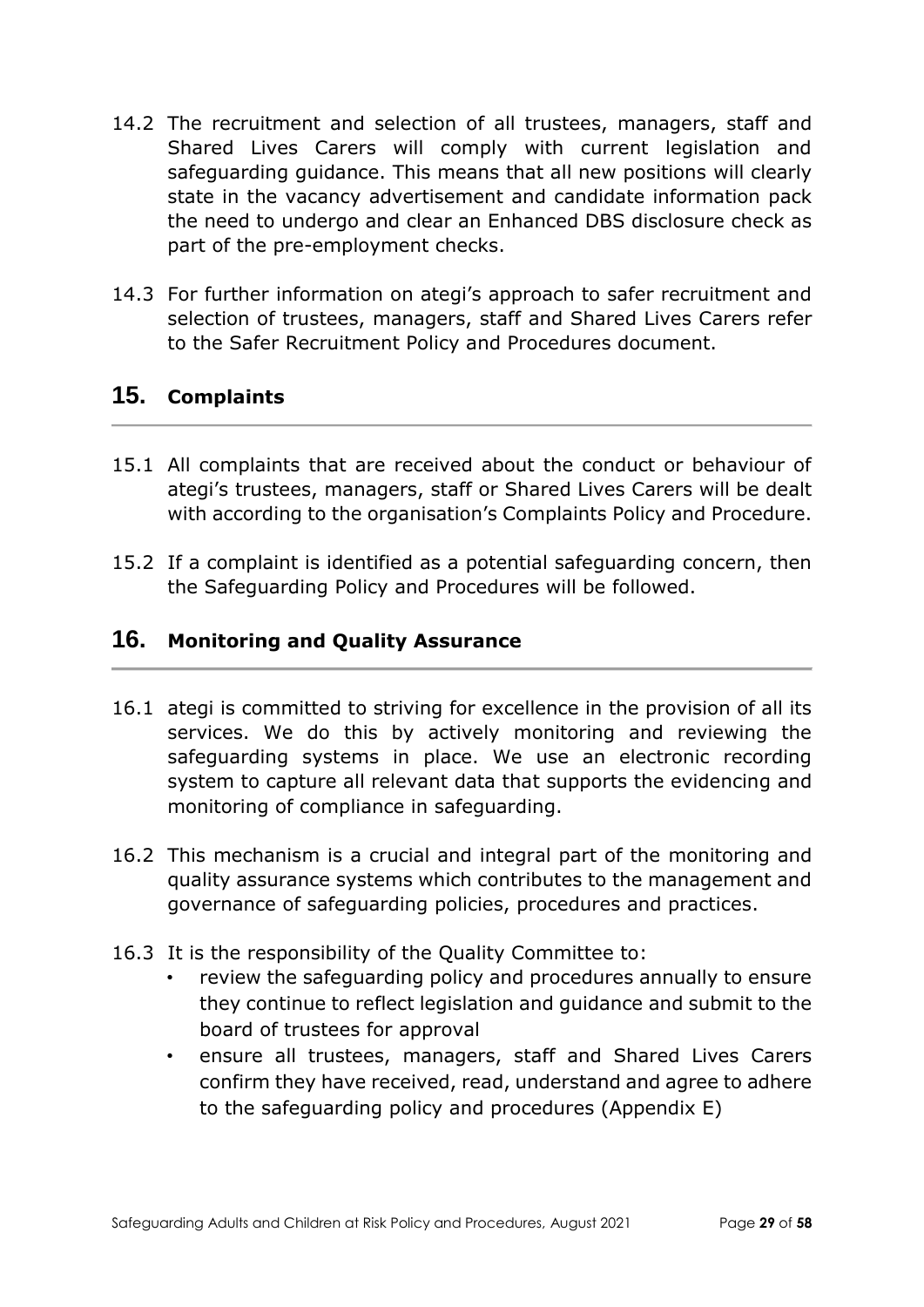14.2 The recruitment and selection of all trustees, managers, staff and Shared Lives Carers will comply with current legislation and safeguarding guidance. This means that all new positions will clearly state in the vacancy advertisement and candidate information pack the need to undergo and clear an Enhanced DBS disclosure check as part of the pre-employment checks.

14.3 For further information on ategi's approach to safer recruitment and selection of trustees, managers, staff and Shared Lives Carers refer to the Safer Recruitment Policy and Procedures document.

## 15. Complaints

15.1 All complaints that are received about the conduct or behaviour of ategi's trustees, managers, staff or Shared Lives Carers will be dealt with according to the organisation's Complaints Policy and Procedure.

15.2 If a complaint is identified as a potential safeguarding concern, then the Safeguarding Policy and Procedures will be followed.

## 16. Monitoring and Quality Assurance

16.1 ategi is committed to striving for excellence in the provision of all its services. We do this by actively monitoring and reviewing the safeguarding systems in place. We use an electronic recording system to capture all relevant data that supports the evidencing and monitoring of compliance in safeguarding.

16.2 This mechanism is a crucial and integral part of the monitoring and quality assurance systems which contributes to the management and governance of safeguarding policies, procedures and practices.

16.3 It is the responsibility of the Quality Committee to:

- review the safeguarding policy and procedures annually to ensure they continue to reflect legislation and guidance and submit to the board of trustees for approval
- ensure all trustees, managers, staff and Shared Lives Carers confirm they have received, read, understand and agree to adhere to the safeguarding policy and procedures (Appendix E)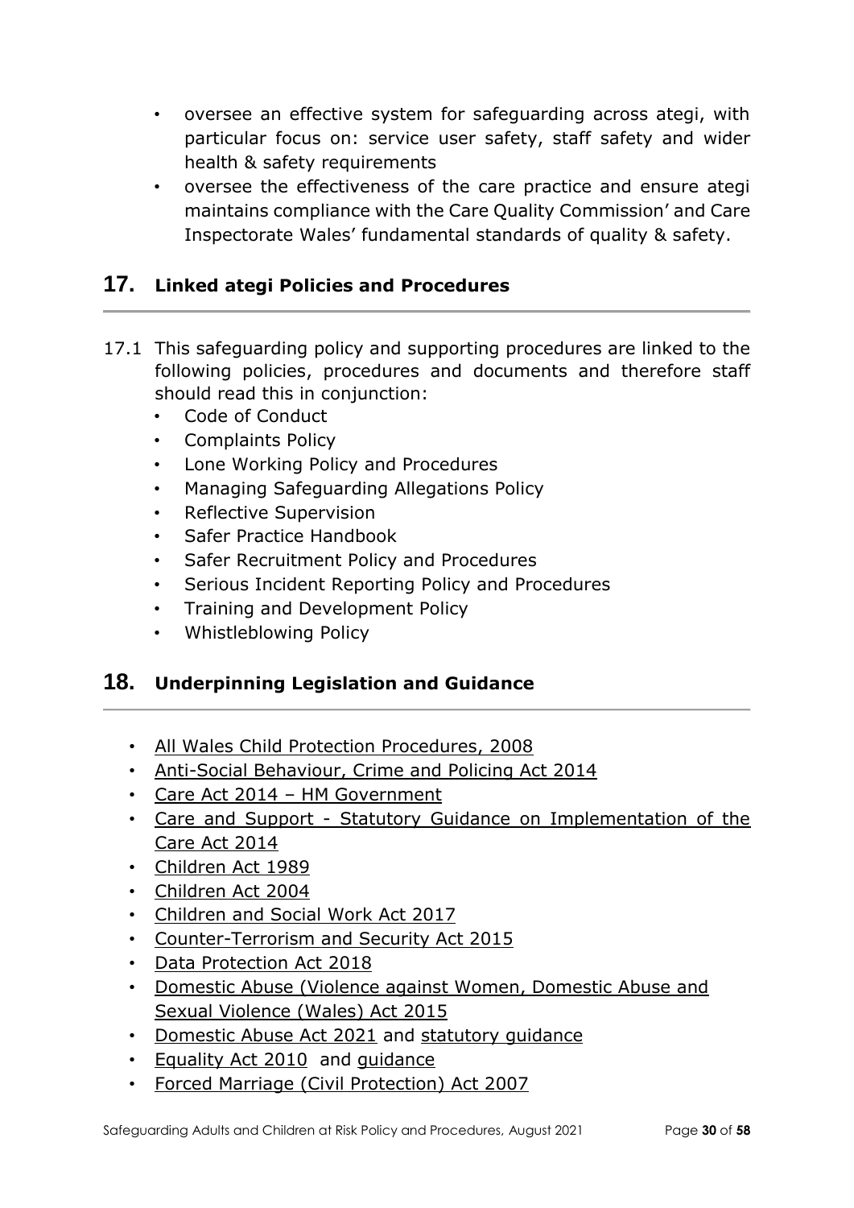- oversee an effective system for safeguarding across ategi, with particular focus on: service user safety, staff safety and wider health & safety requirements
- oversee the effectiveness of the care practice and ensure ategi maintains compliance with the Care Quality Commission' and Care Inspectorate Wales' fundamental standards of quality & safety.

## 17. Linked ategi Policies and Procedures

17.1 This safeguarding policy and supporting procedures are linked to the following policies, procedures and documents and therefore staff should read this in conjunction:

- Code of Conduct
- Complaints Policy
- Lone Working Policy and Procedures
- Managing Safeguarding Allegations Policy
- Reflective Supervision
- Safer Practice Handbook
- Safer Recruitment Policy and Procedures
- Serious Incident Reporting Policy and Procedures
- Training and Development Policy
- Whistleblowing Policy

## 18. Underpinning Legislation and Guidance

- All Wales Child Protection Procedures, 2008
- Anti-Social Behaviour, Crime and Policing Act 2014
- Care Act 2014 – HM Government
- Care and Support - Statutory Guidance on Implementation of the Care Act 2014
- Children Act 1989
- Children Act 2004
- Children and Social Work Act 2017
- Counter-Terrorism and Security Act 2015
- Data Protection Act 2018
- Domestic Abuse (Violence against Women, Domestic Abuse and Sexual Violence (Wales) Act 2015
- Domestic Abuse Act 2021 and statutory guidance
- Equality Act 2010 and guidance
- Forced Marriage (Civil Protection) Act 2007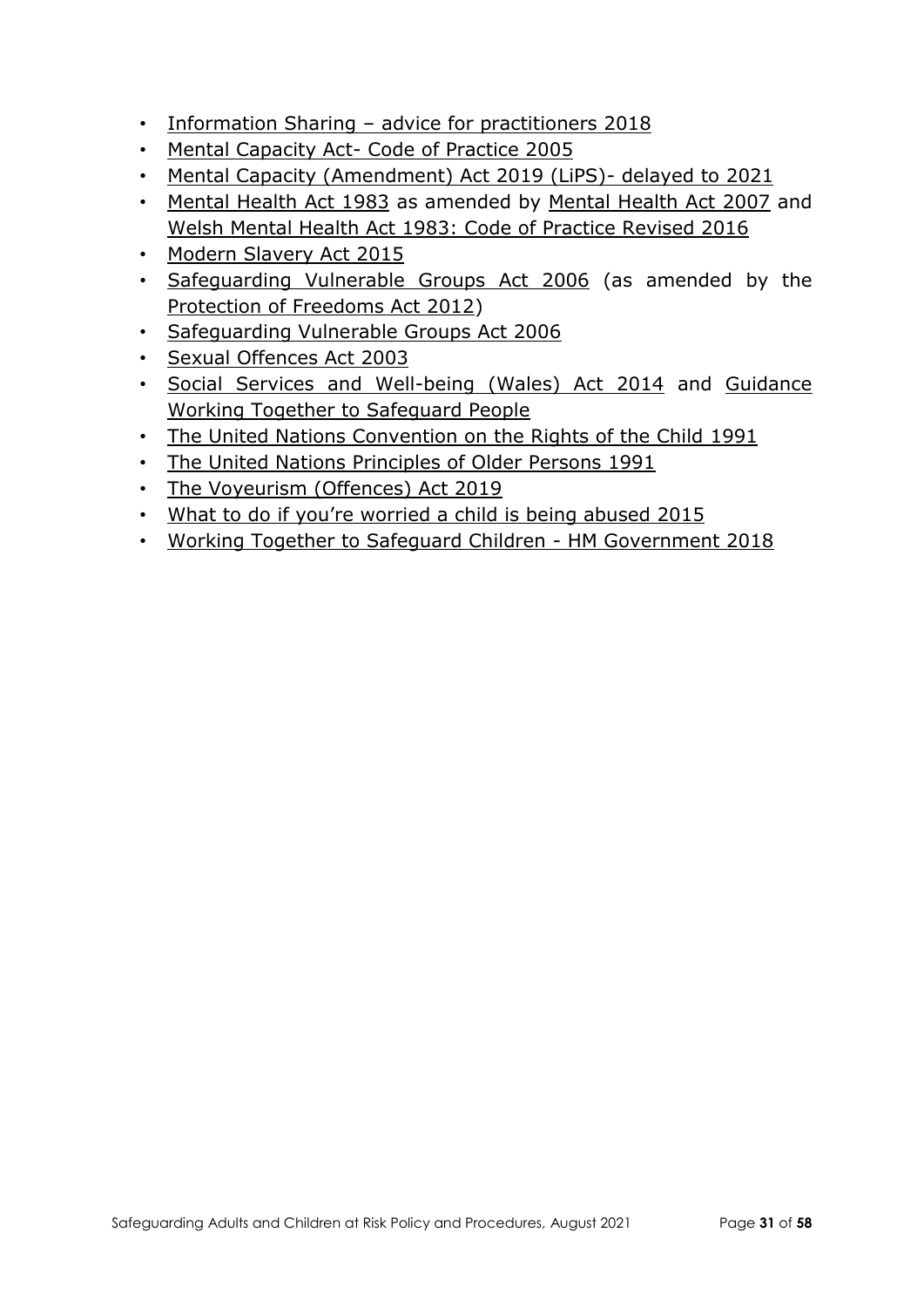- Information Sharing – advice for practitioners 2018
- Mental Capacity Act- Code of Practice 2005
- Mental Capacity (Amendment) Act 2019 (LiPS)- delayed to 2021
- Mental Health Act 1983 as amended by Mental Health Act 2007 and Welsh Mental Health Act 1983: Code of Practice Revised 2016
- Modern Slavery Act 2015
- Safeguarding Vulnerable Groups Act 2006 (as amended by the Protection of Freedoms Act 2012)
- Safeguarding Vulnerable Groups Act 2006
- Sexual Offences Act 2003
- Social Services and Well-being (Wales) Act 2014 and Guidance Working Together to Safeguard People
- The United Nations Convention on the Rights of the Child 1991
- The United Nations Principles of Older Persons 1991
- The Voyeurism (Offences) Act 2019
- What to do if you're worried a child is being abused 2015
- Working Together to Safeguard Children - HM Government 2018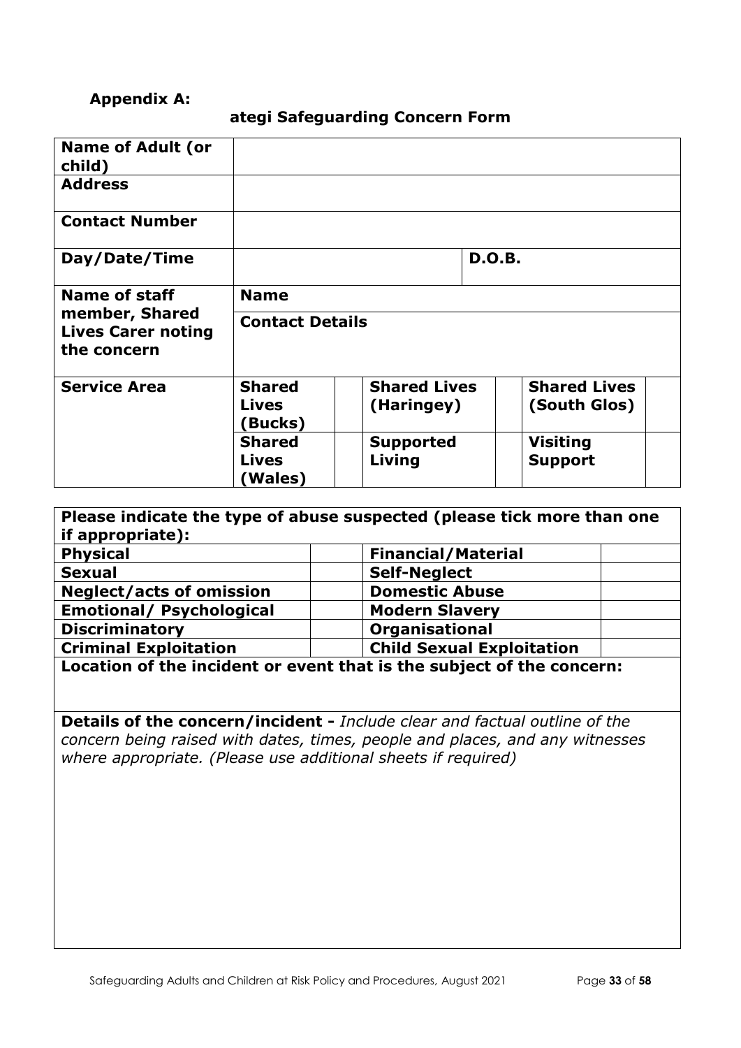**Appendix A:**

## ategi Safeguarding Concern Form

| **Name of Adult (or child)** | | | | | | |
|---|---|---|---|---|---|---|
| **Address** | | | | | | |
| **Contact Number** | | | | | | |
| **Day/Date/Time** | | | **D.O.B.** | | | |
| **Name of staff member, Shared Lives Carer noting the concern** | **Name** | | | | | |
| | **Contact Details** | | | | | |
| **Service Area** | **Shared Lives (Bucks)** | | **Shared Lives (Haringey)** | | **Shared Lives (South Glos)** | |
| | **Shared Lives (Wales)** | | **Supported Living** | | **Visiting Support** | |

| **Please indicate the type of abuse suspected (please tick more than one if appropriate):** | | | |
|---|---|---|---|
| **Physical** | | **Financial/Material** | |
| **Sexual** | | **Self-Neglect** | |
| **Neglect/acts of omission** | | **Domestic Abuse** | |
| **Emotional/ Psychological** | | **Modern Slavery** | |
| **Discriminatory** | | **Organisational** | |
| **Criminal Exploitation** | | **Child Sexual Exploitation** | |

**Location of the incident or event that is the subject of the concern:**

**Details of the concern/incident -** *Include clear and factual outline of the concern being raised with dates, times, people and places, and any witnesses where appropriate. (Please use additional sheets if required)*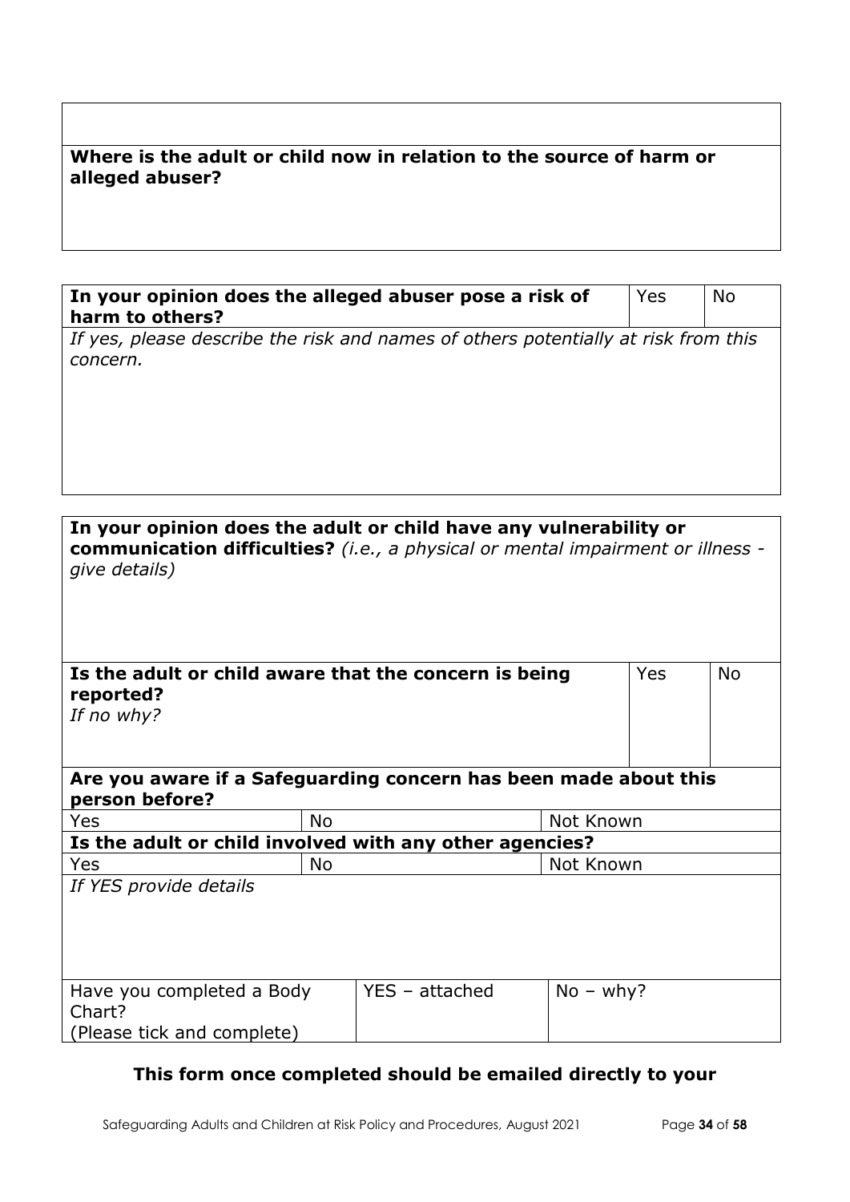| |
|---|
| |
| **Where is the adult or child now in relation to the source of harm or alleged abuser?** |

| **In your opinion does the alleged abuser pose a risk of harm to others?** | Yes | No |
|---|---|---|
| *If yes, please describe the risk and names of others potentially at risk from this concern.* | | |

| **In your opinion does the adult or child have any vulnerability or communication difficulties?** *(i.e., a physical or mental impairment or illness - give details)* | | | | |
|---|---|---|---|---|
| **Is the adult or child aware that the concern is being reported?** *If no why?* | | | Yes | No |
| **Are you aware if a Safeguarding concern has been made about this person before?** | | | | |
| Yes | No | | Not Known | |
| **Is the adult or child involved with any other agencies?** | | | | |
| Yes | No | | Not Known | |
| *If YES provide details* | | | | |
| Have you completed a Body Chart? (Please tick and complete) | | YES – attached | No – why? | |

**This form once completed should be emailed directly to your**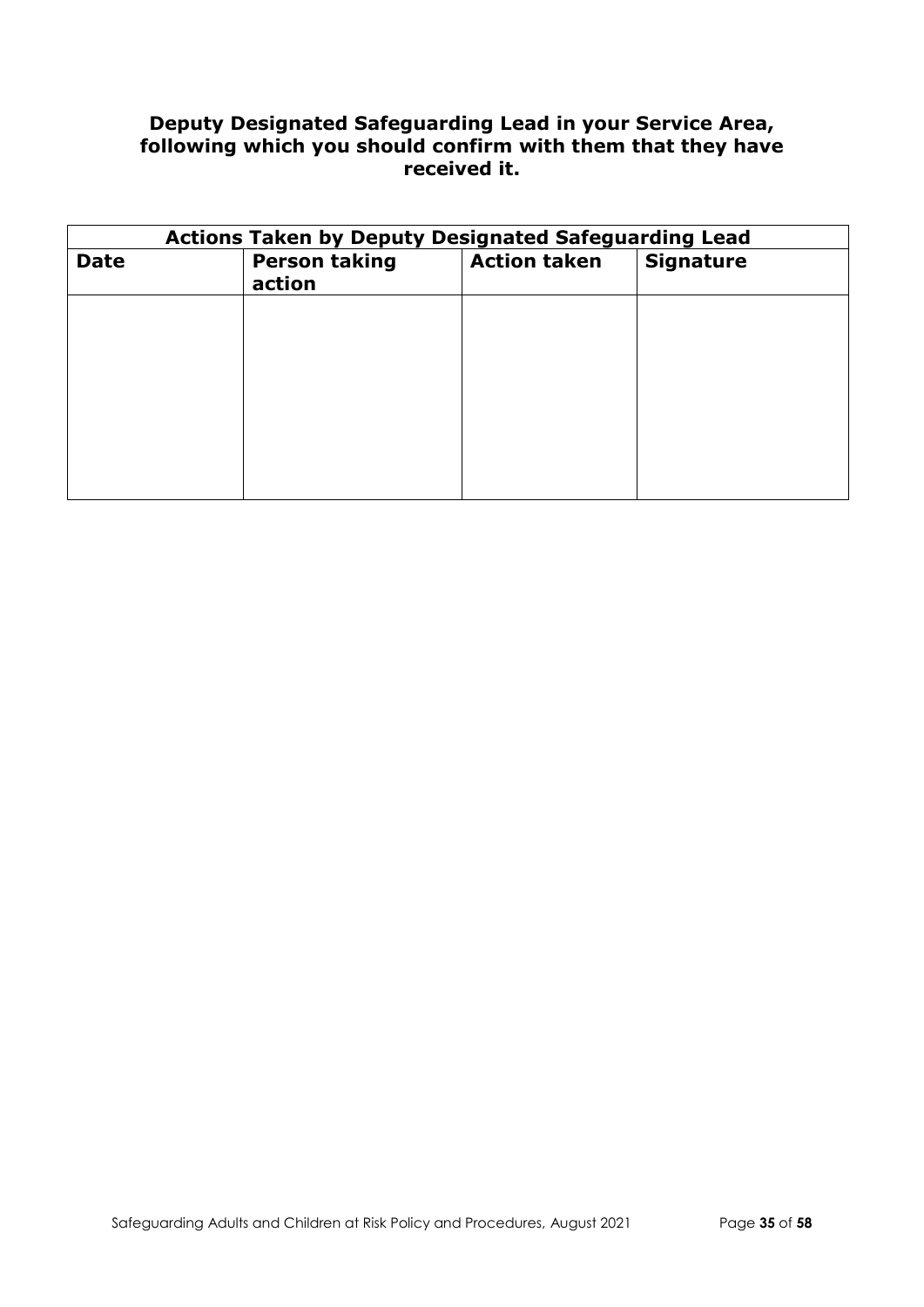**Deputy Designated Safeguarding Lead in your Service Area, following which you should confirm with them that they have received it.**

| **Actions Taken by Deputy Designated Safeguarding Lead** | | | |
|---|---|---|---|
| **Date** | **Person taking action** | **Action taken** | **Signature** |
| | | | |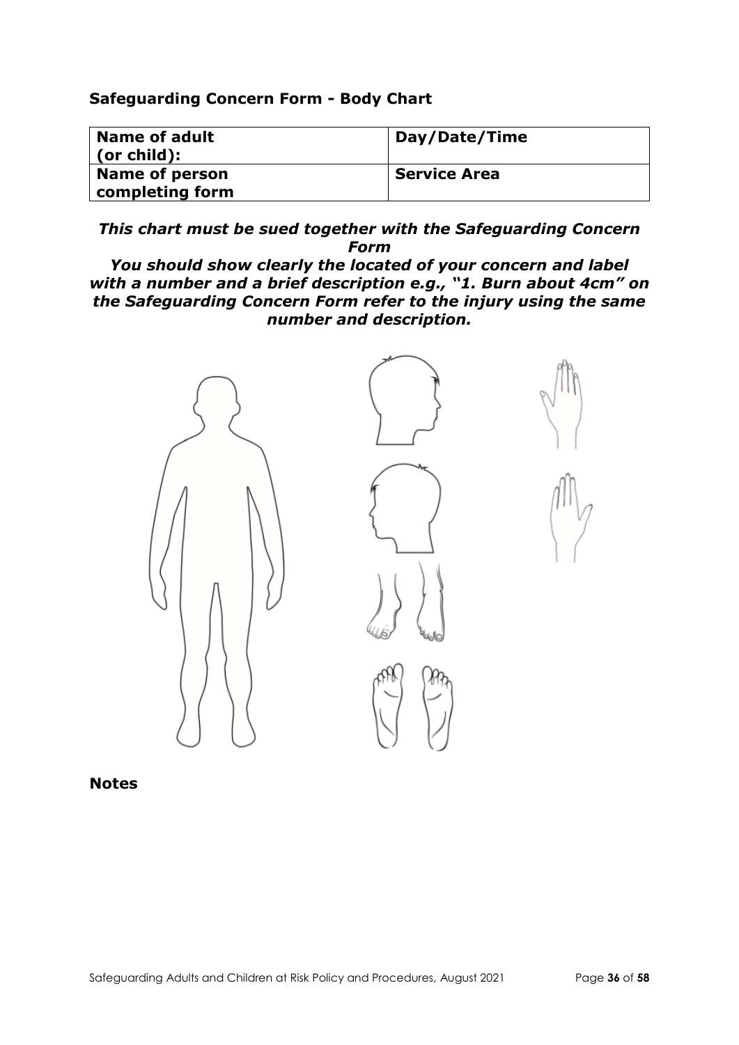## Safeguarding Concern Form - Body Chart

| Name of adult (or child): | Day/Date/Time |
| --- | --- |
| Name of person completing form | Service Area |

***This chart must be sued together with the Safeguarding Concern Form***

***You should show clearly the located of your concern and label with a number and a brief description e.g., "1. Burn about 4cm" on the Safeguarding Concern Form refer to the injury using the same number and description.***

**Notes**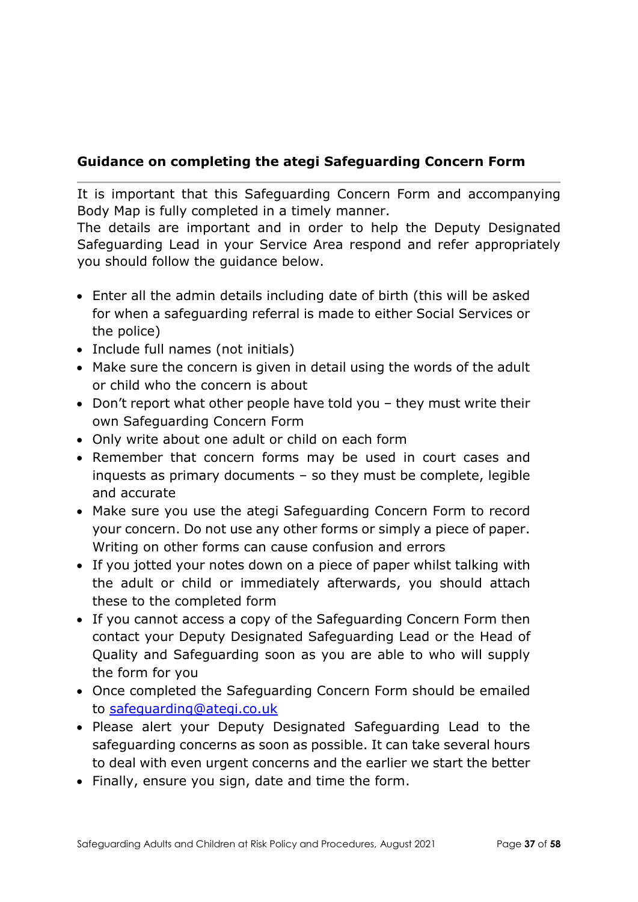## Guidance on completing the ategi Safeguarding Concern Form

It is important that this Safeguarding Concern Form and accompanying Body Map is fully completed in a timely manner.
The details are important and in order to help the Deputy Designated Safeguarding Lead in your Service Area respond and refer appropriately you should follow the guidance below.

- Enter all the admin details including date of birth (this will be asked for when a safeguarding referral is made to either Social Services or the police)
- Include full names (not initials)
- Make sure the concern is given in detail using the words of the adult or child who the concern is about
- Don't report what other people have told you – they must write their own Safeguarding Concern Form
- Only write about one adult or child on each form
- Remember that concern forms may be used in court cases and inquests as primary documents – so they must be complete, legible and accurate
- Make sure you use the ategi Safeguarding Concern Form to record your concern. Do not use any other forms or simply a piece of paper. Writing on other forms can cause confusion and errors
- If you jotted your notes down on a piece of paper whilst talking with the adult or child or immediately afterwards, you should attach these to the completed form
- If you cannot access a copy of the Safeguarding Concern Form then contact your Deputy Designated Safeguarding Lead or the Head of Quality and Safeguarding soon as you are able to who will supply the form for you
- Once completed the Safeguarding Concern Form should be emailed to [safeguarding@ategi.co.uk](mailto:safeguarding@ategi.co.uk)
- Please alert your Deputy Designated Safeguarding Lead to the safeguarding concerns as soon as possible. It can take several hours to deal with even urgent concerns and the earlier we start the better
- Finally, ensure you sign, date and time the form.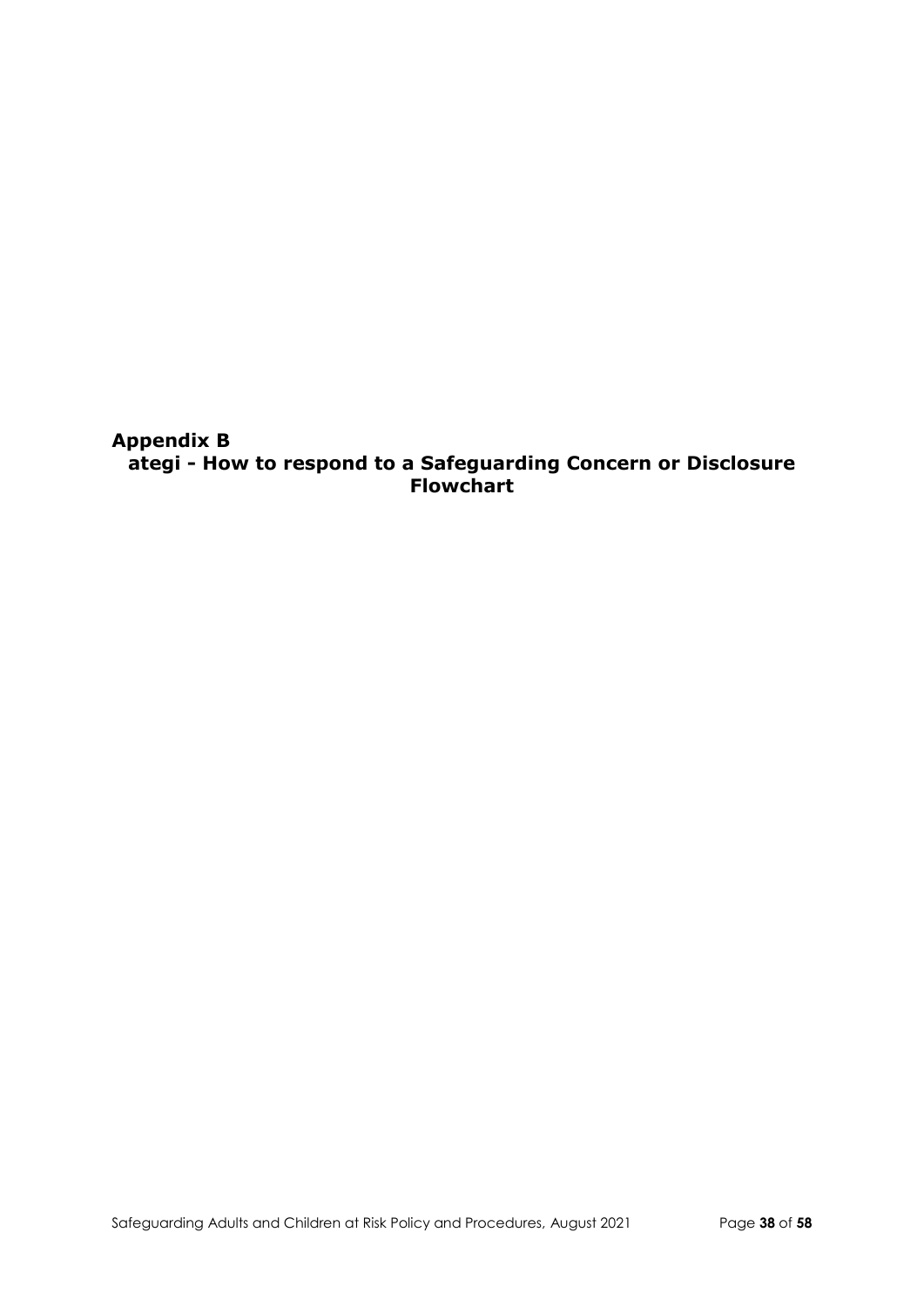## Appendix B

## ategi - How to respond to a Safeguarding Concern or Disclosure Flowchart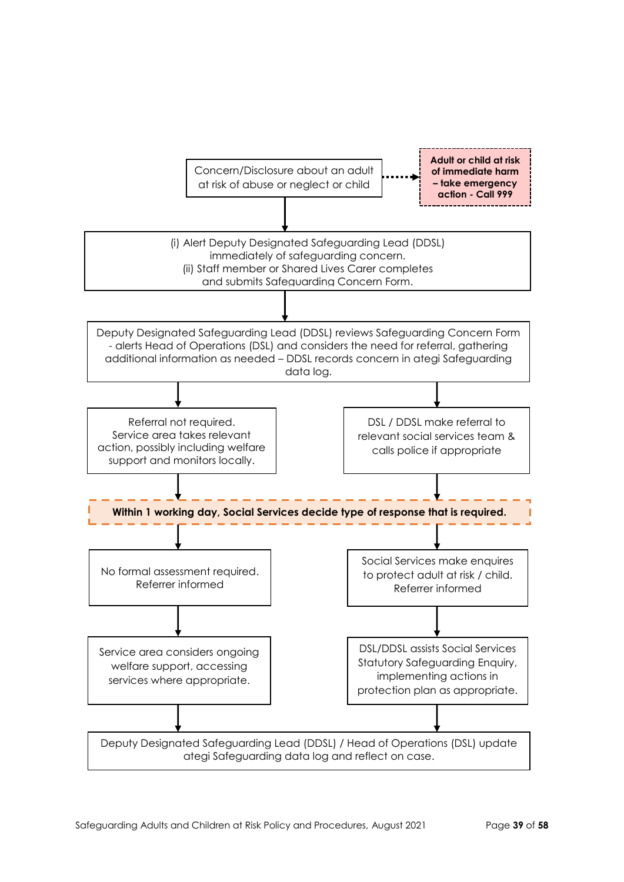Concern/Disclosure about an adult at risk of abuse or neglect or child

**Adult or child at risk of immediate harm – take emergency action - Call 999**

(i) Alert Deputy Designated Safeguarding Lead (DDSL) immediately of safeguarding concern.
(ii) Staff member or Shared Lives Carer completes and submits Safeguarding Concern Form.

Deputy Designated Safeguarding Lead (DDSL) reviews Safeguarding Concern Form - alerts Head of Operations (DSL) and considers the need for referral, gathering additional information as needed – DDSL records concern in ategi Safeguarding data log.

Referral not required. Service area takes relevant action, possibly including welfare support and monitors locally.

DSL / DDSL make referral to relevant social services team & calls police if appropriate

**Within 1 working day, Social Services decide type of response that is required.**

No formal assessment required. Referrer informed

Social Services make enquires to protect adult at risk / child. Referrer informed

Service area considers ongoing welfare support, accessing services where appropriate.

DSL/DDSL assists Social Services Statutory Safeguarding Enquiry, implementing actions in protection plan as appropriate.

Deputy Designated Safeguarding Lead (DDSL) / Head of Operations (DSL) update ategi Safeguarding data log and reflect on case.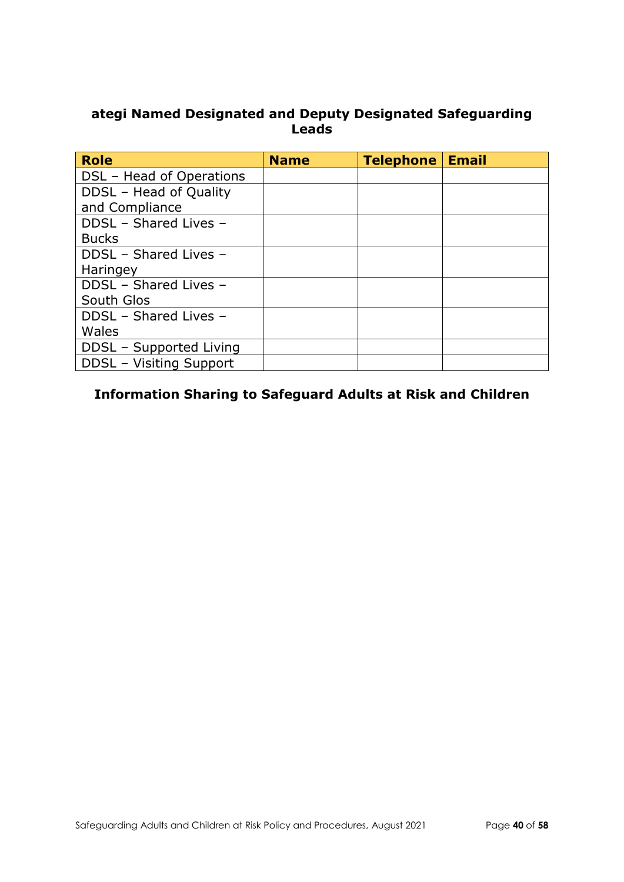## ategi Named Designated and Deputy Designated Safeguarding Leads

| Role | Name | Telephone | Email |
| --- | --- | --- | --- |
| DSL – Head of Operations | | | |
| DDSL – Head of Quality and Compliance | | | |
| DDSL – Shared Lives – Bucks | | | |
| DDSL – Shared Lives – Haringey | | | |
| DDSL – Shared Lives – South Glos | | | |
| DDSL – Shared Lives – Wales | | | |
| DDSL – Supported Living | | | |
| DDSL – Visiting Support | | | |

## Information Sharing to Safeguard Adults at Risk and Children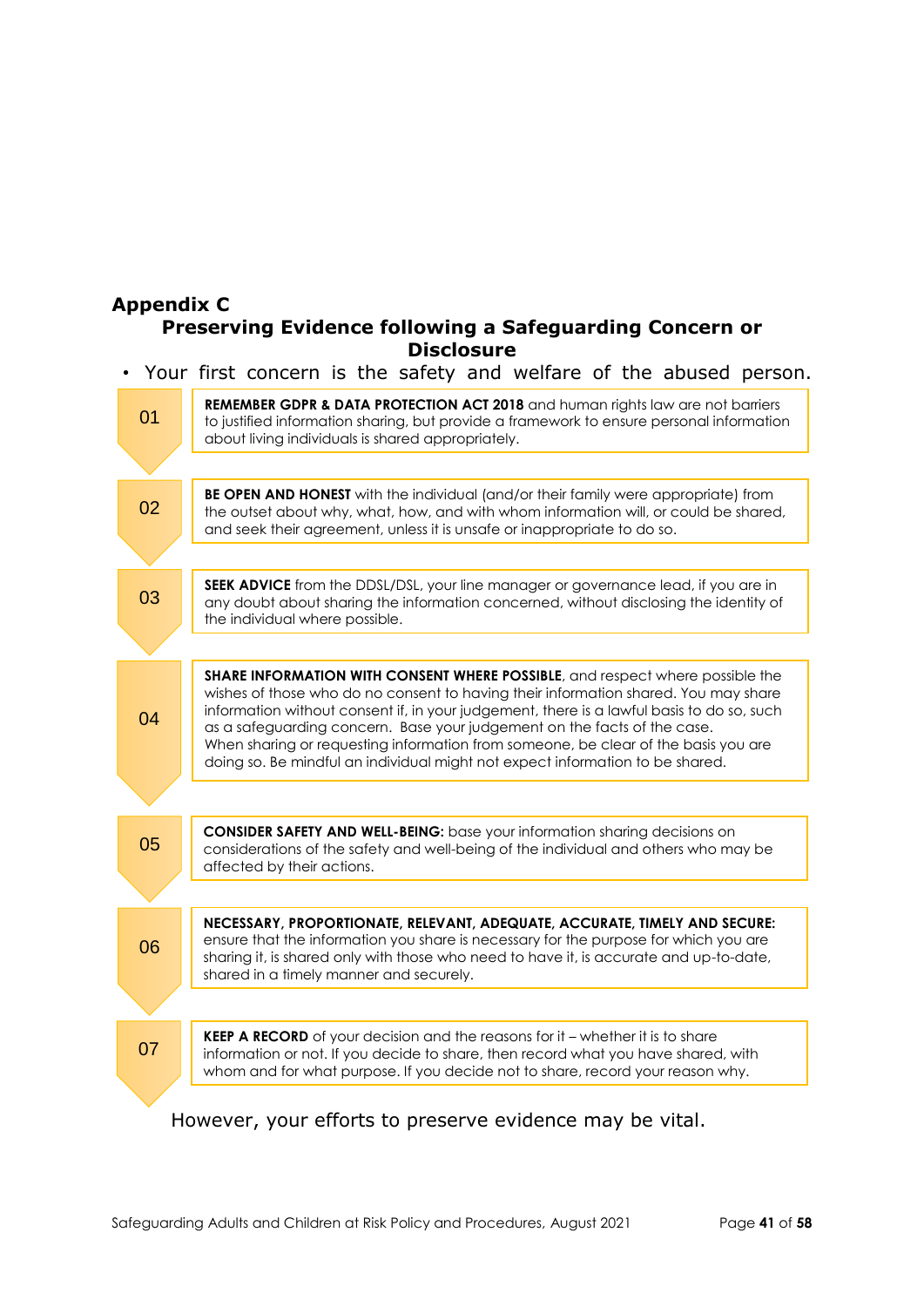## Appendix C

### Preserving Evidence following a Safeguarding Concern or Disclosure

- Your first concern is the safety and welfare of the abused person.

01 — **REMEMBER GDPR & DATA PROTECTION ACT 2018** and human rights law are not barriers to justified information sharing, but provide a framework to ensure personal information about living individuals is shared appropriately.

02 — **BE OPEN AND HONEST** with the individual (and/or their family were appropriate) from the outset about why, what, how, and with whom information will, or could be shared, and seek their agreement, unless it is unsafe or inappropriate to do so.

03 — **SEEK ADVICE** from the DDSL/DSL, your line manager or governance lead, if you are in any doubt about sharing the information concerned, without disclosing the identity of the individual where possible.

04 — **SHARE INFORMATION WITH CONSENT WHERE POSSIBLE**, and respect where possible the wishes of those who do no consent to having their information shared. You may share information without consent if, in your judgement, there is a lawful basis to do so, such as a safeguarding concern. Base your judgement on the facts of the case. When sharing or requesting information from someone, be clear of the basis you are doing so. Be mindful an individual might not expect information to be shared.

05 — **CONSIDER SAFETY AND WELL-BEING:** base your information sharing decisions on considerations of the safety and well-being of the individual and others who may be affected by their actions.

06 — **NECESSARY, PROPORTIONATE, RELEVANT, ADEQUATE, ACCURATE, TIMELY AND SECURE:** ensure that the information you share is necessary for the purpose for which you are sharing it, is shared only with those who need to have it, is accurate and up-to-date, shared in a timely manner and securely.

07 — **KEEP A RECORD** of your decision and the reasons for it – whether it is to share information or not. If you decide to share, then record what you have shared, with whom and for what purpose. If you decide not to share, record your reason why.

However, your efforts to preserve evidence may be vital.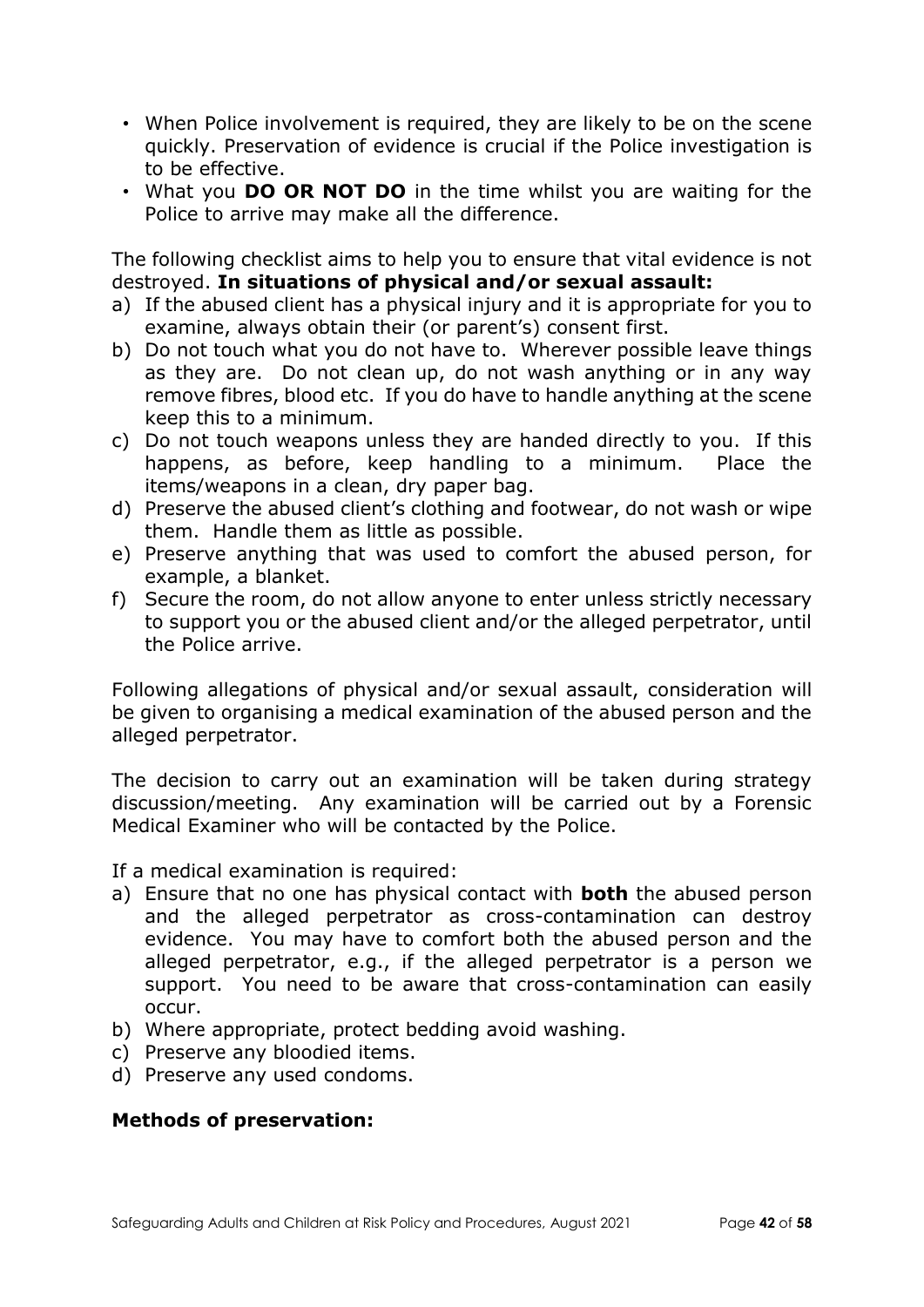- When Police involvement is required, they are likely to be on the scene quickly. Preservation of evidence is crucial if the Police investigation is to be effective.
- What you **DO OR NOT DO** in the time whilst you are waiting for the Police to arrive may make all the difference.

The following checklist aims to help you to ensure that vital evidence is not destroyed. **In situations of physical and/or sexual assault:**

a) If the abused client has a physical injury and it is appropriate for you to examine, always obtain their (or parent's) consent first.
b) Do not touch what you do not have to. Wherever possible leave things as they are. Do not clean up, do not wash anything or in any way remove fibres, blood etc. If you do have to handle anything at the scene keep this to a minimum.
c) Do not touch weapons unless they are handed directly to you. If this happens, as before, keep handling to a minimum. Place the items/weapons in a clean, dry paper bag.
d) Preserve the abused client's clothing and footwear, do not wash or wipe them. Handle them as little as possible.
e) Preserve anything that was used to comfort the abused person, for example, a blanket.
f) Secure the room, do not allow anyone to enter unless strictly necessary to support you or the abused client and/or the alleged perpetrator, until the Police arrive.

Following allegations of physical and/or sexual assault, consideration will be given to organising a medical examination of the abused person and the alleged perpetrator.

The decision to carry out an examination will be taken during strategy discussion/meeting. Any examination will be carried out by a Forensic Medical Examiner who will be contacted by the Police.

If a medical examination is required:

a) Ensure that no one has physical contact with **both** the abused person and the alleged perpetrator as cross-contamination can destroy evidence. You may have to comfort both the abused person and the alleged perpetrator, e.g., if the alleged perpetrator is a person we support. You need to be aware that cross-contamination can easily occur.
b) Where appropriate, protect bedding avoid washing.
c) Preserve any bloodied items.
d) Preserve any used condoms.

**Methods of preservation:**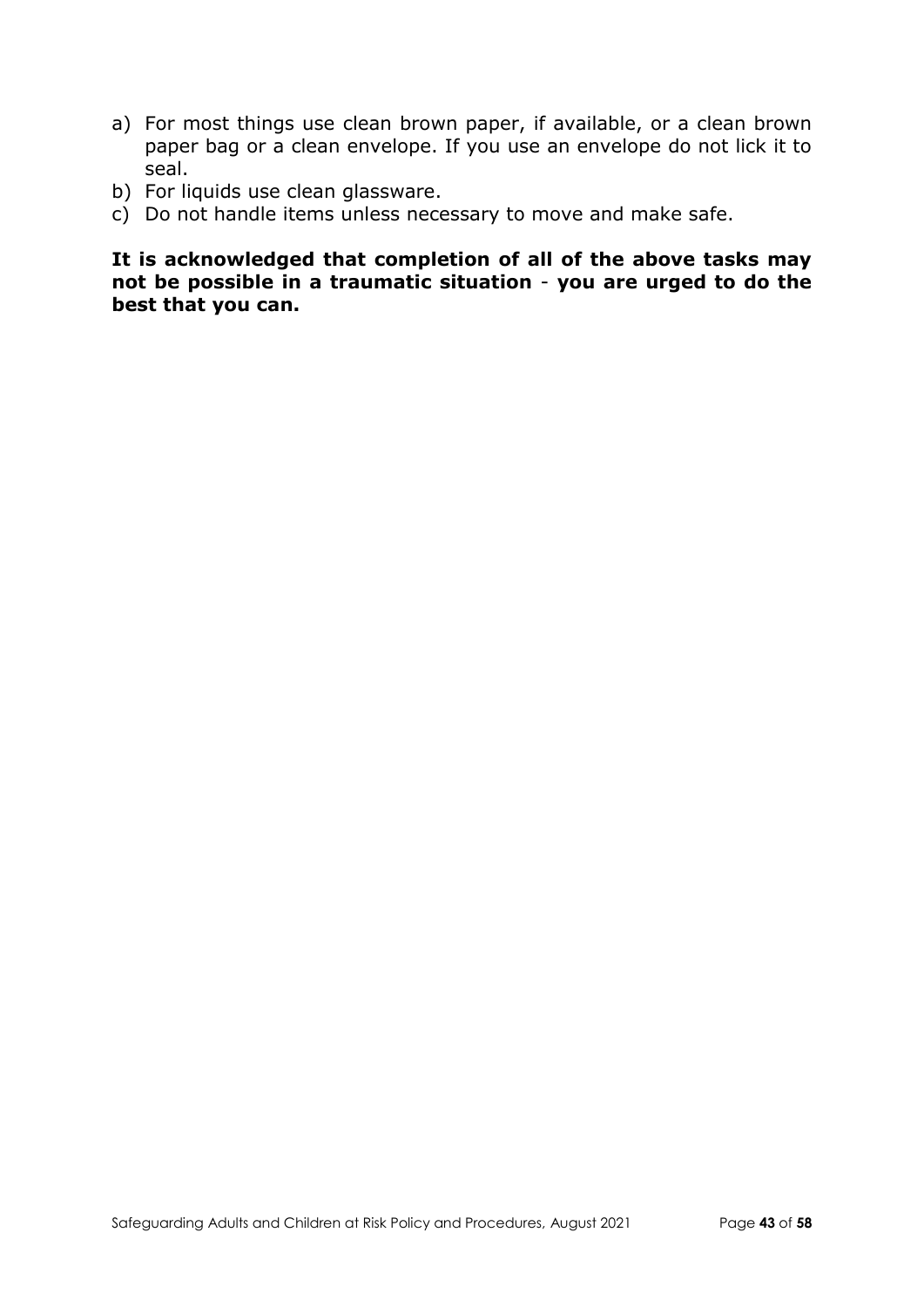a) For most things use clean brown paper, if available, or a clean brown paper bag or a clean envelope. If you use an envelope do not lick it to seal.
b) For liquids use clean glassware.
c) Do not handle items unless necessary to move and make safe.

**It is acknowledged that completion of all of the above tasks may not be possible in a traumatic situation** - **you are urged to do the best that you can.**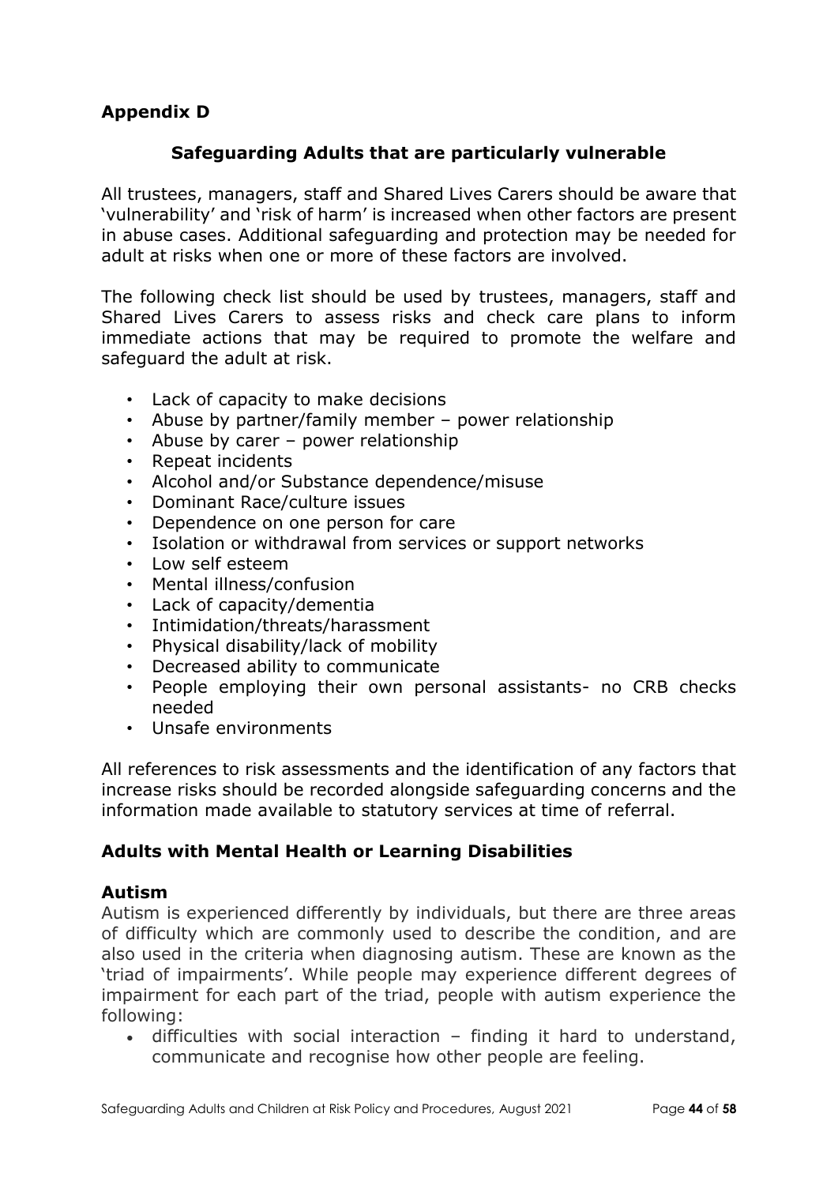## Appendix D

### Safeguarding Adults that are particularly vulnerable

All trustees, managers, staff and Shared Lives Carers should be aware that 'vulnerability' and 'risk of harm' is increased when other factors are present in abuse cases. Additional safeguarding and protection may be needed for adult at risks when one or more of these factors are involved.

The following check list should be used by trustees, managers, staff and Shared Lives Carers to assess risks and check care plans to inform immediate actions that may be required to promote the welfare and safeguard the adult at risk.

- Lack of capacity to make decisions
- Abuse by partner/family member – power relationship
- Abuse by carer – power relationship
- Repeat incidents
- Alcohol and/or Substance dependence/misuse
- Dominant Race/culture issues
- Dependence on one person for care
- Isolation or withdrawal from services or support networks
- Low self esteem
- Mental illness/confusion
- Lack of capacity/dementia
- Intimidation/threats/harassment
- Physical disability/lack of mobility
- Decreased ability to communicate
- People employing their own personal assistants- no CRB checks needed
- Unsafe environments

All references to risk assessments and the identification of any factors that increase risks should be recorded alongside safeguarding concerns and the information made available to statutory services at time of referral.

### Adults with Mental Health or Learning Disabilities

#### Autism

Autism is experienced differently by individuals, but there are three areas of difficulty which are commonly used to describe the condition, and are also used in the criteria when diagnosing autism. These are known as the 'triad of impairments'. While people may experience different degrees of impairment for each part of the triad, people with autism experience the following:

- difficulties with social interaction – finding it hard to understand, communicate and recognise how other people are feeling.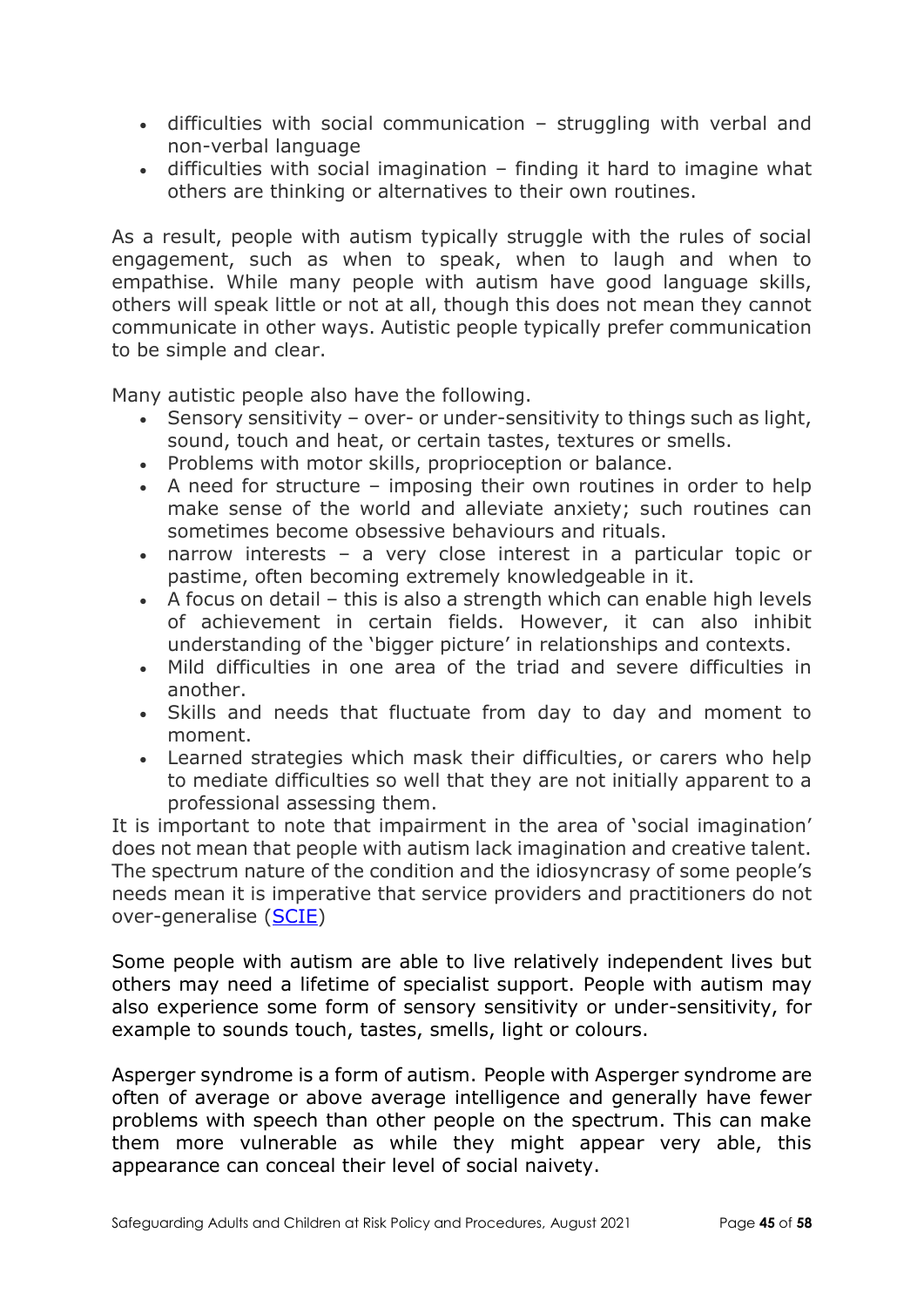- difficulties with social communication – struggling with verbal and non-verbal language
- difficulties with social imagination – finding it hard to imagine what others are thinking or alternatives to their own routines.

As a result, people with autism typically struggle with the rules of social engagement, such as when to speak, when to laugh and when to empathise. While many people with autism have good language skills, others will speak little or not at all, though this does not mean they cannot communicate in other ways. Autistic people typically prefer communication to be simple and clear.

Many autistic people also have the following.

- Sensory sensitivity – over- or under-sensitivity to things such as light, sound, touch and heat, or certain tastes, textures or smells.
- Problems with motor skills, proprioception or balance.
- A need for structure – imposing their own routines in order to help make sense of the world and alleviate anxiety; such routines can sometimes become obsessive behaviours and rituals.
- narrow interests – a very close interest in a particular topic or pastime, often becoming extremely knowledgeable in it.
- A focus on detail – this is also a strength which can enable high levels of achievement in certain fields. However, it can also inhibit understanding of the 'bigger picture' in relationships and contexts.
- Mild difficulties in one area of the triad and severe difficulties in another.
- Skills and needs that fluctuate from day to day and moment to moment.
- Learned strategies which mask their difficulties, or carers who help to mediate difficulties so well that they are not initially apparent to a professional assessing them.

It is important to note that impairment in the area of 'social imagination' does not mean that people with autism lack imagination and creative talent. The spectrum nature of the condition and the idiosyncrasy of some people's needs mean it is imperative that service providers and practitioners do not over-generalise (SCIE)

Some people with autism are able to live relatively independent lives but others may need a lifetime of specialist support. People with autism may also experience some form of sensory sensitivity or under-sensitivity, for example to sounds touch, tastes, smells, light or colours.

Asperger syndrome is a form of autism. People with Asperger syndrome are often of average or above average intelligence and generally have fewer problems with speech than other people on the spectrum. This can make them more vulnerable as while they might appear very able, this appearance can conceal their level of social naivety.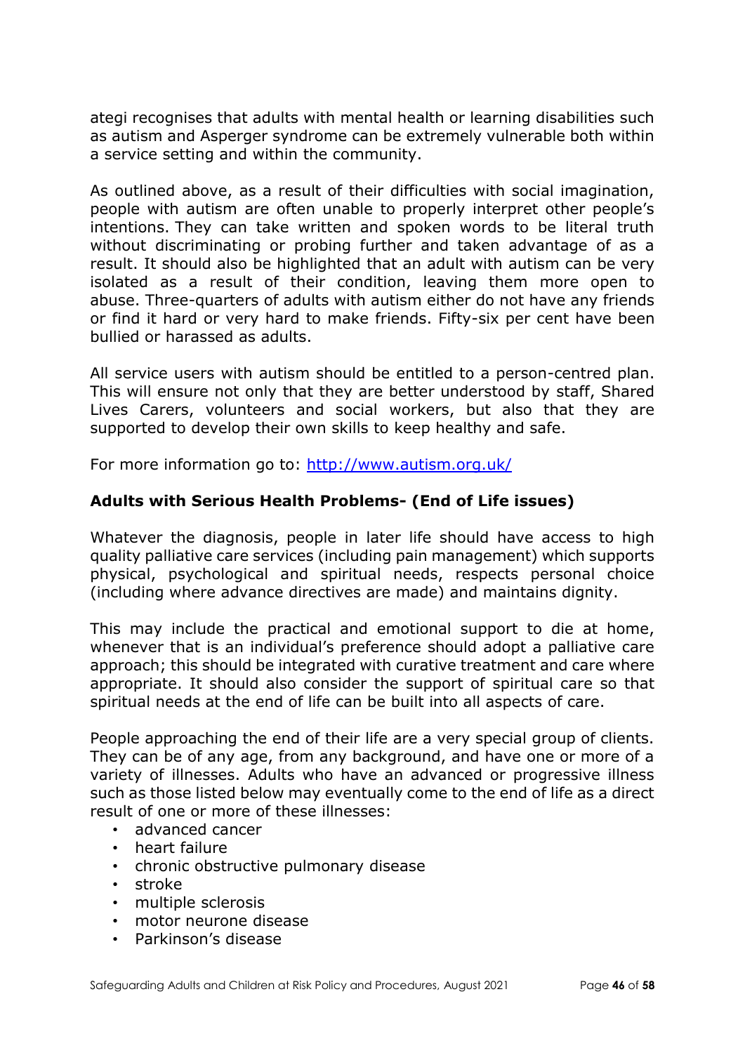ategi recognises that adults with mental health or learning disabilities such as autism and Asperger syndrome can be extremely vulnerable both within a service setting and within the community.

As outlined above, as a result of their difficulties with social imagination, people with autism are often unable to properly interpret other people's intentions. They can take written and spoken words to be literal truth without discriminating or probing further and taken advantage of as a result. It should also be highlighted that an adult with autism can be very isolated as a result of their condition, leaving them more open to abuse. Three-quarters of adults with autism either do not have any friends or find it hard or very hard to make friends. Fifty-six per cent have been bullied or harassed as adults.

All service users with autism should be entitled to a person-centred plan. This will ensure not only that they are better understood by staff, Shared Lives Carers, volunteers and social workers, but also that they are supported to develop their own skills to keep healthy and safe.

For more information go to: [http://www.autism.org.uk/](http://www.autism.org.uk/)

**Adults with Serious Health Problems- (End of Life issues)**

Whatever the diagnosis, people in later life should have access to high quality palliative care services (including pain management) which supports physical, psychological and spiritual needs, respects personal choice (including where advance directives are made) and maintains dignity.

This may include the practical and emotional support to die at home, whenever that is an individual's preference should adopt a palliative care approach; this should be integrated with curative treatment and care where appropriate. It should also consider the support of spiritual care so that spiritual needs at the end of life can be built into all aspects of care.

People approaching the end of their life are a very special group of clients. They can be of any age, from any background, and have one or more of a variety of illnesses. Adults who have an advanced or progressive illness such as those listed below may eventually come to the end of life as a direct result of one or more of these illnesses:

- advanced cancer
- heart failure
- chronic obstructive pulmonary disease
- stroke
- multiple sclerosis
- motor neurone disease
- Parkinson's disease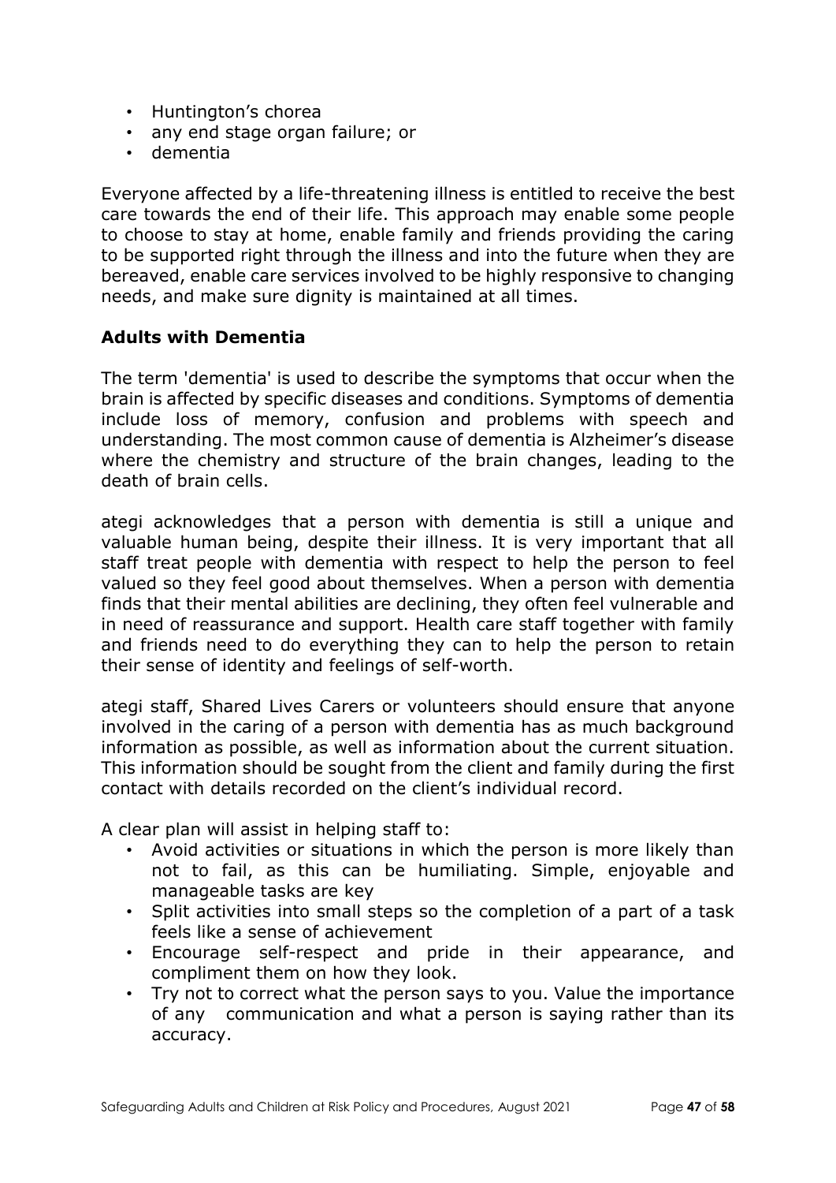- Huntington's chorea
- any end stage organ failure; or
- dementia

Everyone affected by a life-threatening illness is entitled to receive the best care towards the end of their life. This approach may enable some people to choose to stay at home, enable family and friends providing the caring to be supported right through the illness and into the future when they are bereaved, enable care services involved to be highly responsive to changing needs, and make sure dignity is maintained at all times.

**Adults with Dementia**

The term 'dementia' is used to describe the symptoms that occur when the brain is affected by specific diseases and conditions. Symptoms of dementia include loss of memory, confusion and problems with speech and understanding. The most common cause of dementia is Alzheimer's disease where the chemistry and structure of the brain changes, leading to the death of brain cells.

ategi acknowledges that a person with dementia is still a unique and valuable human being, despite their illness. It is very important that all staff treat people with dementia with respect to help the person to feel valued so they feel good about themselves. When a person with dementia finds that their mental abilities are declining, they often feel vulnerable and in need of reassurance and support. Health care staff together with family and friends need to do everything they can to help the person to retain their sense of identity and feelings of self-worth.

ategi staff, Shared Lives Carers or volunteers should ensure that anyone involved in the caring of a person with dementia has as much background information as possible, as well as information about the current situation. This information should be sought from the client and family during the first contact with details recorded on the client's individual record.

A clear plan will assist in helping staff to:

- Avoid activities or situations in which the person is more likely than not to fail, as this can be humiliating. Simple, enjoyable and manageable tasks are key
- Split activities into small steps so the completion of a part of a task feels like a sense of achievement
- Encourage self-respect and pride in their appearance, and compliment them on how they look.
- Try not to correct what the person says to you. Value the importance of any communication and what a person is saying rather than its accuracy.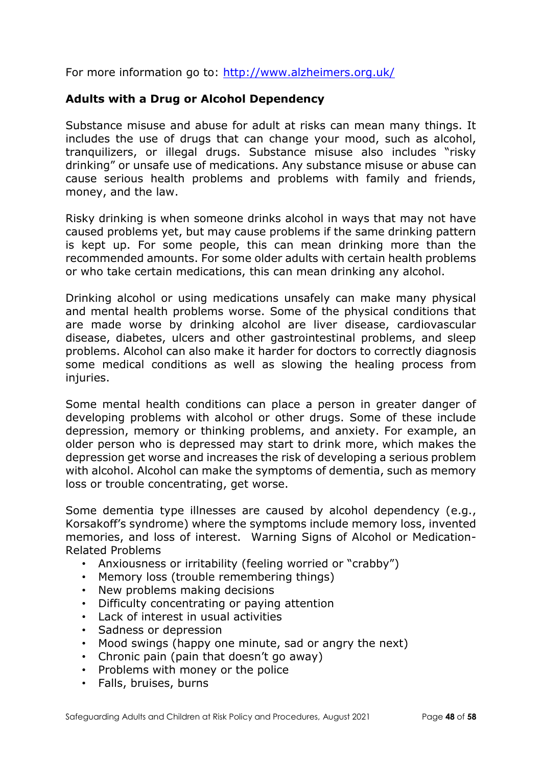For more information go to: http://www.alzheimers.org.uk/

**Adults with a Drug or Alcohol Dependency**

Substance misuse and abuse for adult at risks can mean many things. It includes the use of drugs that can change your mood, such as alcohol, tranquilizers, or illegal drugs. Substance misuse also includes "risky drinking" or unsafe use of medications. Any substance misuse or abuse can cause serious health problems and problems with family and friends, money, and the law.

Risky drinking is when someone drinks alcohol in ways that may not have caused problems yet, but may cause problems if the same drinking pattern is kept up. For some people, this can mean drinking more than the recommended amounts. For some older adults with certain health problems or who take certain medications, this can mean drinking any alcohol.

Drinking alcohol or using medications unsafely can make many physical and mental health problems worse. Some of the physical conditions that are made worse by drinking alcohol are liver disease, cardiovascular disease, diabetes, ulcers and other gastrointestinal problems, and sleep problems. Alcohol can also make it harder for doctors to correctly diagnosis some medical conditions as well as slowing the healing process from injuries.

Some mental health conditions can place a person in greater danger of developing problems with alcohol or other drugs. Some of these include depression, memory or thinking problems, and anxiety. For example, an older person who is depressed may start to drink more, which makes the depression get worse and increases the risk of developing a serious problem with alcohol. Alcohol can make the symptoms of dementia, such as memory loss or trouble concentrating, get worse.

Some dementia type illnesses are caused by alcohol dependency (e.g., Korsakoff's syndrome) where the symptoms include memory loss, invented memories, and loss of interest. Warning Signs of Alcohol or Medication-Related Problems

- Anxiousness or irritability (feeling worried or "crabby")
- Memory loss (trouble remembering things)
- New problems making decisions
- Difficulty concentrating or paying attention
- Lack of interest in usual activities
- Sadness or depression
- Mood swings (happy one minute, sad or angry the next)
- Chronic pain (pain that doesn't go away)
- Problems with money or the police
- Falls, bruises, burns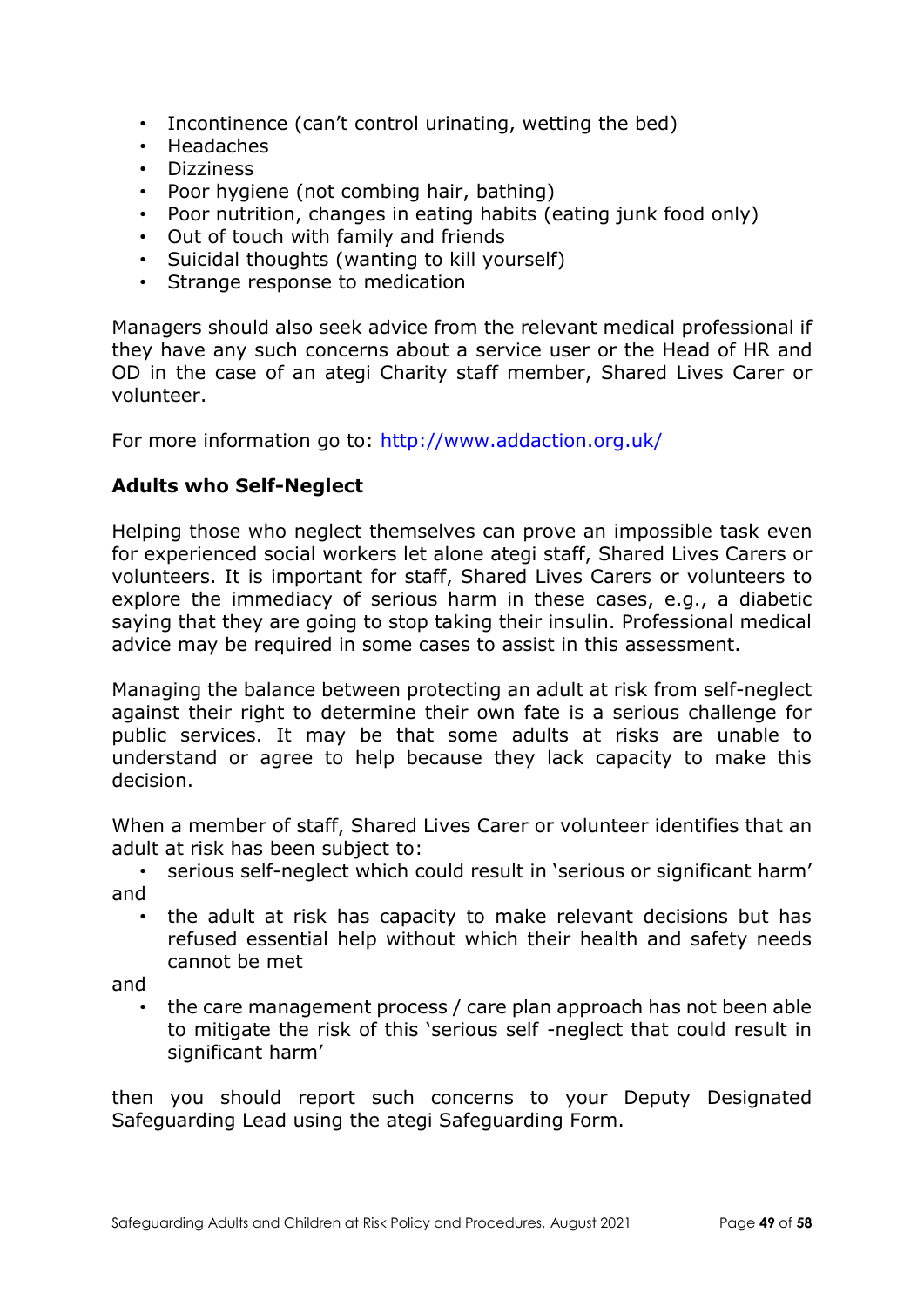- Incontinence (can't control urinating, wetting the bed)
- Headaches
- Dizziness
- Poor hygiene (not combing hair, bathing)
- Poor nutrition, changes in eating habits (eating junk food only)
- Out of touch with family and friends
- Suicidal thoughts (wanting to kill yourself)
- Strange response to medication

Managers should also seek advice from the relevant medical professional if they have any such concerns about a service user or the Head of HR and OD in the case of an ategi Charity staff member, Shared Lives Carer or volunteer.

For more information go to: [http://www.addaction.org.uk/](http://www.addaction.org.uk/)

**Adults who Self-Neglect**

Helping those who neglect themselves can prove an impossible task even for experienced social workers let alone ategi staff, Shared Lives Carers or volunteers. It is important for staff, Shared Lives Carers or volunteers to explore the immediacy of serious harm in these cases, e.g., a diabetic saying that they are going to stop taking their insulin. Professional medical advice may be required in some cases to assist in this assessment.

Managing the balance between protecting an adult at risk from self-neglect against their right to determine their own fate is a serious challenge for public services. It may be that some adults at risks are unable to understand or agree to help because they lack capacity to make this decision.

When a member of staff, Shared Lives Carer or volunteer identifies that an adult at risk has been subject to:

- serious self-neglect which could result in 'serious or significant harm'

and

- the adult at risk has capacity to make relevant decisions but has refused essential help without which their health and safety needs cannot be met

and

- the care management process / care plan approach has not been able to mitigate the risk of this 'serious self -neglect that could result in significant harm'

then you should report such concerns to your Deputy Designated Safeguarding Lead using the ategi Safeguarding Form.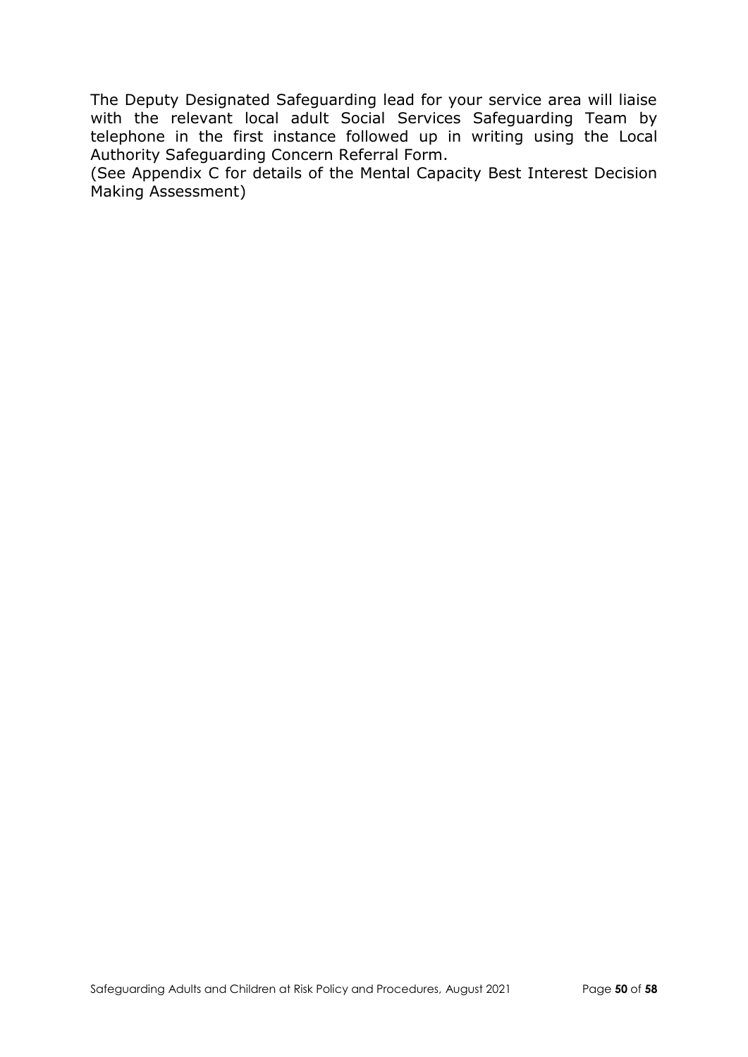The Deputy Designated Safeguarding lead for your service area will liaise with the relevant local adult Social Services Safeguarding Team by telephone in the first instance followed up in writing using the Local Authority Safeguarding Concern Referral Form.
(See Appendix C for details of the Mental Capacity Best Interest Decision Making Assessment)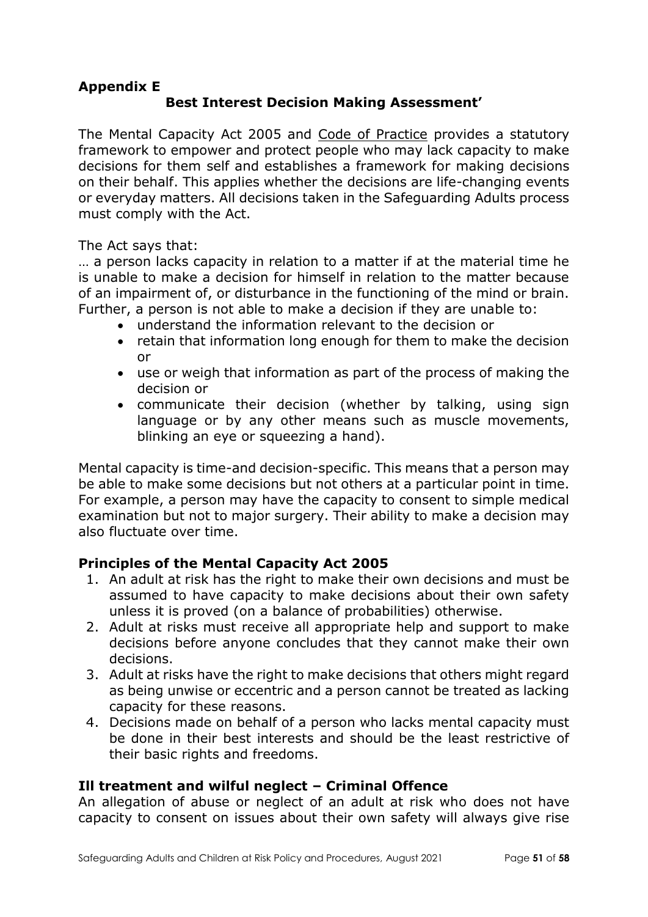**Appendix E**

**Best Interest Decision Making Assessment'**

The Mental Capacity Act 2005 and Code of Practice provides a statutory framework to empower and protect people who may lack capacity to make decisions for them self and establishes a framework for making decisions on their behalf. This applies whether the decisions are life-changing events or everyday matters. All decisions taken in the Safeguarding Adults process must comply with the Act.

The Act says that:

… a person lacks capacity in relation to a matter if at the material time he is unable to make a decision for himself in relation to the matter because of an impairment of, or disturbance in the functioning of the mind or brain. Further, a person is not able to make a decision if they are unable to:

- understand the information relevant to the decision or
- retain that information long enough for them to make the decision or
- use or weigh that information as part of the process of making the decision or
- communicate their decision (whether by talking, using sign language or by any other means such as muscle movements, blinking an eye or squeezing a hand).

Mental capacity is time-and decision-specific. This means that a person may be able to make some decisions but not others at a particular point in time. For example, a person may have the capacity to consent to simple medical examination but not to major surgery. Their ability to make a decision may also fluctuate over time.

### Principles of the Mental Capacity Act 2005

1. An adult at risk has the right to make their own decisions and must be assumed to have capacity to make decisions about their own safety unless it is proved (on a balance of probabilities) otherwise.
2. Adult at risks must receive all appropriate help and support to make decisions before anyone concludes that they cannot make their own decisions.
3. Adult at risks have the right to make decisions that others might regard as being unwise or eccentric and a person cannot be treated as lacking capacity for these reasons.
4. Decisions made on behalf of a person who lacks mental capacity must be done in their best interests and should be the least restrictive of their basic rights and freedoms.

### Ill treatment and wilful neglect – Criminal Offence

An allegation of abuse or neglect of an adult at risk who does not have capacity to consent on issues about their own safety will always give rise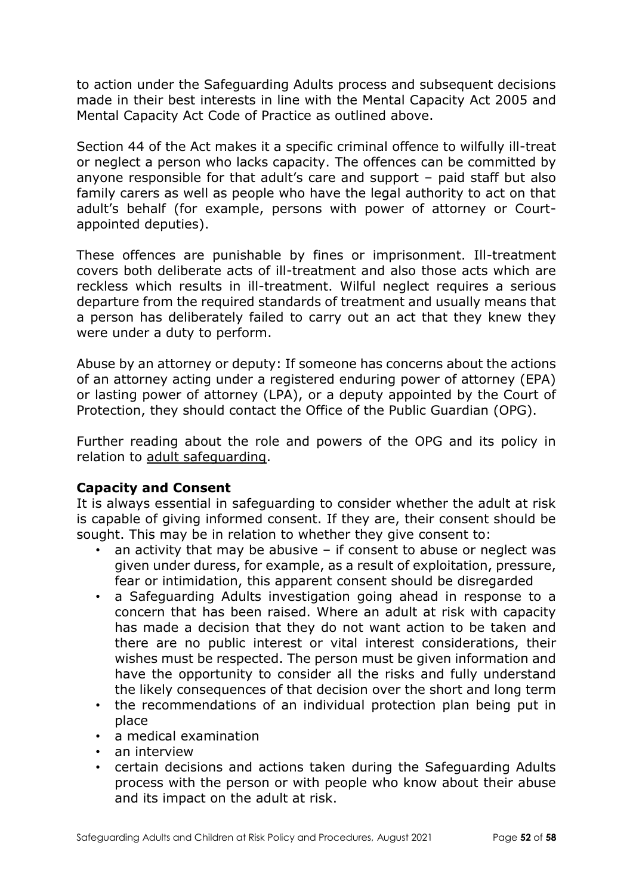to action under the Safeguarding Adults process and subsequent decisions made in their best interests in line with the Mental Capacity Act 2005 and Mental Capacity Act Code of Practice as outlined above.

Section 44 of the Act makes it a specific criminal offence to wilfully ill-treat or neglect a person who lacks capacity. The offences can be committed by anyone responsible for that adult's care and support – paid staff but also family carers as well as people who have the legal authority to act on that adult's behalf (for example, persons with power of attorney or Court-appointed deputies).

These offences are punishable by fines or imprisonment. Ill-treatment covers both deliberate acts of ill-treatment and also those acts which are reckless which results in ill-treatment. Wilful neglect requires a serious departure from the required standards of treatment and usually means that a person has deliberately failed to carry out an act that they knew they were under a duty to perform.

Abuse by an attorney or deputy: If someone has concerns about the actions of an attorney acting under a registered enduring power of attorney (EPA) or lasting power of attorney (LPA), or a deputy appointed by the Court of Protection, they should contact the Office of the Public Guardian (OPG).

Further reading about the role and powers of the OPG and its policy in relation to adult safeguarding.

**Capacity and Consent**

It is always essential in safeguarding to consider whether the adult at risk is capable of giving informed consent. If they are, their consent should be sought. This may be in relation to whether they give consent to:

- an activity that may be abusive – if consent to abuse or neglect was given under duress, for example, as a result of exploitation, pressure, fear or intimidation, this apparent consent should be disregarded
- a Safeguarding Adults investigation going ahead in response to a concern that has been raised. Where an adult at risk with capacity has made a decision that they do not want action to be taken and there are no public interest or vital interest considerations, their wishes must be respected. The person must be given information and have the opportunity to consider all the risks and fully understand the likely consequences of that decision over the short and long term
- the recommendations of an individual protection plan being put in place
- a medical examination
- an interview
- certain decisions and actions taken during the Safeguarding Adults process with the person or with people who know about their abuse and its impact on the adult at risk.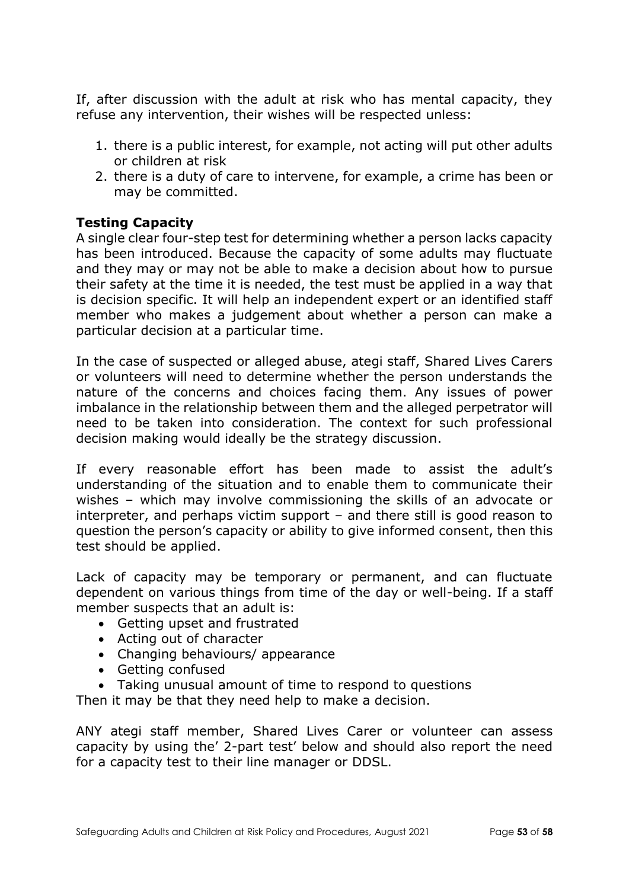If, after discussion with the adult at risk who has mental capacity, they refuse any intervention, their wishes will be respected unless:

1. there is a public interest, for example, not acting will put other adults or children at risk
2. there is a duty of care to intervene, for example, a crime has been or may be committed.

**Testing Capacity**

A single clear four-step test for determining whether a person lacks capacity has been introduced. Because the capacity of some adults may fluctuate and they may or may not be able to make a decision about how to pursue their safety at the time it is needed, the test must be applied in a way that is decision specific. It will help an independent expert or an identified staff member who makes a judgement about whether a person can make a particular decision at a particular time.

In the case of suspected or alleged abuse, ategi staff, Shared Lives Carers or volunteers will need to determine whether the person understands the nature of the concerns and choices facing them. Any issues of power imbalance in the relationship between them and the alleged perpetrator will need to be taken into consideration. The context for such professional decision making would ideally be the strategy discussion.

If every reasonable effort has been made to assist the adult's understanding of the situation and to enable them to communicate their wishes – which may involve commissioning the skills of an advocate or interpreter, and perhaps victim support – and there still is good reason to question the person's capacity or ability to give informed consent, then this test should be applied.

Lack of capacity may be temporary or permanent, and can fluctuate dependent on various things from time of the day or well-being. If a staff member suspects that an adult is:

- Getting upset and frustrated
- Acting out of character
- Changing behaviours/ appearance
- Getting confused
- Taking unusual amount of time to respond to questions

Then it may be that they need help to make a decision.

ANY ategi staff member, Shared Lives Carer or volunteer can assess capacity by using the' 2-part test' below and should also report the need for a capacity test to their line manager or DDSL.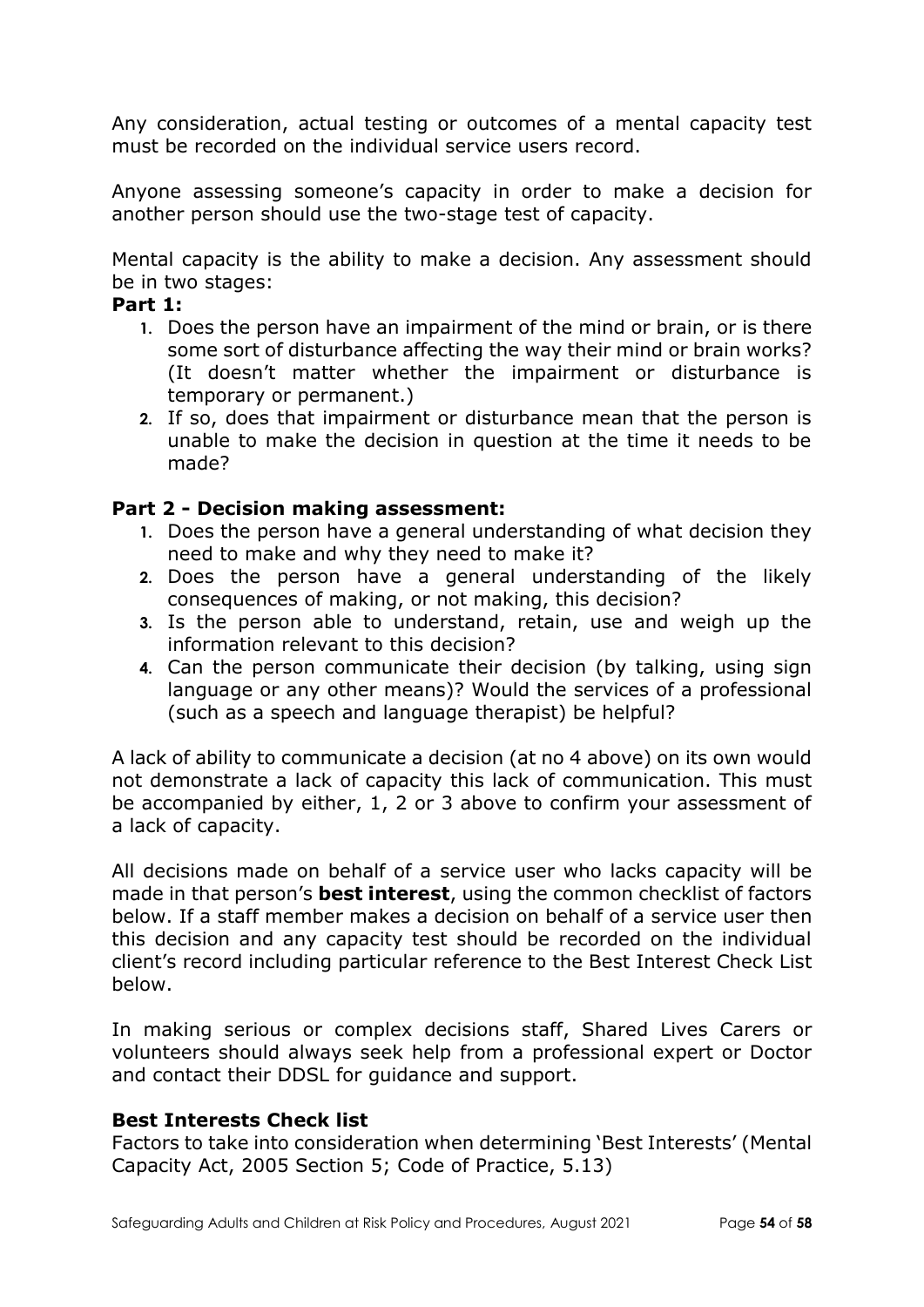Any consideration, actual testing or outcomes of a mental capacity test must be recorded on the individual service users record.

Anyone assessing someone's capacity in order to make a decision for another person should use the two-stage test of capacity.

Mental capacity is the ability to make a decision. Any assessment should be in two stages:

**Part 1:**

1. Does the person have an impairment of the mind or brain, or is there some sort of disturbance affecting the way their mind or brain works? (It doesn't matter whether the impairment or disturbance is temporary or permanent.)
2. If so, does that impairment or disturbance mean that the person is unable to make the decision in question at the time it needs to be made?

**Part 2 - Decision making assessment:**

1. Does the person have a general understanding of what decision they need to make and why they need to make it?
2. Does the person have a general understanding of the likely consequences of making, or not making, this decision?
3. Is the person able to understand, retain, use and weigh up the information relevant to this decision?
4. Can the person communicate their decision (by talking, using sign language or any other means)? Would the services of a professional (such as a speech and language therapist) be helpful?

A lack of ability to communicate a decision (at no 4 above) on its own would not demonstrate a lack of capacity this lack of communication. This must be accompanied by either, 1, 2 or 3 above to confirm your assessment of a lack of capacity.

All decisions made on behalf of a service user who lacks capacity will be made in that person's **best interest**, using the common checklist of factors below. If a staff member makes a decision on behalf of a service user then this decision and any capacity test should be recorded on the individual client's record including particular reference to the Best Interest Check List below.

In making serious or complex decisions staff, Shared Lives Carers or volunteers should always seek help from a professional expert or Doctor and contact their DDSL for guidance and support.

**Best Interests Check list**

Factors to take into consideration when determining 'Best Interests' (Mental Capacity Act, 2005 Section 5; Code of Practice, 5.13)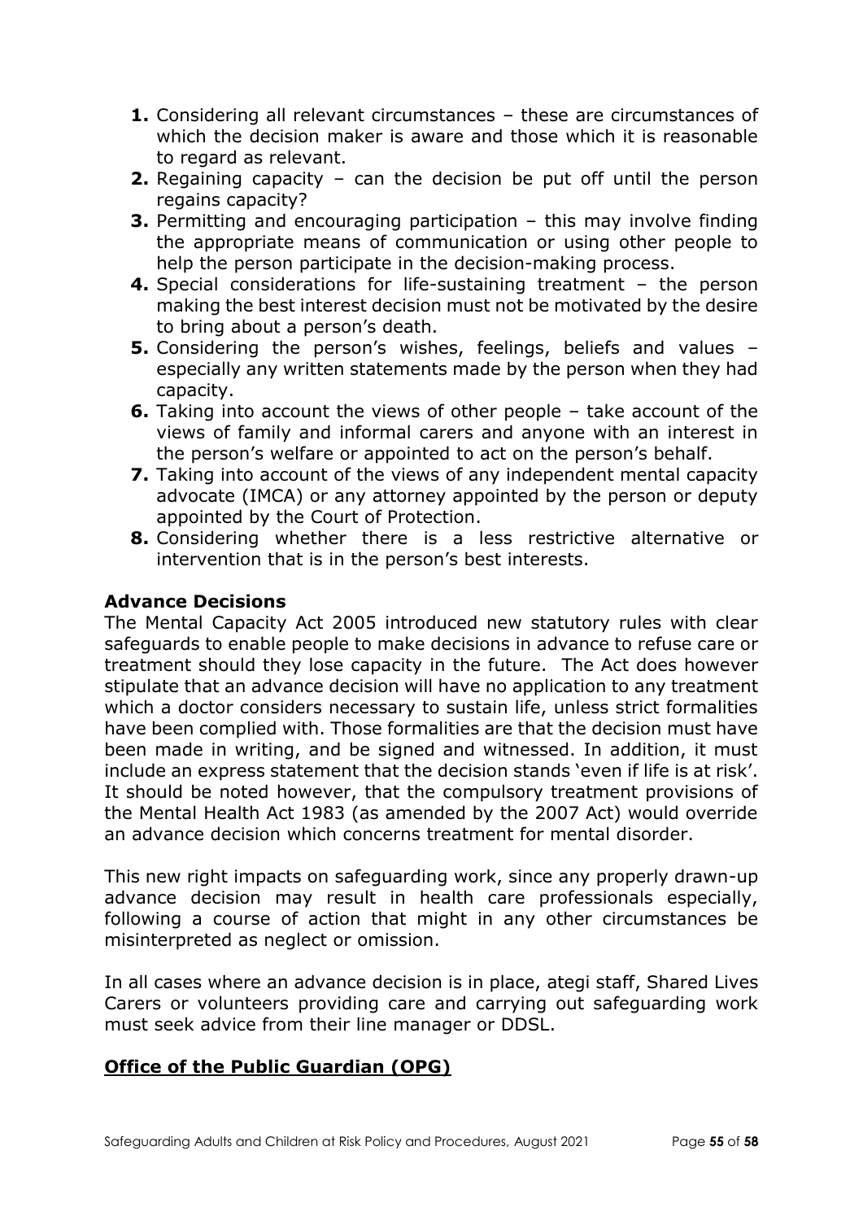1. Considering all relevant circumstances – these are circumstances of which the decision maker is aware and those which it is reasonable to regard as relevant.
2. Regaining capacity – can the decision be put off until the person regains capacity?
3. Permitting and encouraging participation – this may involve finding the appropriate means of communication or using other people to help the person participate in the decision-making process.
4. Special considerations for life-sustaining treatment – the person making the best interest decision must not be motivated by the desire to bring about a person's death.
5. Considering the person's wishes, feelings, beliefs and values – especially any written statements made by the person when they had capacity.
6. Taking into account the views of other people – take account of the views of family and informal carers and anyone with an interest in the person's welfare or appointed to act on the person's behalf.
7. Taking into account of the views of any independent mental capacity advocate (IMCA) or any attorney appointed by the person or deputy appointed by the Court of Protection.
8. Considering whether there is a less restrictive alternative or intervention that is in the person's best interests.

**Advance Decisions**

The Mental Capacity Act 2005 introduced new statutory rules with clear safeguards to enable people to make decisions in advance to refuse care or treatment should they lose capacity in the future. The Act does however stipulate that an advance decision will have no application to any treatment which a doctor considers necessary to sustain life, unless strict formalities have been complied with. Those formalities are that the decision must have been made in writing, and be signed and witnessed. In addition, it must include an express statement that the decision stands 'even if life is at risk'. It should be noted however, that the compulsory treatment provisions of the Mental Health Act 1983 (as amended by the 2007 Act) would override an advance decision which concerns treatment for mental disorder.

This new right impacts on safeguarding work, since any properly drawn-up advance decision may result in health care professionals especially, following a course of action that might in any other circumstances be misinterpreted as neglect or omission.

In all cases where an advance decision is in place, ategi staff, Shared Lives Carers or volunteers providing care and carrying out safeguarding work must seek advice from their line manager or DDSL.

**Office of the Public Guardian (OPG)**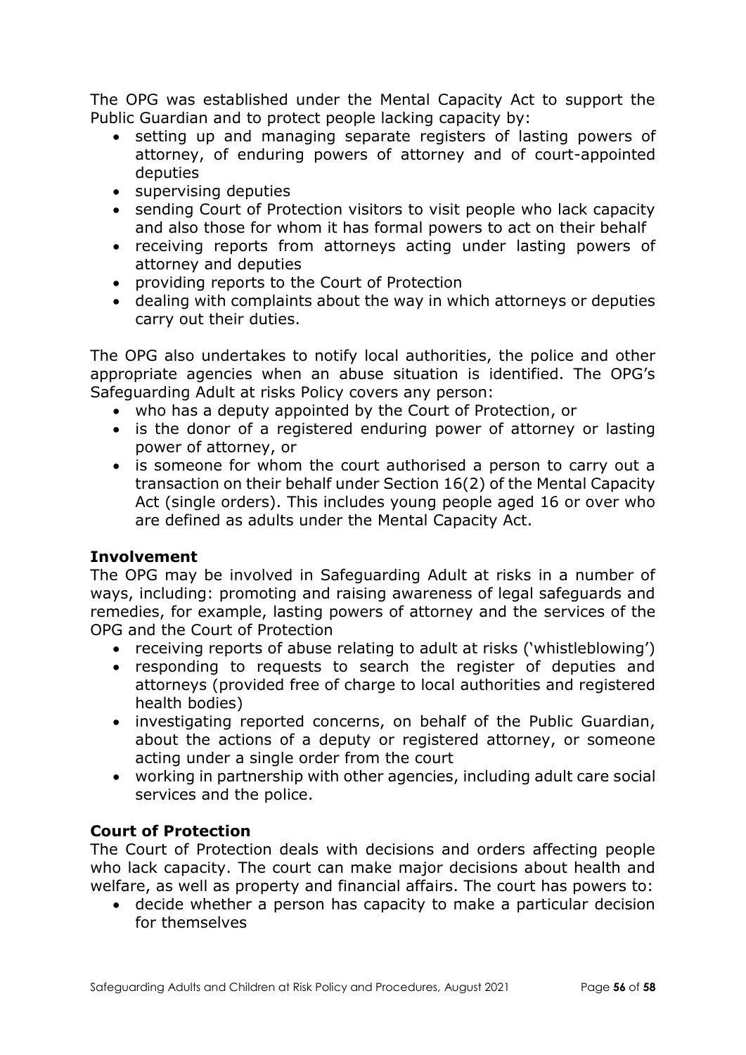The OPG was established under the Mental Capacity Act to support the Public Guardian and to protect people lacking capacity by:

- setting up and managing separate registers of lasting powers of attorney, of enduring powers of attorney and of court-appointed deputies
- supervising deputies
- sending Court of Protection visitors to visit people who lack capacity and also those for whom it has formal powers to act on their behalf
- receiving reports from attorneys acting under lasting powers of attorney and deputies
- providing reports to the Court of Protection
- dealing with complaints about the way in which attorneys or deputies carry out their duties.

The OPG also undertakes to notify local authorities, the police and other appropriate agencies when an abuse situation is identified. The OPG's Safeguarding Adult at risks Policy covers any person:

- who has a deputy appointed by the Court of Protection, or
- is the donor of a registered enduring power of attorney or lasting power of attorney, or
- is someone for whom the court authorised a person to carry out a transaction on their behalf under Section 16(2) of the Mental Capacity Act (single orders). This includes young people aged 16 or over who are defined as adults under the Mental Capacity Act.

**Involvement**

The OPG may be involved in Safeguarding Adult at risks in a number of ways, including: promoting and raising awareness of legal safeguards and remedies, for example, lasting powers of attorney and the services of the OPG and the Court of Protection

- receiving reports of abuse relating to adult at risks ('whistleblowing')
- responding to requests to search the register of deputies and attorneys (provided free of charge to local authorities and registered health bodies)
- investigating reported concerns, on behalf of the Public Guardian, about the actions of a deputy or registered attorney, or someone acting under a single order from the court
- working in partnership with other agencies, including adult care social services and the police.

**Court of Protection**

The Court of Protection deals with decisions and orders affecting people who lack capacity. The court can make major decisions about health and welfare, as well as property and financial affairs. The court has powers to:

- decide whether a person has capacity to make a particular decision for themselves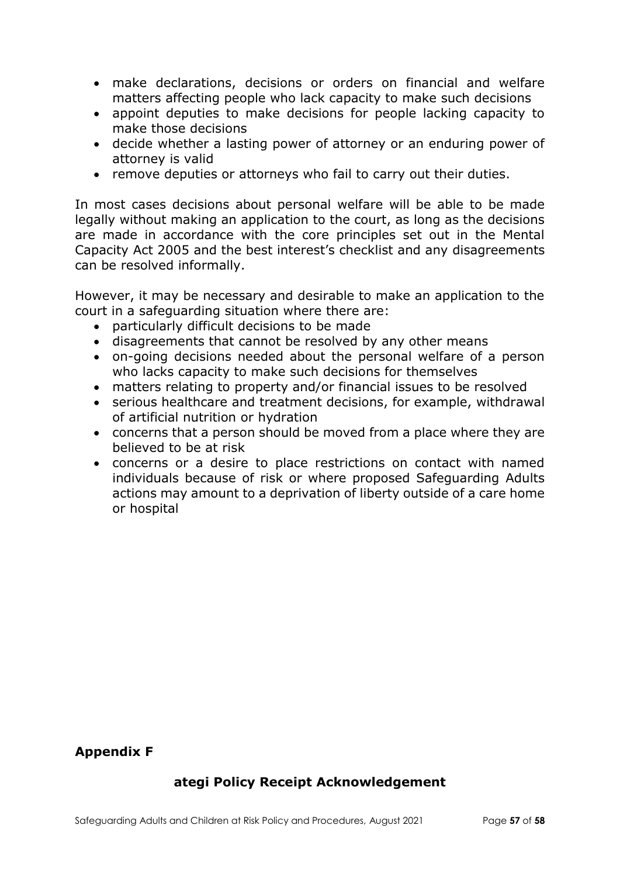- make declarations, decisions or orders on financial and welfare matters affecting people who lack capacity to make such decisions
- appoint deputies to make decisions for people lacking capacity to make those decisions
- decide whether a lasting power of attorney or an enduring power of attorney is valid
- remove deputies or attorneys who fail to carry out their duties.

In most cases decisions about personal welfare will be able to be made legally without making an application to the court, as long as the decisions are made in accordance with the core principles set out in the Mental Capacity Act 2005 and the best interest's checklist and any disagreements can be resolved informally.

However, it may be necessary and desirable to make an application to the court in a safeguarding situation where there are:

- particularly difficult decisions to be made
- disagreements that cannot be resolved by any other means
- on-going decisions needed about the personal welfare of a person who lacks capacity to make such decisions for themselves
- matters relating to property and/or financial issues to be resolved
- serious healthcare and treatment decisions, for example, withdrawal of artificial nutrition or hydration
- concerns that a person should be moved from a place where they are believed to be at risk
- concerns or a desire to place restrictions on contact with named individuals because of risk or where proposed Safeguarding Adults actions may amount to a deprivation of liberty outside of a care home or hospital

## Appendix F

### ategi Policy Receipt Acknowledgement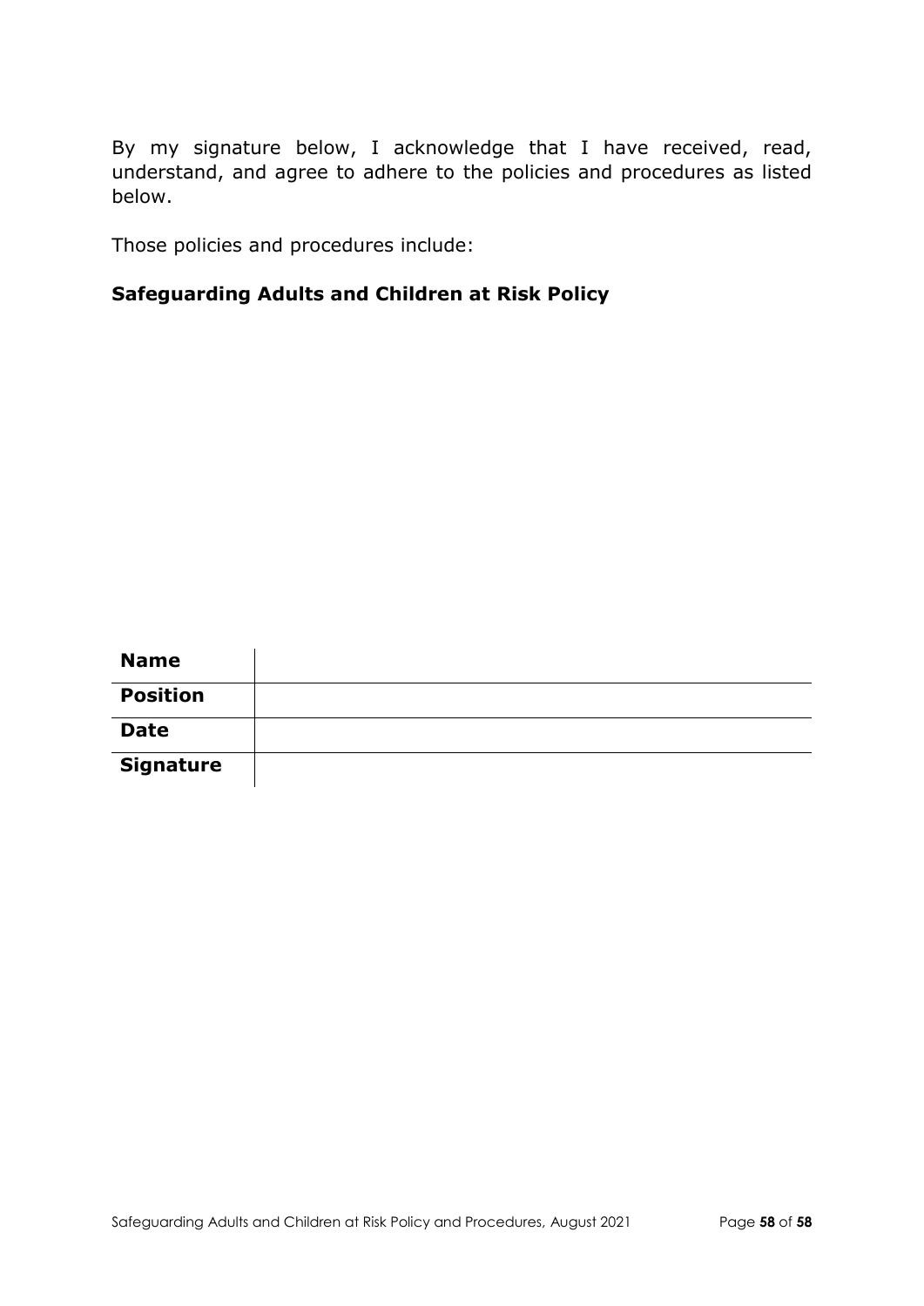By my signature below, I acknowledge that I have received, read, understand, and agree to adhere to the policies and procedures as listed below.

Those policies and procedures include:

**Safeguarding Adults and Children at Risk Policy**

| | |
|---|---|
| **Name** | |
| **Position** | |
| **Date** | |
| **Signature** | |